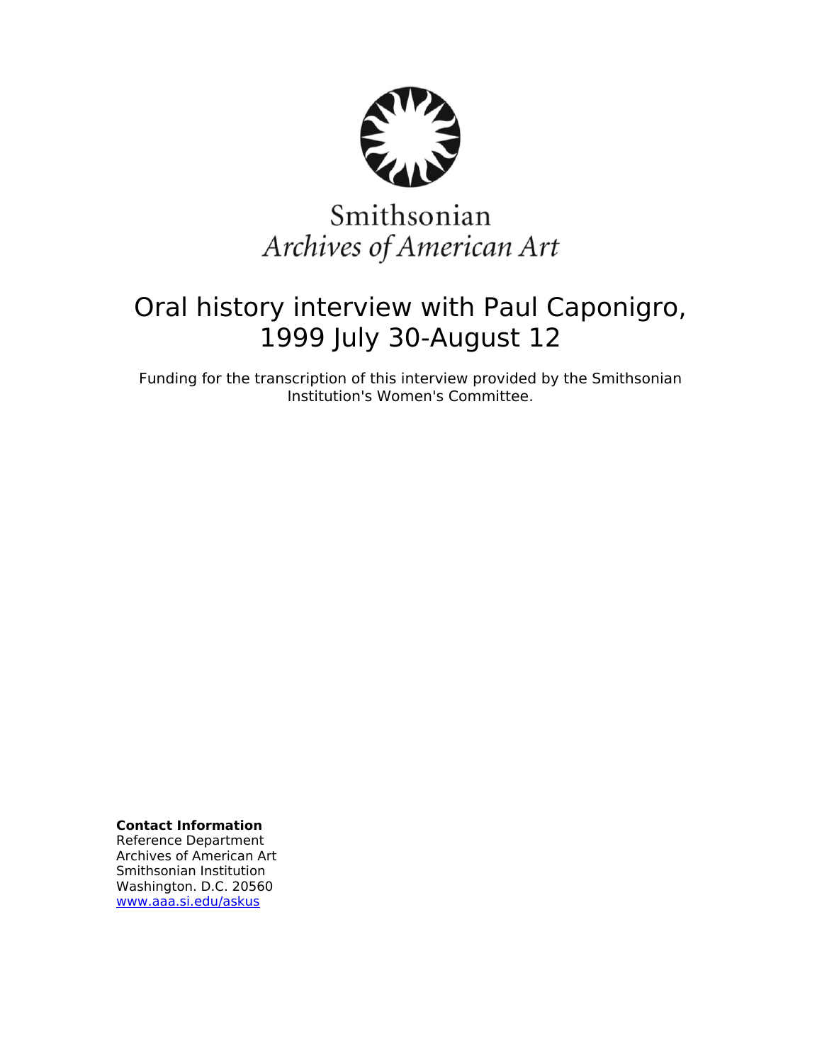Smithsonian
*Archives of American Art*

# Oral history interview with Paul Caponigro, 1999 July 30-August 12

Funding for the transcription of this interview provided by the Smithsonian Institution's Women's Committee.

**Contact Information**
Reference Department
Archives of American Art
Smithsonian Institution
Washington. D.C. 20560
www.aaa.si.edu/askus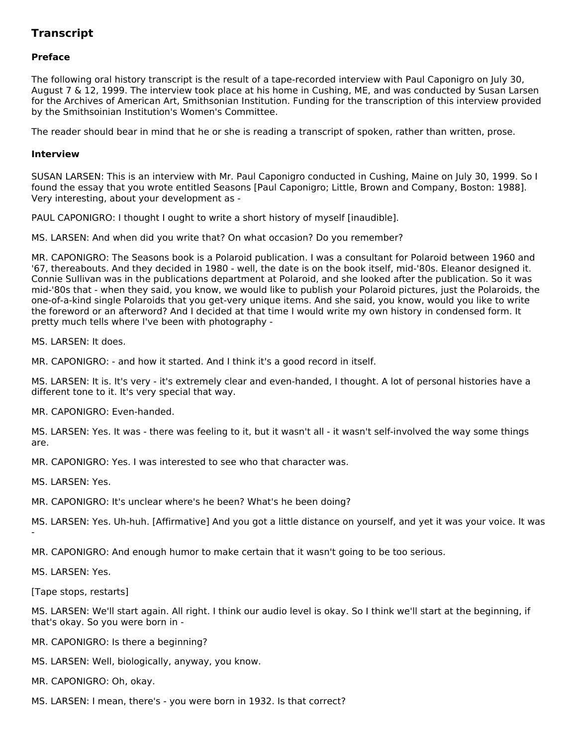## Transcript

### Preface

The following oral history transcript is the result of a tape-recorded interview with Paul Caponigro on July 30, August 7 & 12, 1999. The interview took place at his home in Cushing, ME, and was conducted by Susan Larsen for the Archives of American Art, Smithsonian Institution. Funding for the transcription of this interview provided by the Smithsoinian Institution's Women's Committee.

The reader should bear in mind that he or she is reading a transcript of spoken, rather than written, prose.

### Interview

SUSAN LARSEN: This is an interview with Mr. Paul Caponigro conducted in Cushing, Maine on July 30, 1999. So I found the essay that you wrote entitled Seasons [Paul Caponigro; Little, Brown and Company, Boston: 1988]. Very interesting, about your development as -

PAUL CAPONIGRO: I thought I ought to write a short history of myself [inaudible].

MS. LARSEN: And when did you write that? On what occasion? Do you remember?

MR. CAPONIGRO: The Seasons book is a Polaroid publication. I was a consultant for Polaroid between 1960 and '67, thereabouts. And they decided in 1980 - well, the date is on the book itself, mid-'80s. Eleanor designed it. Connie Sullivan was in the publications department at Polaroid, and she looked after the publication. So it was mid-'80s that - when they said, you know, we would like to publish your Polaroid pictures, just the Polaroids, the one-of-a-kind single Polaroids that you get-very unique items. And she said, you know, would you like to write the foreword or an afterword? And I decided at that time I would write my own history in condensed form. It pretty much tells where I've been with photography -

MS. LARSEN: It does.

MR. CAPONIGRO: - and how it started. And I think it's a good record in itself.

MS. LARSEN: It is. It's very - it's extremely clear and even-handed, I thought. A lot of personal histories have a different tone to it. It's very special that way.

MR. CAPONIGRO: Even-handed.

MS. LARSEN: Yes. It was - there was feeling to it, but it wasn't all - it wasn't self-involved the way some things are.

MR. CAPONIGRO: Yes. I was interested to see who that character was.

MS. LARSEN: Yes.

MR. CAPONIGRO: It's unclear where's he been? What's he been doing?

MS. LARSEN: Yes. Uh-huh. [Affirmative] And you got a little distance on yourself, and yet it was your voice. It was -

MR. CAPONIGRO: And enough humor to make certain that it wasn't going to be too serious.

MS. LARSEN: Yes.

[Tape stops, restarts]

MS. LARSEN: We'll start again. All right. I think our audio level is okay. So I think we'll start at the beginning, if that's okay. So you were born in -

MR. CAPONIGRO: Is there a beginning?

MS. LARSEN: Well, biologically, anyway, you know.

MR. CAPONIGRO: Oh, okay.

MS. LARSEN: I mean, there's - you were born in 1932. Is that correct?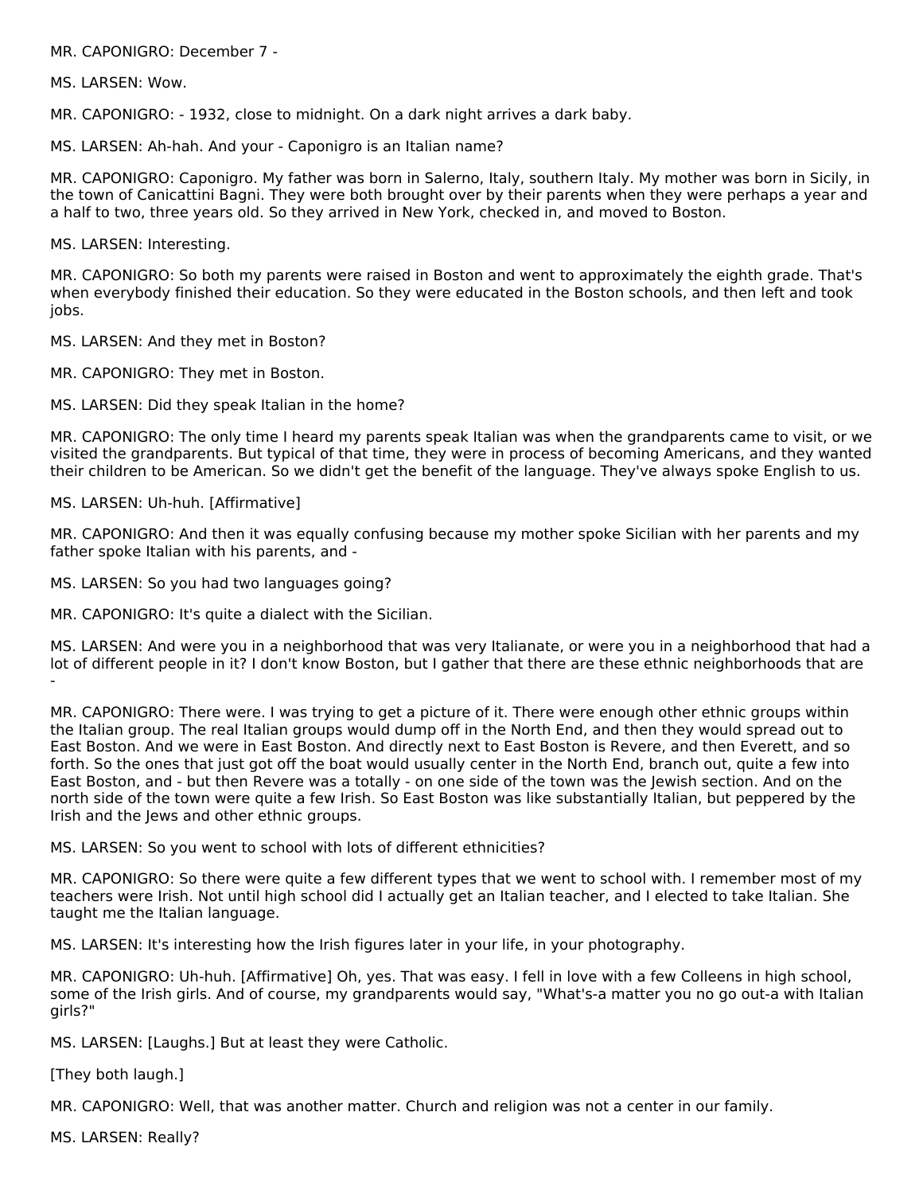MR. CAPONIGRO: December 7 -

MS. LARSEN: Wow.

MR. CAPONIGRO: - 1932, close to midnight. On a dark night arrives a dark baby.

MS. LARSEN: Ah-hah. And your - Caponigro is an Italian name?

MR. CAPONIGRO: Caponigro. My father was born in Salerno, Italy, southern Italy. My mother was born in Sicily, in the town of Canicattini Bagni. They were both brought over by their parents when they were perhaps a year and a half to two, three years old. So they arrived in New York, checked in, and moved to Boston.

MS. LARSEN: Interesting.

MR. CAPONIGRO: So both my parents were raised in Boston and went to approximately the eighth grade. That's when everybody finished their education. So they were educated in the Boston schools, and then left and took jobs.

MS. LARSEN: And they met in Boston?

MR. CAPONIGRO: They met in Boston.

MS. LARSEN: Did they speak Italian in the home?

MR. CAPONIGRO: The only time I heard my parents speak Italian was when the grandparents came to visit, or we visited the grandparents. But typical of that time, they were in process of becoming Americans, and they wanted their children to be American. So we didn't get the benefit of the language. They've always spoke English to us.

MS. LARSEN: Uh-huh. [Affirmative]

MR. CAPONIGRO: And then it was equally confusing because my mother spoke Sicilian with her parents and my father spoke Italian with his parents, and -

MS. LARSEN: So you had two languages going?

MR. CAPONIGRO: It's quite a dialect with the Sicilian.

MS. LARSEN: And were you in a neighborhood that was very Italianate, or were you in a neighborhood that had a lot of different people in it? I don't know Boston, but I gather that there are these ethnic neighborhoods that are -

MR. CAPONIGRO: There were. I was trying to get a picture of it. There were enough other ethnic groups within the Italian group. The real Italian groups would dump off in the North End, and then they would spread out to East Boston. And we were in East Boston. And directly next to East Boston is Revere, and then Everett, and so forth. So the ones that just got off the boat would usually center in the North End, branch out, quite a few into East Boston, and - but then Revere was a totally - on one side of the town was the Jewish section. And on the north side of the town were quite a few Irish. So East Boston was like substantially Italian, but peppered by the Irish and the Jews and other ethnic groups.

MS. LARSEN: So you went to school with lots of different ethnicities?

MR. CAPONIGRO: So there were quite a few different types that we went to school with. I remember most of my teachers were Irish. Not until high school did I actually get an Italian teacher, and I elected to take Italian. She taught me the Italian language.

MS. LARSEN: It's interesting how the Irish figures later in your life, in your photography.

MR. CAPONIGRO: Uh-huh. [Affirmative] Oh, yes. That was easy. I fell in love with a few Colleens in high school, some of the Irish girls. And of course, my grandparents would say, "What's-a matter you no go out-a with Italian girls?"

MS. LARSEN: [Laughs.] But at least they were Catholic.

[They both laugh.]

MR. CAPONIGRO: Well, that was another matter. Church and religion was not a center in our family.

MS. LARSEN: Really?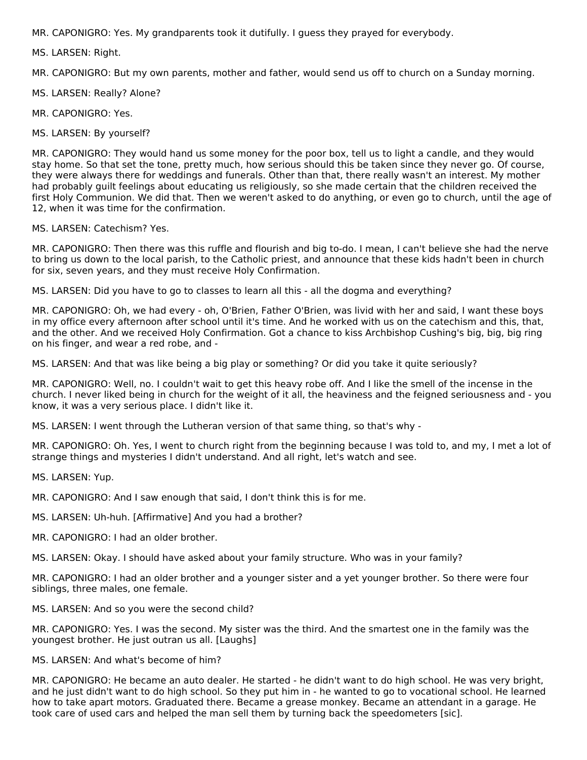MR. CAPONIGRO: Yes. My grandparents took it dutifully. I guess they prayed for everybody.

MS. LARSEN: Right.

MR. CAPONIGRO: But my own parents, mother and father, would send us off to church on a Sunday morning.

MS. LARSEN: Really? Alone?

MR. CAPONIGRO: Yes.

MS. LARSEN: By yourself?

MR. CAPONIGRO: They would hand us some money for the poor box, tell us to light a candle, and they would stay home. So that set the tone, pretty much, how serious should this be taken since they never go. Of course, they were always there for weddings and funerals. Other than that, there really wasn't an interest. My mother had probably guilt feelings about educating us religiously, so she made certain that the children received the first Holy Communion. We did that. Then we weren't asked to do anything, or even go to church, until the age of 12, when it was time for the confirmation.

MS. LARSEN: Catechism? Yes.

MR. CAPONIGRO: Then there was this ruffle and flourish and big to-do. I mean, I can't believe she had the nerve to bring us down to the local parish, to the Catholic priest, and announce that these kids hadn't been in church for six, seven years, and they must receive Holy Confirmation.

MS. LARSEN: Did you have to go to classes to learn all this - all the dogma and everything?

MR. CAPONIGRO: Oh, we had every - oh, O'Brien, Father O'Brien, was livid with her and said, I want these boys in my office every afternoon after school until it's time. And he worked with us on the catechism and this, that, and the other. And we received Holy Confirmation. Got a chance to kiss Archbishop Cushing's big, big, big ring on his finger, and wear a red robe, and -

MS. LARSEN: And that was like being a big play or something? Or did you take it quite seriously?

MR. CAPONIGRO: Well, no. I couldn't wait to get this heavy robe off. And I like the smell of the incense in the church. I never liked being in church for the weight of it all, the heaviness and the feigned seriousness and - you know, it was a very serious place. I didn't like it.

MS. LARSEN: I went through the Lutheran version of that same thing, so that's why -

MR. CAPONIGRO: Oh. Yes, I went to church right from the beginning because I was told to, and my, I met a lot of strange things and mysteries I didn't understand. And all right, let's watch and see.

MS. LARSEN: Yup.

MR. CAPONIGRO: And I saw enough that said, I don't think this is for me.

MS. LARSEN: Uh-huh. [Affirmative] And you had a brother?

MR. CAPONIGRO: I had an older brother.

MS. LARSEN: Okay. I should have asked about your family structure. Who was in your family?

MR. CAPONIGRO: I had an older brother and a younger sister and a yet younger brother. So there were four siblings, three males, one female.

MS. LARSEN: And so you were the second child?

MR. CAPONIGRO: Yes. I was the second. My sister was the third. And the smartest one in the family was the youngest brother. He just outran us all. [Laughs]

MS. LARSEN: And what's become of him?

MR. CAPONIGRO: He became an auto dealer. He started - he didn't want to do high school. He was very bright, and he just didn't want to do high school. So they put him in - he wanted to go to vocational school. He learned how to take apart motors. Graduated there. Became a grease monkey. Became an attendant in a garage. He took care of used cars and helped the man sell them by turning back the speedometers [sic].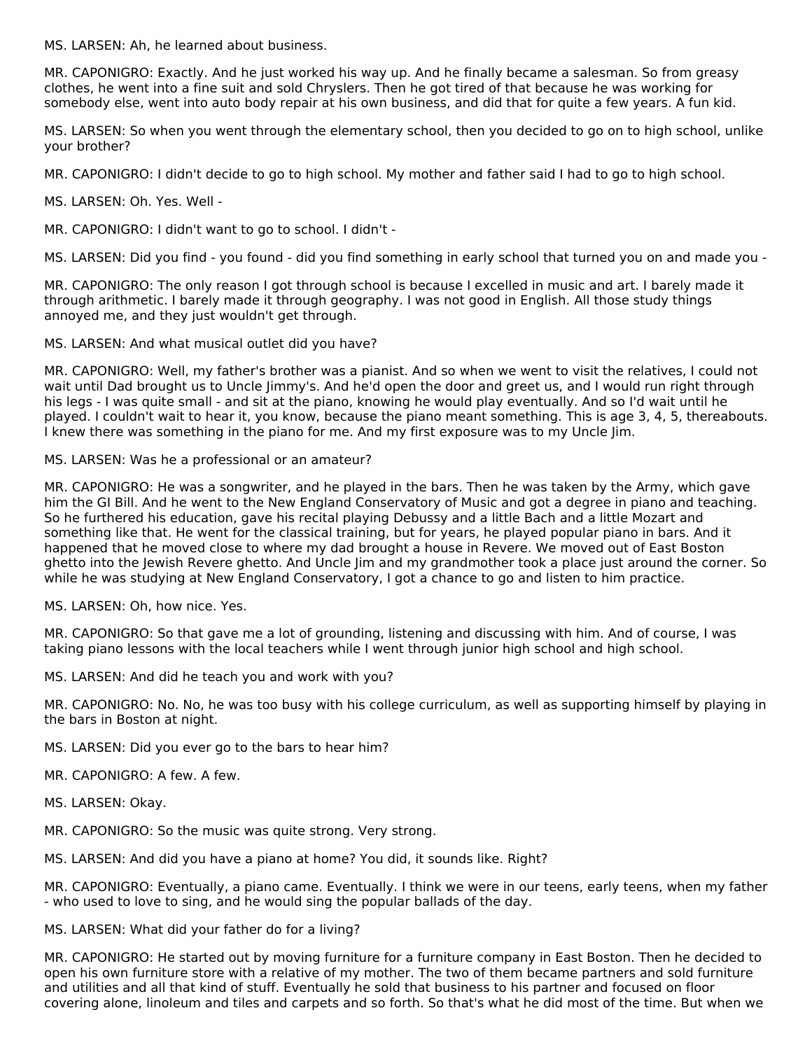MS. LARSEN: Ah, he learned about business.

MR. CAPONIGRO: Exactly. And he just worked his way up. And he finally became a salesman. So from greasy clothes, he went into a fine suit and sold Chryslers. Then he got tired of that because he was working for somebody else, went into auto body repair at his own business, and did that for quite a few years. A fun kid.

MS. LARSEN: So when you went through the elementary school, then you decided to go on to high school, unlike your brother?

MR. CAPONIGRO: I didn't decide to go to high school. My mother and father said I had to go to high school.

MS. LARSEN: Oh. Yes. Well -

MR. CAPONIGRO: I didn't want to go to school. I didn't -

MS. LARSEN: Did you find - you found - did you find something in early school that turned you on and made you -

MR. CAPONIGRO: The only reason I got through school is because I excelled in music and art. I barely made it through arithmetic. I barely made it through geography. I was not good in English. All those study things annoyed me, and they just wouldn't get through.

MS. LARSEN: And what musical outlet did you have?

MR. CAPONIGRO: Well, my father's brother was a pianist. And so when we went to visit the relatives, I could not wait until Dad brought us to Uncle Jimmy's. And he'd open the door and greet us, and I would run right through his legs - I was quite small - and sit at the piano, knowing he would play eventually. And so I'd wait until he played. I couldn't wait to hear it, you know, because the piano meant something. This is age 3, 4, 5, thereabouts. I knew there was something in the piano for me. And my first exposure was to my Uncle Jim.

MS. LARSEN: Was he a professional or an amateur?

MR. CAPONIGRO: He was a songwriter, and he played in the bars. Then he was taken by the Army, which gave him the GI Bill. And he went to the New England Conservatory of Music and got a degree in piano and teaching. So he furthered his education, gave his recital playing Debussy and a little Bach and a little Mozart and something like that. He went for the classical training, but for years, he played popular piano in bars. And it happened that he moved close to where my dad brought a house in Revere. We moved out of East Boston ghetto into the Jewish Revere ghetto. And Uncle Jim and my grandmother took a place just around the corner. So while he was studying at New England Conservatory, I got a chance to go and listen to him practice.

MS. LARSEN: Oh, how nice. Yes.

MR. CAPONIGRO: So that gave me a lot of grounding, listening and discussing with him. And of course, I was taking piano lessons with the local teachers while I went through junior high school and high school.

MS. LARSEN: And did he teach you and work with you?

MR. CAPONIGRO: No. No, he was too busy with his college curriculum, as well as supporting himself by playing in the bars in Boston at night.

MS. LARSEN: Did you ever go to the bars to hear him?

MR. CAPONIGRO: A few. A few.

MS. LARSEN: Okay.

MR. CAPONIGRO: So the music was quite strong. Very strong.

MS. LARSEN: And did you have a piano at home? You did, it sounds like. Right?

MR. CAPONIGRO: Eventually, a piano came. Eventually. I think we were in our teens, early teens, when my father - who used to love to sing, and he would sing the popular ballads of the day.

MS. LARSEN: What did your father do for a living?

MR. CAPONIGRO: He started out by moving furniture for a furniture company in East Boston. Then he decided to open his own furniture store with a relative of my mother. The two of them became partners and sold furniture and utilities and all that kind of stuff. Eventually he sold that business to his partner and focused on floor covering alone, linoleum and tiles and carpets and so forth. So that's what he did most of the time. But when we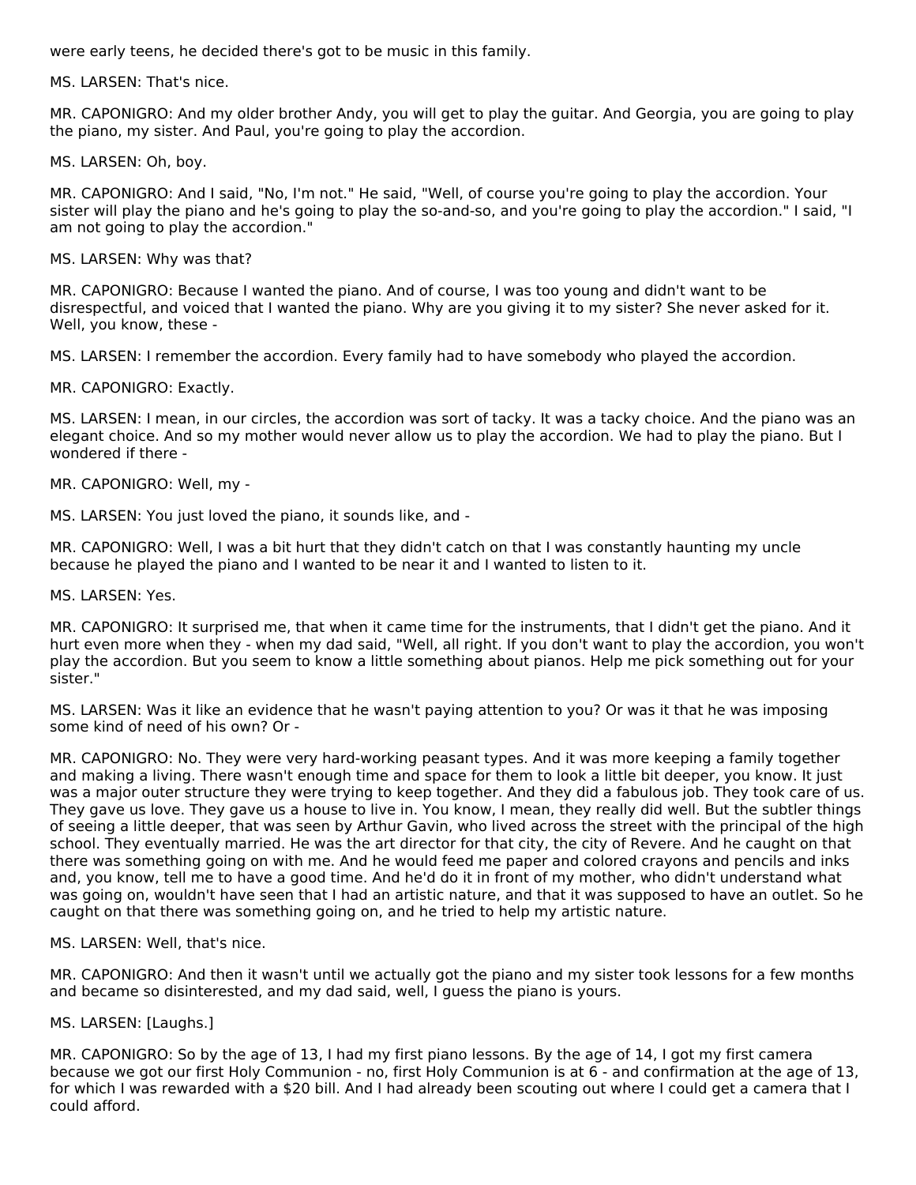were early teens, he decided there's got to be music in this family.

MS. LARSEN: That's nice.

MR. CAPONIGRO: And my older brother Andy, you will get to play the guitar. And Georgia, you are going to play the piano, my sister. And Paul, you're going to play the accordion.

MS. LARSEN: Oh, boy.

MR. CAPONIGRO: And I said, "No, I'm not." He said, "Well, of course you're going to play the accordion. Your sister will play the piano and he's going to play the so-and-so, and you're going to play the accordion." I said, "I am not going to play the accordion."

MS. LARSEN: Why was that?

MR. CAPONIGRO: Because I wanted the piano. And of course, I was too young and didn't want to be disrespectful, and voiced that I wanted the piano. Why are you giving it to my sister? She never asked for it. Well, you know, these -

MS. LARSEN: I remember the accordion. Every family had to have somebody who played the accordion.

MR. CAPONIGRO: Exactly.

MS. LARSEN: I mean, in our circles, the accordion was sort of tacky. It was a tacky choice. And the piano was an elegant choice. And so my mother would never allow us to play the accordion. We had to play the piano. But I wondered if there -

MR. CAPONIGRO: Well, my -

MS. LARSEN: You just loved the piano, it sounds like, and -

MR. CAPONIGRO: Well, I was a bit hurt that they didn't catch on that I was constantly haunting my uncle because he played the piano and I wanted to be near it and I wanted to listen to it.

MS. LARSEN: Yes.

MR. CAPONIGRO: It surprised me, that when it came time for the instruments, that I didn't get the piano. And it hurt even more when they - when my dad said, "Well, all right. If you don't want to play the accordion, you won't play the accordion. But you seem to know a little something about pianos. Help me pick something out for your sister."

MS. LARSEN: Was it like an evidence that he wasn't paying attention to you? Or was it that he was imposing some kind of need of his own? Or -

MR. CAPONIGRO: No. They were very hard-working peasant types. And it was more keeping a family together and making a living. There wasn't enough time and space for them to look a little bit deeper, you know. It just was a major outer structure they were trying to keep together. And they did a fabulous job. They took care of us. They gave us love. They gave us a house to live in. You know, I mean, they really did well. But the subtler things of seeing a little deeper, that was seen by Arthur Gavin, who lived across the street with the principal of the high school. They eventually married. He was the art director for that city, the city of Revere. And he caught on that there was something going on with me. And he would feed me paper and colored crayons and pencils and inks and, you know, tell me to have a good time. And he'd do it in front of my mother, who didn't understand what was going on, wouldn't have seen that I had an artistic nature, and that it was supposed to have an outlet. So he caught on that there was something going on, and he tried to help my artistic nature.

MS. LARSEN: Well, that's nice.

MR. CAPONIGRO: And then it wasn't until we actually got the piano and my sister took lessons for a few months and became so disinterested, and my dad said, well, I guess the piano is yours.

MS. LARSEN: [Laughs.]

MR. CAPONIGRO: So by the age of 13, I had my first piano lessons. By the age of 14, I got my first camera because we got our first Holy Communion - no, first Holy Communion is at 6 - and confirmation at the age of 13, for which I was rewarded with a $20 bill. And I had already been scouting out where I could get a camera that I could afford.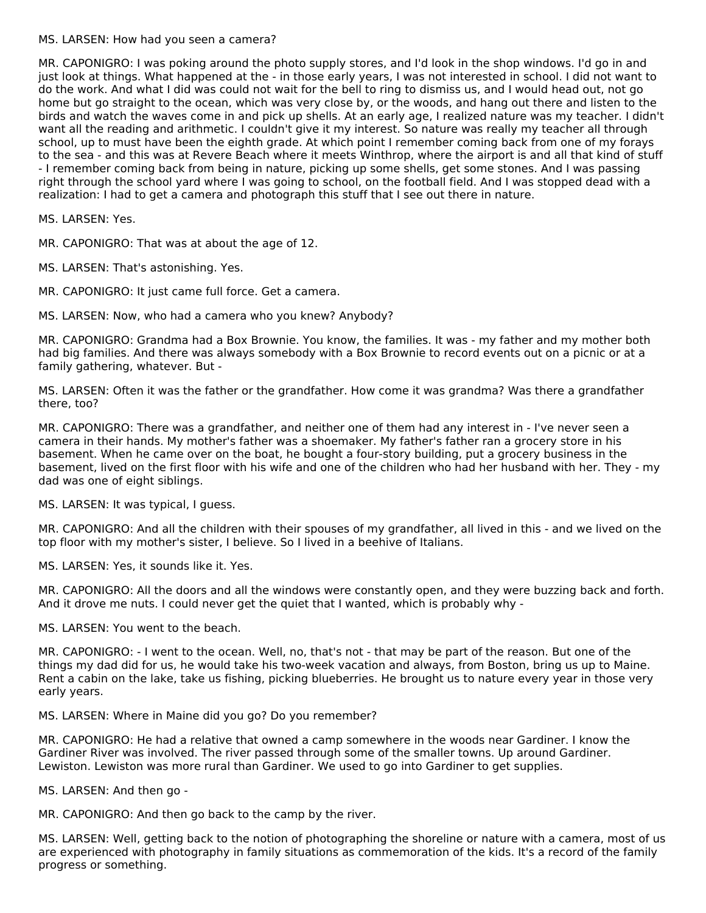MS. LARSEN: How had you seen a camera?

MR. CAPONIGRO: I was poking around the photo supply stores, and I'd look in the shop windows. I'd go in and just look at things. What happened at the - in those early years, I was not interested in school. I did not want to do the work. And what I did was could not wait for the bell to ring to dismiss us, and I would head out, not go home but go straight to the ocean, which was very close by, or the woods, and hang out there and listen to the birds and watch the waves come in and pick up shells. At an early age, I realized nature was my teacher. I didn't want all the reading and arithmetic. I couldn't give it my interest. So nature was really my teacher all through school, up to must have been the eighth grade. At which point I remember coming back from one of my forays to the sea - and this was at Revere Beach where it meets Winthrop, where the airport is and all that kind of stuff - I remember coming back from being in nature, picking up some shells, get some stones. And I was passing right through the school yard where I was going to school, on the football field. And I was stopped dead with a realization: I had to get a camera and photograph this stuff that I see out there in nature.

MS. LARSEN: Yes.

MR. CAPONIGRO: That was at about the age of 12.

MS. LARSEN: That's astonishing. Yes.

MR. CAPONIGRO: It just came full force. Get a camera.

MS. LARSEN: Now, who had a camera who you knew? Anybody?

MR. CAPONIGRO: Grandma had a Box Brownie. You know, the families. It was - my father and my mother both had big families. And there was always somebody with a Box Brownie to record events out on a picnic or at a family gathering, whatever. But -

MS. LARSEN: Often it was the father or the grandfather. How come it was grandma? Was there a grandfather there, too?

MR. CAPONIGRO: There was a grandfather, and neither one of them had any interest in - I've never seen a camera in their hands. My mother's father was a shoemaker. My father's father ran a grocery store in his basement. When he came over on the boat, he bought a four-story building, put a grocery business in the basement, lived on the first floor with his wife and one of the children who had her husband with her. They - my dad was one of eight siblings.

MS. LARSEN: It was typical, I guess.

MR. CAPONIGRO: And all the children with their spouses of my grandfather, all lived in this - and we lived on the top floor with my mother's sister, I believe. So I lived in a beehive of Italians.

MS. LARSEN: Yes, it sounds like it. Yes.

MR. CAPONIGRO: All the doors and all the windows were constantly open, and they were buzzing back and forth. And it drove me nuts. I could never get the quiet that I wanted, which is probably why -

MS. LARSEN: You went to the beach.

MR. CAPONIGRO: - I went to the ocean. Well, no, that's not - that may be part of the reason. But one of the things my dad did for us, he would take his two-week vacation and always, from Boston, bring us up to Maine. Rent a cabin on the lake, take us fishing, picking blueberries. He brought us to nature every year in those very early years.

MS. LARSEN: Where in Maine did you go? Do you remember?

MR. CAPONIGRO: He had a relative that owned a camp somewhere in the woods near Gardiner. I know the Gardiner River was involved. The river passed through some of the smaller towns. Up around Gardiner. Lewiston. Lewiston was more rural than Gardiner. We used to go into Gardiner to get supplies.

MS. LARSEN: And then go -

MR. CAPONIGRO: And then go back to the camp by the river.

MS. LARSEN: Well, getting back to the notion of photographing the shoreline or nature with a camera, most of us are experienced with photography in family situations as commemoration of the kids. It's a record of the family progress or something.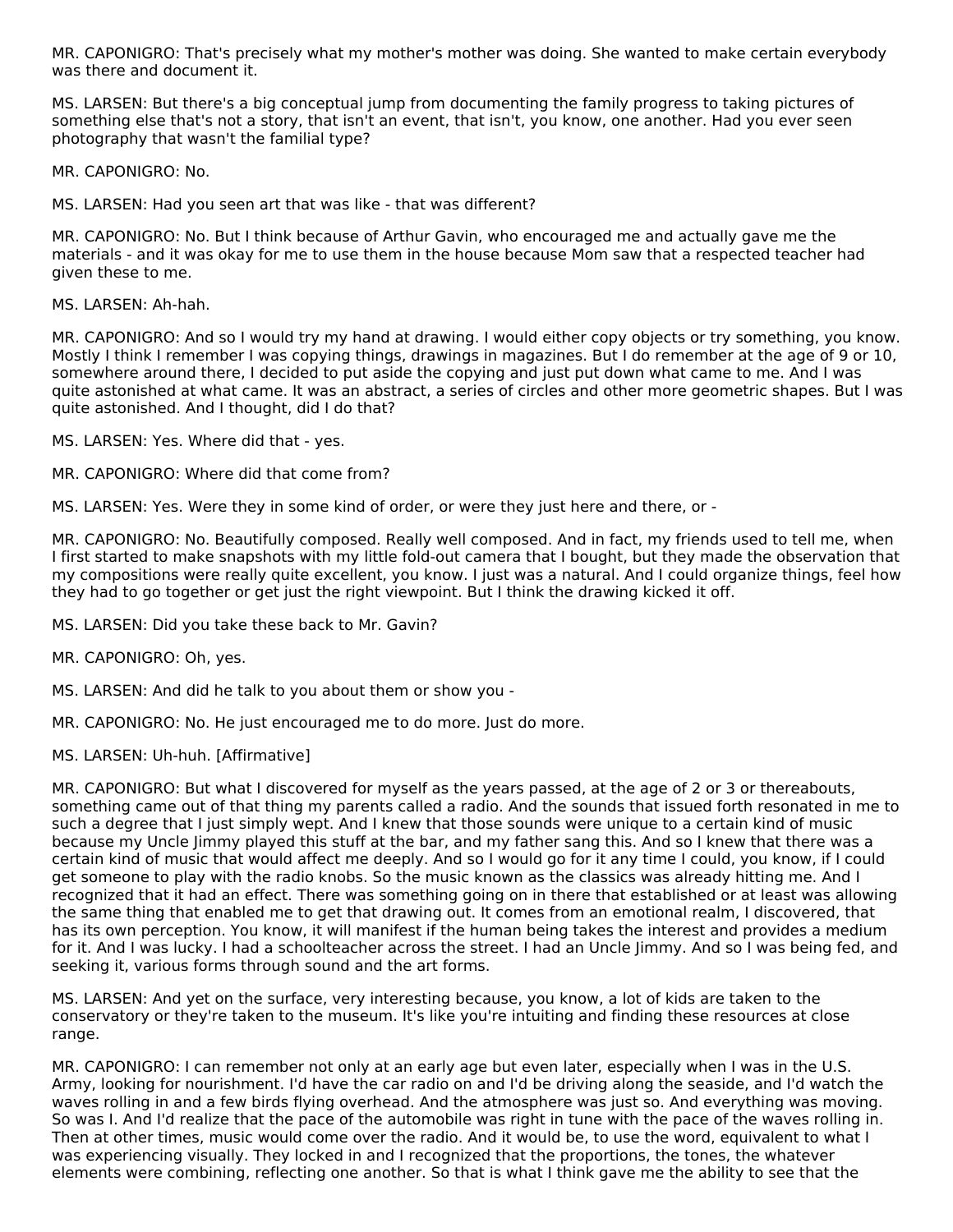MR. CAPONIGRO: That's precisely what my mother's mother was doing. She wanted to make certain everybody was there and document it.

MS. LARSEN: But there's a big conceptual jump from documenting the family progress to taking pictures of something else that's not a story, that isn't an event, that isn't, you know, one another. Had you ever seen photography that wasn't the familial type?

MR. CAPONIGRO: No.

MS. LARSEN: Had you seen art that was like - that was different?

MR. CAPONIGRO: No. But I think because of Arthur Gavin, who encouraged me and actually gave me the materials - and it was okay for me to use them in the house because Mom saw that a respected teacher had given these to me.

MS. LARSEN: Ah-hah.

MR. CAPONIGRO: And so I would try my hand at drawing. I would either copy objects or try something, you know. Mostly I think I remember I was copying things, drawings in magazines. But I do remember at the age of 9 or 10, somewhere around there, I decided to put aside the copying and just put down what came to me. And I was quite astonished at what came. It was an abstract, a series of circles and other more geometric shapes. But I was quite astonished. And I thought, did I do that?

MS. LARSEN: Yes. Where did that - yes.

MR. CAPONIGRO: Where did that come from?

MS. LARSEN: Yes. Were they in some kind of order, or were they just here and there, or -

MR. CAPONIGRO: No. Beautifully composed. Really well composed. And in fact, my friends used to tell me, when I first started to make snapshots with my little fold-out camera that I bought, but they made the observation that my compositions were really quite excellent, you know. I just was a natural. And I could organize things, feel how they had to go together or get just the right viewpoint. But I think the drawing kicked it off.

MS. LARSEN: Did you take these back to Mr. Gavin?

MR. CAPONIGRO: Oh, yes.

MS. LARSEN: And did he talk to you about them or show you -

MR. CAPONIGRO: No. He just encouraged me to do more. Just do more.

MS. LARSEN: Uh-huh. [Affirmative]

MR. CAPONIGRO: But what I discovered for myself as the years passed, at the age of 2 or 3 or thereabouts, something came out of that thing my parents called a radio. And the sounds that issued forth resonated in me to such a degree that I just simply wept. And I knew that those sounds were unique to a certain kind of music because my Uncle Jimmy played this stuff at the bar, and my father sang this. And so I knew that there was a certain kind of music that would affect me deeply. And so I would go for it any time I could, you know, if I could get someone to play with the radio knobs. So the music known as the classics was already hitting me. And I recognized that it had an effect. There was something going on in there that established or at least was allowing the same thing that enabled me to get that drawing out. It comes from an emotional realm, I discovered, that has its own perception. You know, it will manifest if the human being takes the interest and provides a medium for it. And I was lucky. I had a schoolteacher across the street. I had an Uncle Jimmy. And so I was being fed, and seeking it, various forms through sound and the art forms.

MS. LARSEN: And yet on the surface, very interesting because, you know, a lot of kids are taken to the conservatory or they're taken to the museum. It's like you're intuiting and finding these resources at close range.

MR. CAPONIGRO: I can remember not only at an early age but even later, especially when I was in the U.S. Army, looking for nourishment. I'd have the car radio on and I'd be driving along the seaside, and I'd watch the waves rolling in and a few birds flying overhead. And the atmosphere was just so. And everything was moving. So was I. And I'd realize that the pace of the automobile was right in tune with the pace of the waves rolling in. Then at other times, music would come over the radio. And it would be, to use the word, equivalent to what I was experiencing visually. They locked in and I recognized that the proportions, the tones, the whatever elements were combining, reflecting one another. So that is what I think gave me the ability to see that the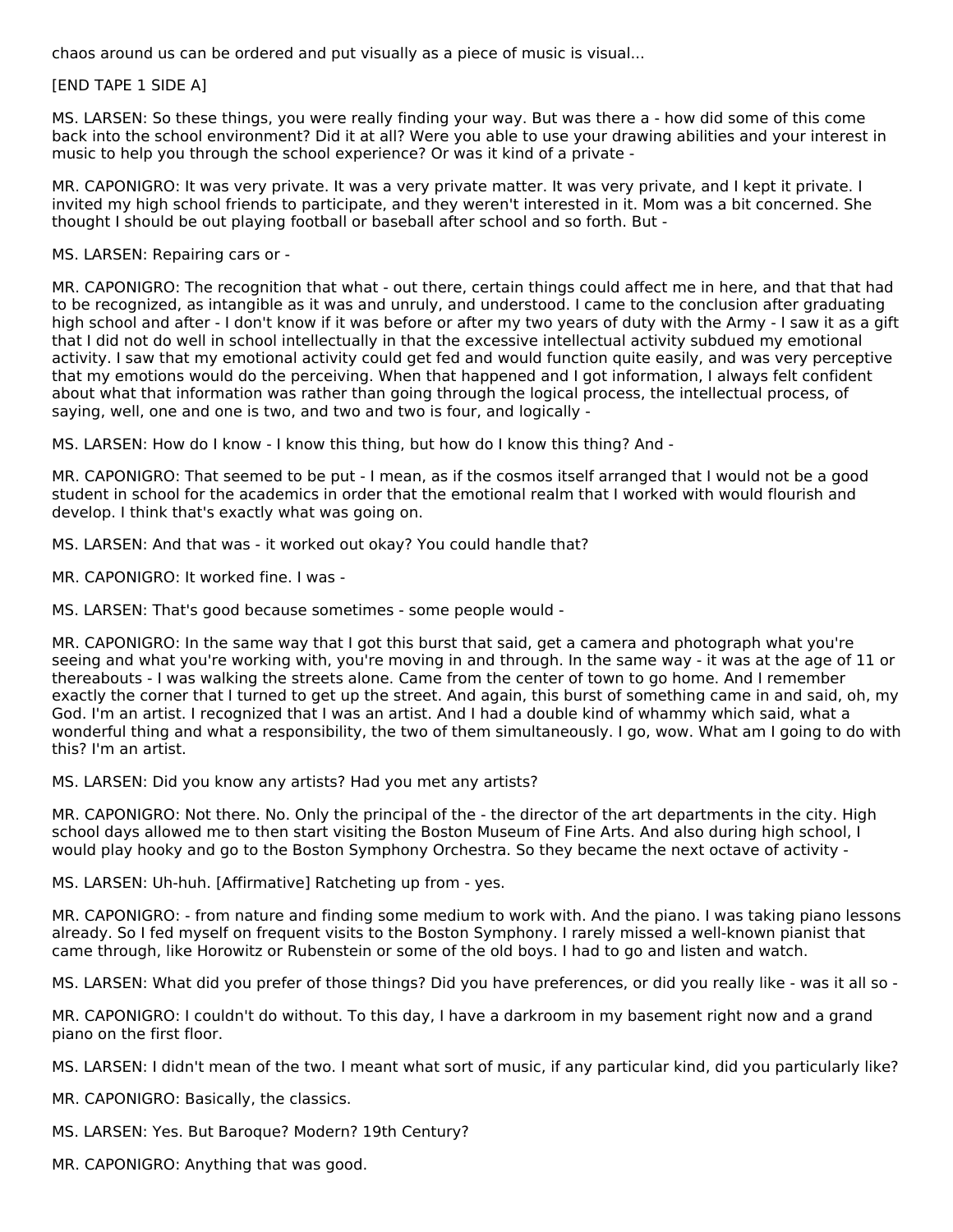chaos around us can be ordered and put visually as a piece of music is visual...

[END TAPE 1 SIDE A]

MS. LARSEN: So these things, you were really finding your way. But was there a - how did some of this come back into the school environment? Did it at all? Were you able to use your drawing abilities and your interest in music to help you through the school experience? Or was it kind of a private -

MR. CAPONIGRO: It was very private. It was a very private matter. It was very private, and I kept it private. I invited my high school friends to participate, and they weren't interested in it. Mom was a bit concerned. She thought I should be out playing football or baseball after school and so forth. But -

MS. LARSEN: Repairing cars or -

MR. CAPONIGRO: The recognition that what - out there, certain things could affect me in here, and that that had to be recognized, as intangible as it was and unruly, and understood. I came to the conclusion after graduating high school and after - I don't know if it was before or after my two years of duty with the Army - I saw it as a gift that I did not do well in school intellectually in that the excessive intellectual activity subdued my emotional activity. I saw that my emotional activity could get fed and would function quite easily, and was very perceptive that my emotions would do the perceiving. When that happened and I got information, I always felt confident about what that information was rather than going through the logical process, the intellectual process, of saying, well, one and one is two, and two and two is four, and logically -

MS. LARSEN: How do I know - I know this thing, but how do I know this thing? And -

MR. CAPONIGRO: That seemed to be put - I mean, as if the cosmos itself arranged that I would not be a good student in school for the academics in order that the emotional realm that I worked with would flourish and develop. I think that's exactly what was going on.

MS. LARSEN: And that was - it worked out okay? You could handle that?

MR. CAPONIGRO: It worked fine. I was -

MS. LARSEN: That's good because sometimes - some people would -

MR. CAPONIGRO: In the same way that I got this burst that said, get a camera and photograph what you're seeing and what you're working with, you're moving in and through. In the same way - it was at the age of 11 or thereabouts - I was walking the streets alone. Came from the center of town to go home. And I remember exactly the corner that I turned to get up the street. And again, this burst of something came in and said, oh, my God. I'm an artist. I recognized that I was an artist. And I had a double kind of whammy which said, what a wonderful thing and what a responsibility, the two of them simultaneously. I go, wow. What am I going to do with this? I'm an artist.

MS. LARSEN: Did you know any artists? Had you met any artists?

MR. CAPONIGRO: Not there. No. Only the principal of the - the director of the art departments in the city. High school days allowed me to then start visiting the Boston Museum of Fine Arts. And also during high school, I would play hooky and go to the Boston Symphony Orchestra. So they became the next octave of activity -

MS. LARSEN: Uh-huh. [Affirmative] Ratcheting up from - yes.

MR. CAPONIGRO: - from nature and finding some medium to work with. And the piano. I was taking piano lessons already. So I fed myself on frequent visits to the Boston Symphony. I rarely missed a well-known pianist that came through, like Horowitz or Rubenstein or some of the old boys. I had to go and listen and watch.

MS. LARSEN: What did you prefer of those things? Did you have preferences, or did you really like - was it all so -

MR. CAPONIGRO: I couldn't do without. To this day, I have a darkroom in my basement right now and a grand piano on the first floor.

MS. LARSEN: I didn't mean of the two. I meant what sort of music, if any particular kind, did you particularly like?

MR. CAPONIGRO: Basically, the classics.

MS. LARSEN: Yes. But Baroque? Modern? 19th Century?

MR. CAPONIGRO: Anything that was good.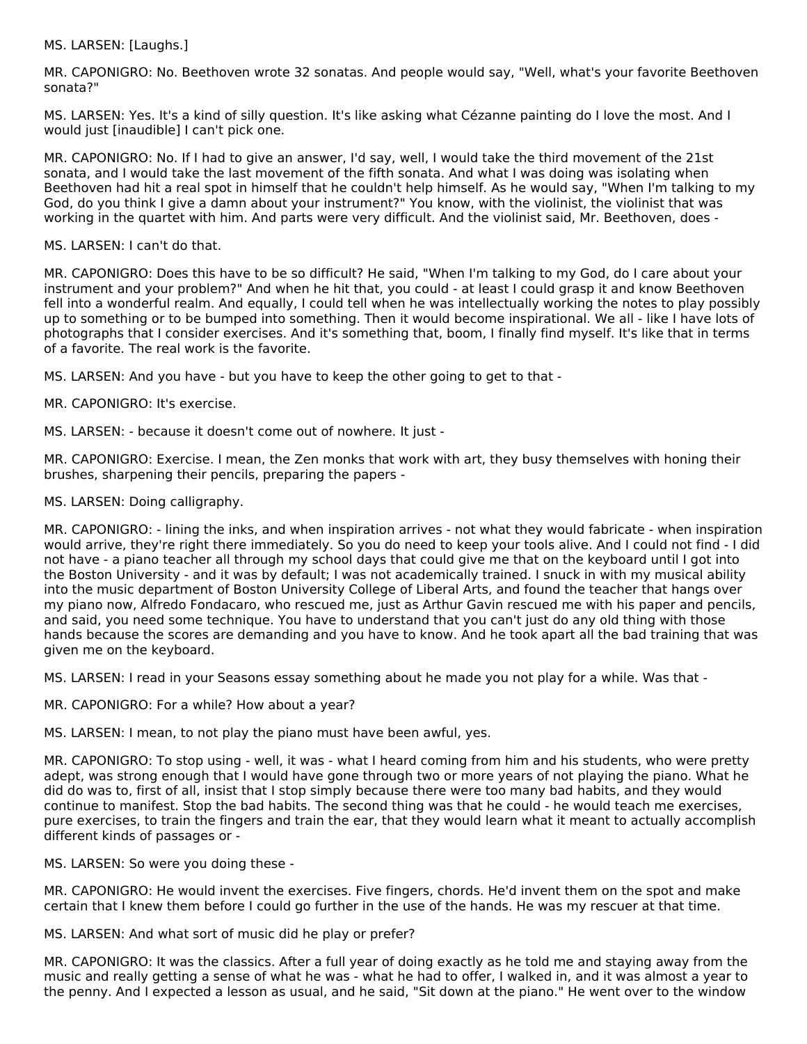MS. LARSEN: [Laughs.]

MR. CAPONIGRO: No. Beethoven wrote 32 sonatas. And people would say, "Well, what's your favorite Beethoven sonata?"

MS. LARSEN: Yes. It's a kind of silly question. It's like asking what Cézanne painting do I love the most. And I would just [inaudible] I can't pick one.

MR. CAPONIGRO: No. If I had to give an answer, I'd say, well, I would take the third movement of the 21st sonata, and I would take the last movement of the fifth sonata. And what I was doing was isolating when Beethoven had hit a real spot in himself that he couldn't help himself. As he would say, "When I'm talking to my God, do you think I give a damn about your instrument?" You know, with the violinist, the violinist that was working in the quartet with him. And parts were very difficult. And the violinist said, Mr. Beethoven, does -

MS. LARSEN: I can't do that.

MR. CAPONIGRO: Does this have to be so difficult? He said, "When I'm talking to my God, do I care about your instrument and your problem?" And when he hit that, you could - at least I could grasp it and know Beethoven fell into a wonderful realm. And equally, I could tell when he was intellectually working the notes to play possibly up to something or to be bumped into something. Then it would become inspirational. We all - like I have lots of photographs that I consider exercises. And it's something that, boom, I finally find myself. It's like that in terms of a favorite. The real work is the favorite.

MS. LARSEN: And you have - but you have to keep the other going to get to that -

MR. CAPONIGRO: It's exercise.

MS. LARSEN: - because it doesn't come out of nowhere. It just -

MR. CAPONIGRO: Exercise. I mean, the Zen monks that work with art, they busy themselves with honing their brushes, sharpening their pencils, preparing the papers -

MS. LARSEN: Doing calligraphy.

MR. CAPONIGRO: - lining the inks, and when inspiration arrives - not what they would fabricate - when inspiration would arrive, they're right there immediately. So you do need to keep your tools alive. And I could not find - I did not have - a piano teacher all through my school days that could give me that on the keyboard until I got into the Boston University - and it was by default; I was not academically trained. I snuck in with my musical ability into the music department of Boston University College of Liberal Arts, and found the teacher that hangs over my piano now, Alfredo Fondacaro, who rescued me, just as Arthur Gavin rescued me with his paper and pencils, and said, you need some technique. You have to understand that you can't just do any old thing with those hands because the scores are demanding and you have to know. And he took apart all the bad training that was given me on the keyboard.

MS. LARSEN: I read in your Seasons essay something about he made you not play for a while. Was that -

MR. CAPONIGRO: For a while? How about a year?

MS. LARSEN: I mean, to not play the piano must have been awful, yes.

MR. CAPONIGRO: To stop using - well, it was - what I heard coming from him and his students, who were pretty adept, was strong enough that I would have gone through two or more years of not playing the piano. What he did do was to, first of all, insist that I stop simply because there were too many bad habits, and they would continue to manifest. Stop the bad habits. The second thing was that he could - he would teach me exercises, pure exercises, to train the fingers and train the ear, that they would learn what it meant to actually accomplish different kinds of passages or -

MS. LARSEN: So were you doing these -

MR. CAPONIGRO: He would invent the exercises. Five fingers, chords. He'd invent them on the spot and make certain that I knew them before I could go further in the use of the hands. He was my rescuer at that time.

MS. LARSEN: And what sort of music did he play or prefer?

MR. CAPONIGRO: It was the classics. After a full year of doing exactly as he told me and staying away from the music and really getting a sense of what he was - what he had to offer, I walked in, and it was almost a year to the penny. And I expected a lesson as usual, and he said, "Sit down at the piano." He went over to the window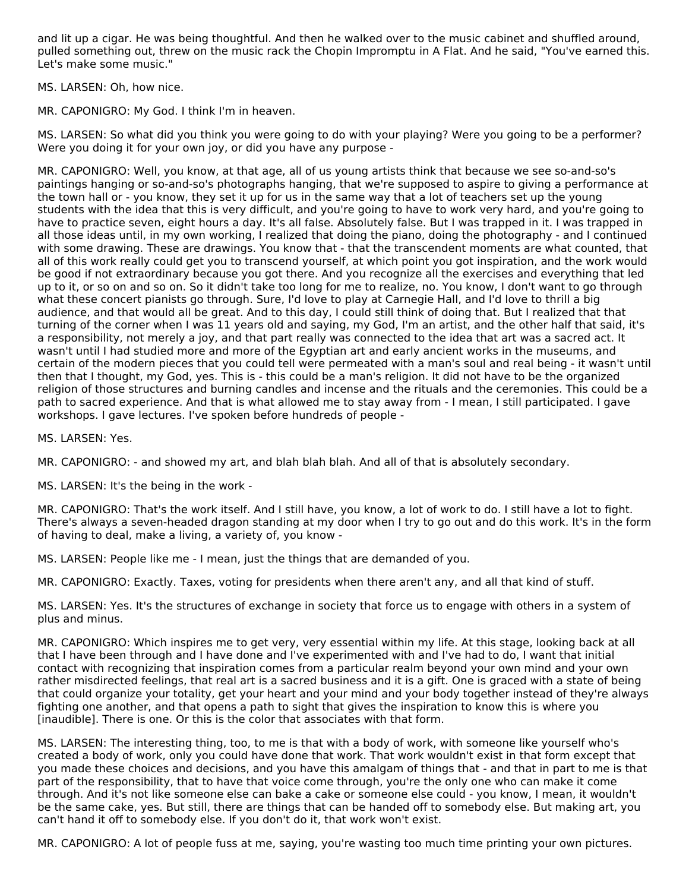and lit up a cigar. He was being thoughtful. And then he walked over to the music cabinet and shuffled around, pulled something out, threw on the music rack the Chopin Impromptu in A Flat. And he said, "You've earned this. Let's make some music."

MS. LARSEN: Oh, how nice.

MR. CAPONIGRO: My God. I think I'm in heaven.

MS. LARSEN: So what did you think you were going to do with your playing? Were you going to be a performer? Were you doing it for your own joy, or did you have any purpose -

MR. CAPONIGRO: Well, you know, at that age, all of us young artists think that because we see so-and-so's paintings hanging or so-and-so's photographs hanging, that we're supposed to aspire to giving a performance at the town hall or - you know, they set it up for us in the same way that a lot of teachers set up the young students with the idea that this is very difficult, and you're going to have to work very hard, and you're going to have to practice seven, eight hours a day. It's all false. Absolutely false. But I was trapped in it. I was trapped in all those ideas until, in my own working, I realized that doing the piano, doing the photography - and I continued with some drawing. These are drawings. You know that - that the transcendent moments are what counted, that all of this work really could get you to transcend yourself, at which point you got inspiration, and the work would be good if not extraordinary because you got there. And you recognize all the exercises and everything that led up to it, or so on and so on. So it didn't take too long for me to realize, no. You know, I don't want to go through what these concert pianists go through. Sure, I'd love to play at Carnegie Hall, and I'd love to thrill a big audience, and that would all be great. And to this day, I could still think of doing that. But I realized that that turning of the corner when I was 11 years old and saying, my God, I'm an artist, and the other half that said, it's a responsibility, not merely a joy, and that part really was connected to the idea that art was a sacred act. It wasn't until I had studied more and more of the Egyptian art and early ancient works in the museums, and certain of the modern pieces that you could tell were permeated with a man's soul and real being - it wasn't until then that I thought, my God, yes. This is - this could be a man's religion. It did not have to be the organized religion of those structures and burning candles and incense and the rituals and the ceremonies. This could be a path to sacred experience. And that is what allowed me to stay away from - I mean, I still participated. I gave workshops. I gave lectures. I've spoken before hundreds of people -

MS. LARSEN: Yes.

MR. CAPONIGRO: - and showed my art, and blah blah blah. And all of that is absolutely secondary.

MS. LARSEN: It's the being in the work -

MR. CAPONIGRO: That's the work itself. And I still have, you know, a lot of work to do. I still have a lot to fight. There's always a seven-headed dragon standing at my door when I try to go out and do this work. It's in the form of having to deal, make a living, a variety of, you know -

MS. LARSEN: People like me - I mean, just the things that are demanded of you.

MR. CAPONIGRO: Exactly. Taxes, voting for presidents when there aren't any, and all that kind of stuff.

MS. LARSEN: Yes. It's the structures of exchange in society that force us to engage with others in a system of plus and minus.

MR. CAPONIGRO: Which inspires me to get very, very essential within my life. At this stage, looking back at all that I have been through and I have done and I've experimented with and I've had to do, I want that initial contact with recognizing that inspiration comes from a particular realm beyond your own mind and your own rather misdirected feelings, that real art is a sacred business and it is a gift. One is graced with a state of being that could organize your totality, get your heart and your mind and your body together instead of they're always fighting one another, and that opens a path to sight that gives the inspiration to know this is where you [inaudible]. There is one. Or this is the color that associates with that form.

MS. LARSEN: The interesting thing, too, to me is that with a body of work, with someone like yourself who's created a body of work, only you could have done that work. That work wouldn't exist in that form except that you made these choices and decisions, and you have this amalgam of things that - and that in part to me is that part of the responsibility, that to have that voice come through, you're the only one who can make it come through. And it's not like someone else can bake a cake or someone else could - you know, I mean, it wouldn't be the same cake, yes. But still, there are things that can be handed off to somebody else. But making art, you can't hand it off to somebody else. If you don't do it, that work won't exist.

MR. CAPONIGRO: A lot of people fuss at me, saying, you're wasting too much time printing your own pictures.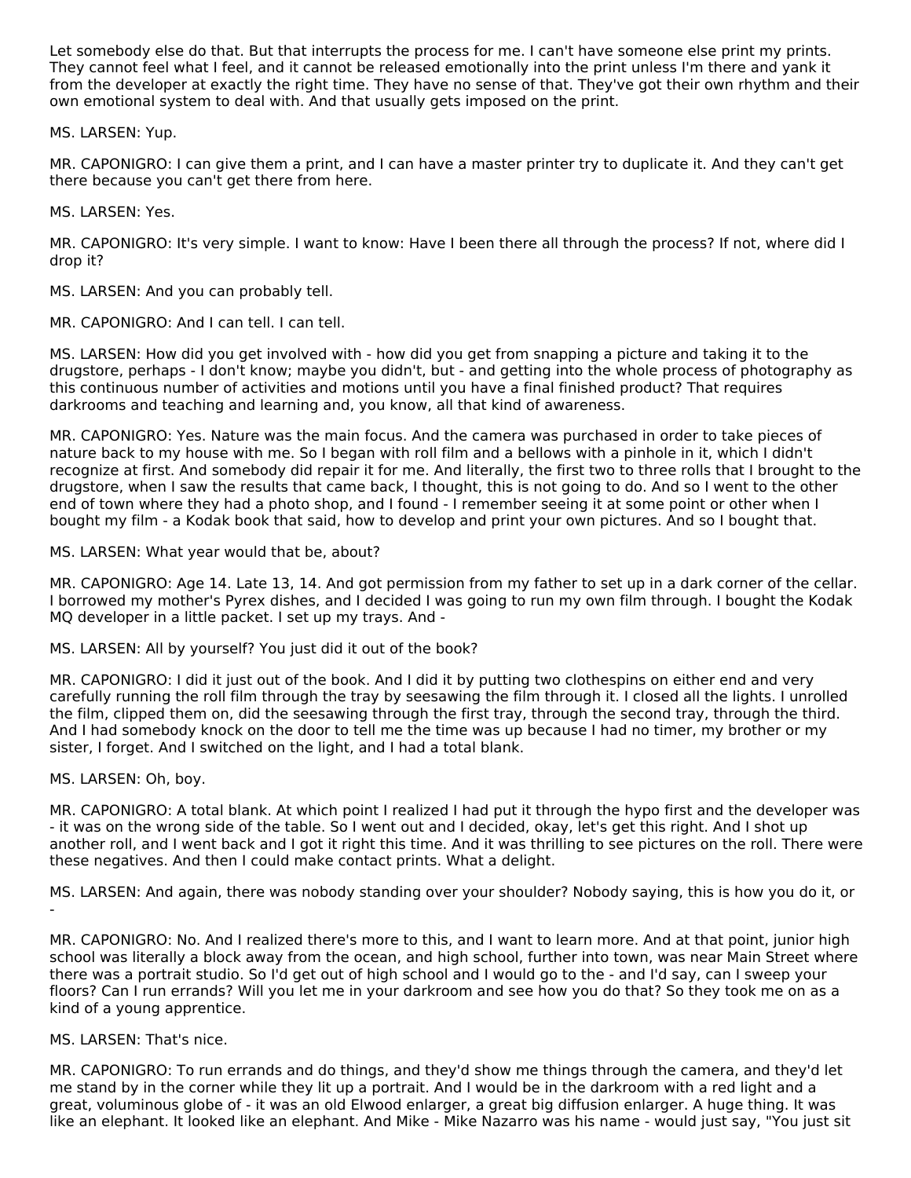Let somebody else do that. But that interrupts the process for me. I can't have someone else print my prints. They cannot feel what I feel, and it cannot be released emotionally into the print unless I'm there and yank it from the developer at exactly the right time. They have no sense of that. They've got their own rhythm and their own emotional system to deal with. And that usually gets imposed on the print.

MS. LARSEN: Yup.

MR. CAPONIGRO: I can give them a print, and I can have a master printer try to duplicate it. And they can't get there because you can't get there from here.

MS. LARSEN: Yes.

MR. CAPONIGRO: It's very simple. I want to know: Have I been there all through the process? If not, where did I drop it?

MS. LARSEN: And you can probably tell.

MR. CAPONIGRO: And I can tell. I can tell.

MS. LARSEN: How did you get involved with - how did you get from snapping a picture and taking it to the drugstore, perhaps - I don't know; maybe you didn't, but - and getting into the whole process of photography as this continuous number of activities and motions until you have a final finished product? That requires darkrooms and teaching and learning and, you know, all that kind of awareness.

MR. CAPONIGRO: Yes. Nature was the main focus. And the camera was purchased in order to take pieces of nature back to my house with me. So I began with roll film and a bellows with a pinhole in it, which I didn't recognize at first. And somebody did repair it for me. And literally, the first two to three rolls that I brought to the drugstore, when I saw the results that came back, I thought, this is not going to do. And so I went to the other end of town where they had a photo shop, and I found - I remember seeing it at some point or other when I bought my film - a Kodak book that said, how to develop and print your own pictures. And so I bought that.

MS. LARSEN: What year would that be, about?

MR. CAPONIGRO: Age 14. Late 13, 14. And got permission from my father to set up in a dark corner of the cellar. I borrowed my mother's Pyrex dishes, and I decided I was going to run my own film through. I bought the Kodak MQ developer in a little packet. I set up my trays. And -

MS. LARSEN: All by yourself? You just did it out of the book?

MR. CAPONIGRO: I did it just out of the book. And I did it by putting two clothespins on either end and very carefully running the roll film through the tray by seesawing the film through it. I closed all the lights. I unrolled the film, clipped them on, did the seesawing through the first tray, through the second tray, through the third. And I had somebody knock on the door to tell me the time was up because I had no timer, my brother or my sister, I forget. And I switched on the light, and I had a total blank.

MS. LARSEN: Oh, boy.

MR. CAPONIGRO: A total blank. At which point I realized I had put it through the hypo first and the developer was - it was on the wrong side of the table. So I went out and I decided, okay, let's get this right. And I shot up another roll, and I went back and I got it right this time. And it was thrilling to see pictures on the roll. There were these negatives. And then I could make contact prints. What a delight.

MS. LARSEN: And again, there was nobody standing over your shoulder? Nobody saying, this is how you do it, or -

MR. CAPONIGRO: No. And I realized there's more to this, and I want to learn more. And at that point, junior high school was literally a block away from the ocean, and high school, further into town, was near Main Street where there was a portrait studio. So I'd get out of high school and I would go to the - and I'd say, can I sweep your floors? Can I run errands? Will you let me in your darkroom and see how you do that? So they took me on as a kind of a young apprentice.

MS. LARSEN: That's nice.

MR. CAPONIGRO: To run errands and do things, and they'd show me things through the camera, and they'd let me stand by in the corner while they lit up a portrait. And I would be in the darkroom with a red light and a great, voluminous globe of - it was an old Elwood enlarger, a great big diffusion enlarger. A huge thing. It was like an elephant. It looked like an elephant. And Mike - Mike Nazarro was his name - would just say, "You just sit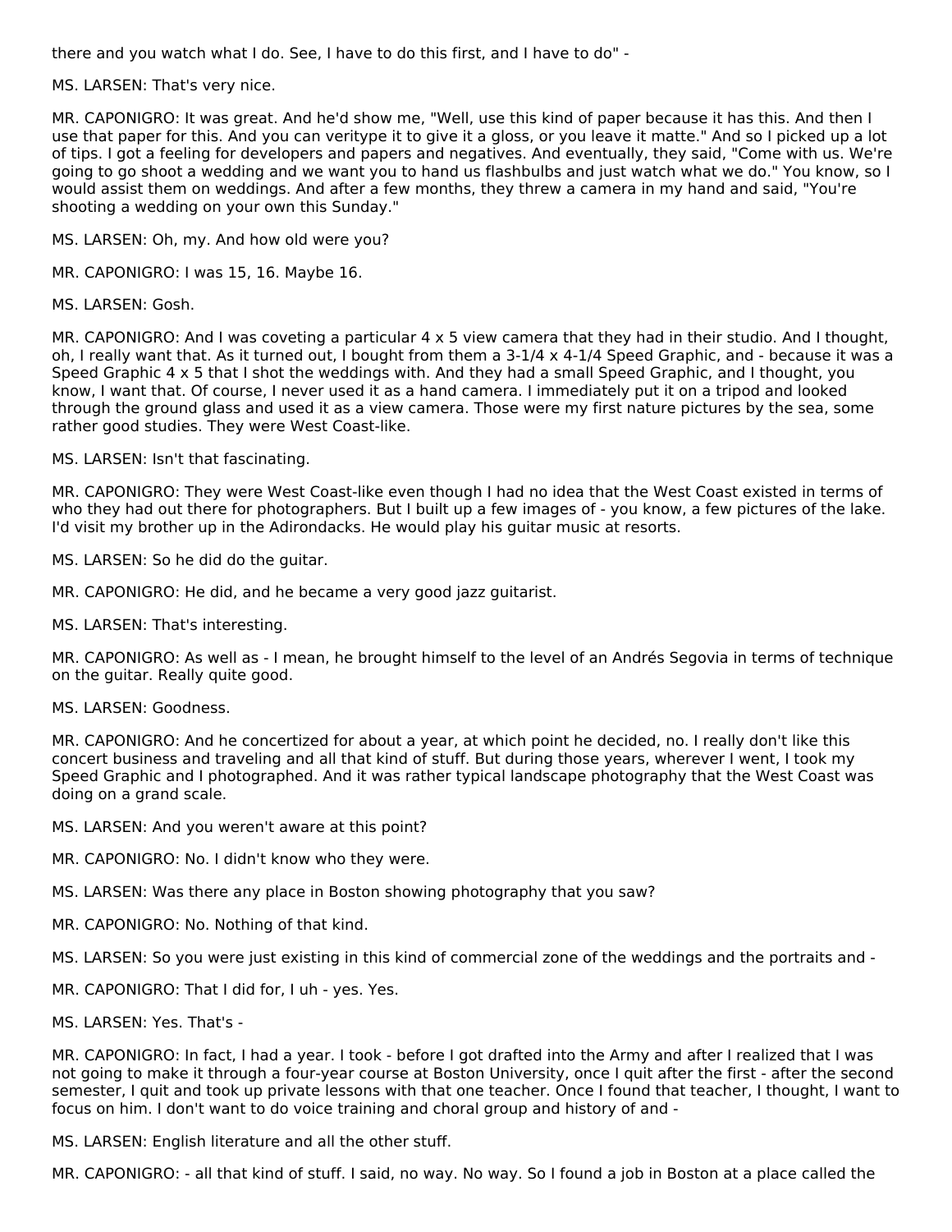there and you watch what I do. See, I have to do this first, and I have to do" -

MS. LARSEN: That's very nice.

MR. CAPONIGRO: It was great. And he'd show me, "Well, use this kind of paper because it has this. And then I use that paper for this. And you can veritype it to give it a gloss, or you leave it matte." And so I picked up a lot of tips. I got a feeling for developers and papers and negatives. And eventually, they said, "Come with us. We're going to go shoot a wedding and we want you to hand us flashbulbs and just watch what we do." You know, so I would assist them on weddings. And after a few months, they threw a camera in my hand and said, "You're shooting a wedding on your own this Sunday."

MS. LARSEN: Oh, my. And how old were you?

MR. CAPONIGRO: I was 15, 16. Maybe 16.

MS. LARSEN: Gosh.

MR. CAPONIGRO: And I was coveting a particular 4 x 5 view camera that they had in their studio. And I thought, oh, I really want that. As it turned out, I bought from them a 3-1/4 x 4-1/4 Speed Graphic, and - because it was a Speed Graphic 4 x 5 that I shot the weddings with. And they had a small Speed Graphic, and I thought, you know, I want that. Of course, I never used it as a hand camera. I immediately put it on a tripod and looked through the ground glass and used it as a view camera. Those were my first nature pictures by the sea, some rather good studies. They were West Coast-like.

MS. LARSEN: Isn't that fascinating.

MR. CAPONIGRO: They were West Coast-like even though I had no idea that the West Coast existed in terms of who they had out there for photographers. But I built up a few images of - you know, a few pictures of the lake. I'd visit my brother up in the Adirondacks. He would play his guitar music at resorts.

MS. LARSEN: So he did do the guitar.

MR. CAPONIGRO: He did, and he became a very good jazz guitarist.

MS. LARSEN: That's interesting.

MR. CAPONIGRO: As well as - I mean, he brought himself to the level of an Andrés Segovia in terms of technique on the guitar. Really quite good.

MS. LARSEN: Goodness.

MR. CAPONIGRO: And he concertized for about a year, at which point he decided, no. I really don't like this concert business and traveling and all that kind of stuff. But during those years, wherever I went, I took my Speed Graphic and I photographed. And it was rather typical landscape photography that the West Coast was doing on a grand scale.

MS. LARSEN: And you weren't aware at this point?

MR. CAPONIGRO: No. I didn't know who they were.

MS. LARSEN: Was there any place in Boston showing photography that you saw?

MR. CAPONIGRO: No. Nothing of that kind.

MS. LARSEN: So you were just existing in this kind of commercial zone of the weddings and the portraits and -

MR. CAPONIGRO: That I did for, I uh - yes. Yes.

MS. LARSEN: Yes. That's -

MR. CAPONIGRO: In fact, I had a year. I took - before I got drafted into the Army and after I realized that I was not going to make it through a four-year course at Boston University, once I quit after the first - after the second semester, I quit and took up private lessons with that one teacher. Once I found that teacher, I thought, I want to focus on him. I don't want to do voice training and choral group and history of and -

MS. LARSEN: English literature and all the other stuff.

MR. CAPONIGRO: - all that kind of stuff. I said, no way. No way. So I found a job in Boston at a place called the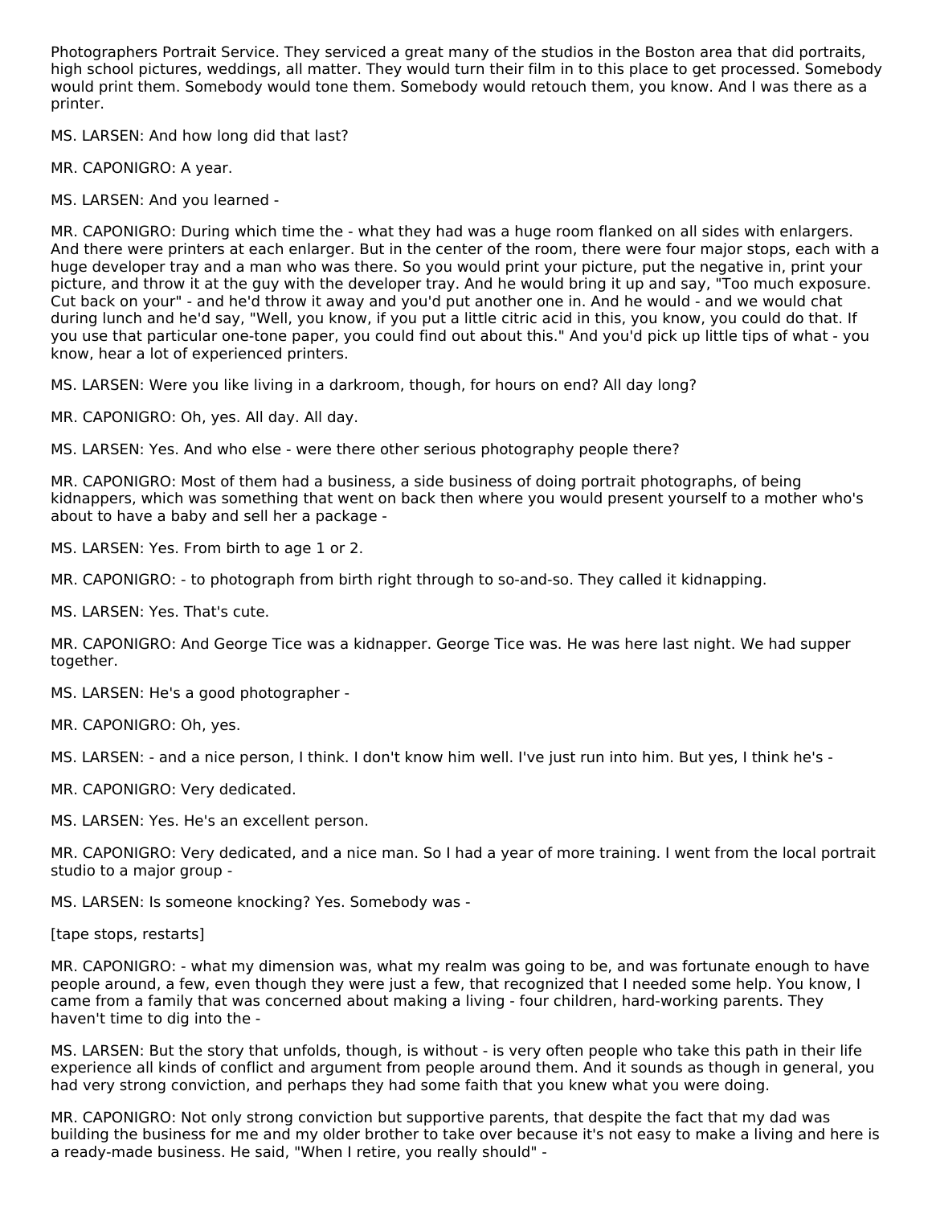Photographers Portrait Service. They serviced a great many of the studios in the Boston area that did portraits, high school pictures, weddings, all matter. They would turn their film in to this place to get processed. Somebody would print them. Somebody would tone them. Somebody would retouch them, you know. And I was there as a printer.

MS. LARSEN: And how long did that last?

MR. CAPONIGRO: A year.

MS. LARSEN: And you learned -

MR. CAPONIGRO: During which time the - what they had was a huge room flanked on all sides with enlargers. And there were printers at each enlarger. But in the center of the room, there were four major stops, each with a huge developer tray and a man who was there. So you would print your picture, put the negative in, print your picture, and throw it at the guy with the developer tray. And he would bring it up and say, "Too much exposure. Cut back on your" - and he'd throw it away and you'd put another one in. And he would - and we would chat during lunch and he'd say, "Well, you know, if you put a little citric acid in this, you know, you could do that. If you use that particular one-tone paper, you could find out about this." And you'd pick up little tips of what - you know, hear a lot of experienced printers.

MS. LARSEN: Were you like living in a darkroom, though, for hours on end? All day long?

MR. CAPONIGRO: Oh, yes. All day. All day.

MS. LARSEN: Yes. And who else - were there other serious photography people there?

MR. CAPONIGRO: Most of them had a business, a side business of doing portrait photographs, of being kidnappers, which was something that went on back then where you would present yourself to a mother who's about to have a baby and sell her a package -

MS. LARSEN: Yes. From birth to age 1 or 2.

MR. CAPONIGRO: - to photograph from birth right through to so-and-so. They called it kidnapping.

MS. LARSEN: Yes. That's cute.

MR. CAPONIGRO: And George Tice was a kidnapper. George Tice was. He was here last night. We had supper together.

MS. LARSEN: He's a good photographer -

MR. CAPONIGRO: Oh, yes.

MS. LARSEN: - and a nice person, I think. I don't know him well. I've just run into him. But yes, I think he's -

MR. CAPONIGRO: Very dedicated.

MS. LARSEN: Yes. He's an excellent person.

MR. CAPONIGRO: Very dedicated, and a nice man. So I had a year of more training. I went from the local portrait studio to a major group -

MS. LARSEN: Is someone knocking? Yes. Somebody was -

[tape stops, restarts]

MR. CAPONIGRO: - what my dimension was, what my realm was going to be, and was fortunate enough to have people around, a few, even though they were just a few, that recognized that I needed some help. You know, I came from a family that was concerned about making a living - four children, hard-working parents. They haven't time to dig into the -

MS. LARSEN: But the story that unfolds, though, is without - is very often people who take this path in their life experience all kinds of conflict and argument from people around them. And it sounds as though in general, you had very strong conviction, and perhaps they had some faith that you knew what you were doing.

MR. CAPONIGRO: Not only strong conviction but supportive parents, that despite the fact that my dad was building the business for me and my older brother to take over because it's not easy to make a living and here is a ready-made business. He said, "When I retire, you really should" -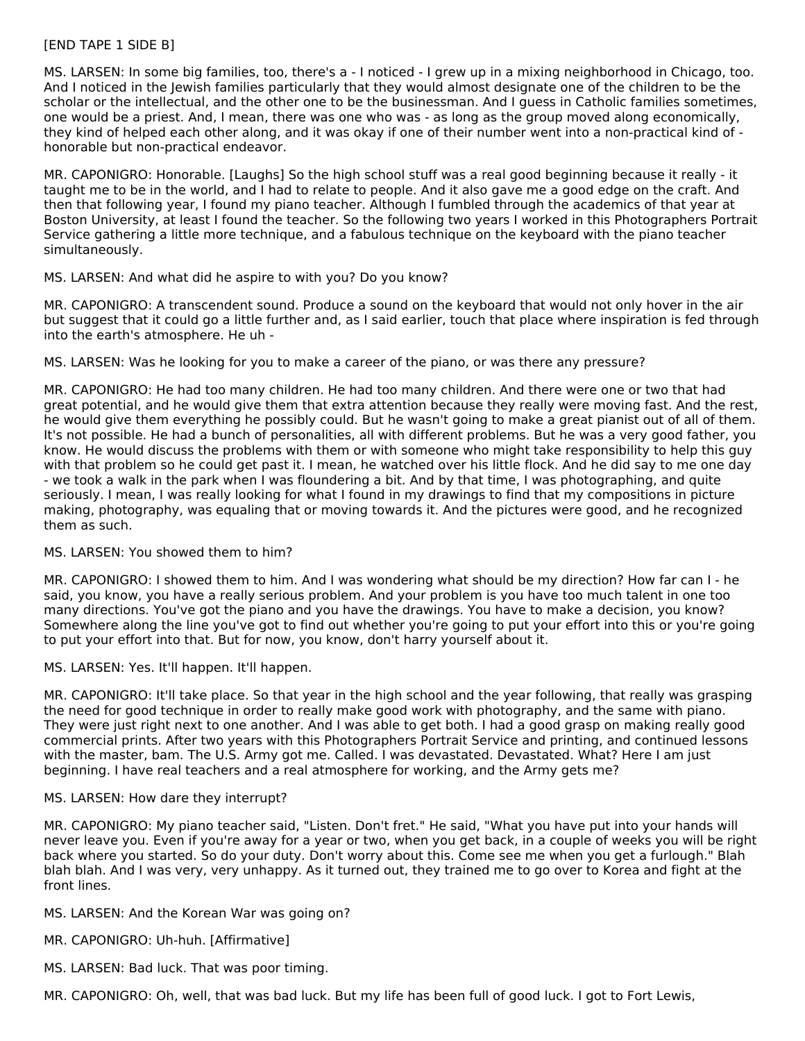[END TAPE 1 SIDE B]

MS. LARSEN: In some big families, too, there's a - I noticed - I grew up in a mixing neighborhood in Chicago, too. And I noticed in the Jewish families particularly that they would almost designate one of the children to be the scholar or the intellectual, and the other one to be the businessman. And I guess in Catholic families sometimes, one would be a priest. And, I mean, there was one who was - as long as the group moved along economically, they kind of helped each other along, and it was okay if one of their number went into a non-practical kind of - honorable but non-practical endeavor.

MR. CAPONIGRO: Honorable. [Laughs] So the high school stuff was a real good beginning because it really - it taught me to be in the world, and I had to relate to people. And it also gave me a good edge on the craft. And then that following year, I found my piano teacher. Although I fumbled through the academics of that year at Boston University, at least I found the teacher. So the following two years I worked in this Photographers Portrait Service gathering a little more technique, and a fabulous technique on the keyboard with the piano teacher simultaneously.

MS. LARSEN: And what did he aspire to with you? Do you know?

MR. CAPONIGRO: A transcendent sound. Produce a sound on the keyboard that would not only hover in the air but suggest that it could go a little further and, as I said earlier, touch that place where inspiration is fed through into the earth's atmosphere. He uh -

MS. LARSEN: Was he looking for you to make a career of the piano, or was there any pressure?

MR. CAPONIGRO: He had too many children. He had too many children. And there were one or two that had great potential, and he would give them that extra attention because they really were moving fast. And the rest, he would give them everything he possibly could. But he wasn't going to make a great pianist out of all of them. It's not possible. He had a bunch of personalities, all with different problems. But he was a very good father, you know. He would discuss the problems with them or with someone who might take responsibility to help this guy with that problem so he could get past it. I mean, he watched over his little flock. And he did say to me one day - we took a walk in the park when I was floundering a bit. And by that time, I was photographing, and quite seriously. I mean, I was really looking for what I found in my drawings to find that my compositions in picture making, photography, was equaling that or moving towards it. And the pictures were good, and he recognized them as such.

MS. LARSEN: You showed them to him?

MR. CAPONIGRO: I showed them to him. And I was wondering what should be my direction? How far can I - he said, you know, you have a really serious problem. And your problem is you have too much talent in one too many directions. You've got the piano and you have the drawings. You have to make a decision, you know? Somewhere along the line you've got to find out whether you're going to put your effort into this or you're going to put your effort into that. But for now, you know, don't harry yourself about it.

MS. LARSEN: Yes. It'll happen. It'll happen.

MR. CAPONIGRO: It'll take place. So that year in the high school and the year following, that really was grasping the need for good technique in order to really make good work with photography, and the same with piano. They were just right next to one another. And I was able to get both. I had a good grasp on making really good commercial prints. After two years with this Photographers Portrait Service and printing, and continued lessons with the master, bam. The U.S. Army got me. Called. I was devastated. Devastated. What? Here I am just beginning. I have real teachers and a real atmosphere for working, and the Army gets me?

MS. LARSEN: How dare they interrupt?

MR. CAPONIGRO: My piano teacher said, "Listen. Don't fret." He said, "What you have put into your hands will never leave you. Even if you're away for a year or two, when you get back, in a couple of weeks you will be right back where you started. So do your duty. Don't worry about this. Come see me when you get a furlough." Blah blah blah. And I was very, very unhappy. As it turned out, they trained me to go over to Korea and fight at the front lines.

MS. LARSEN: And the Korean War was going on?

MR. CAPONIGRO: Uh-huh. [Affirmative]

MS. LARSEN: Bad luck. That was poor timing.

MR. CAPONIGRO: Oh, well, that was bad luck. But my life has been full of good luck. I got to Fort Lewis,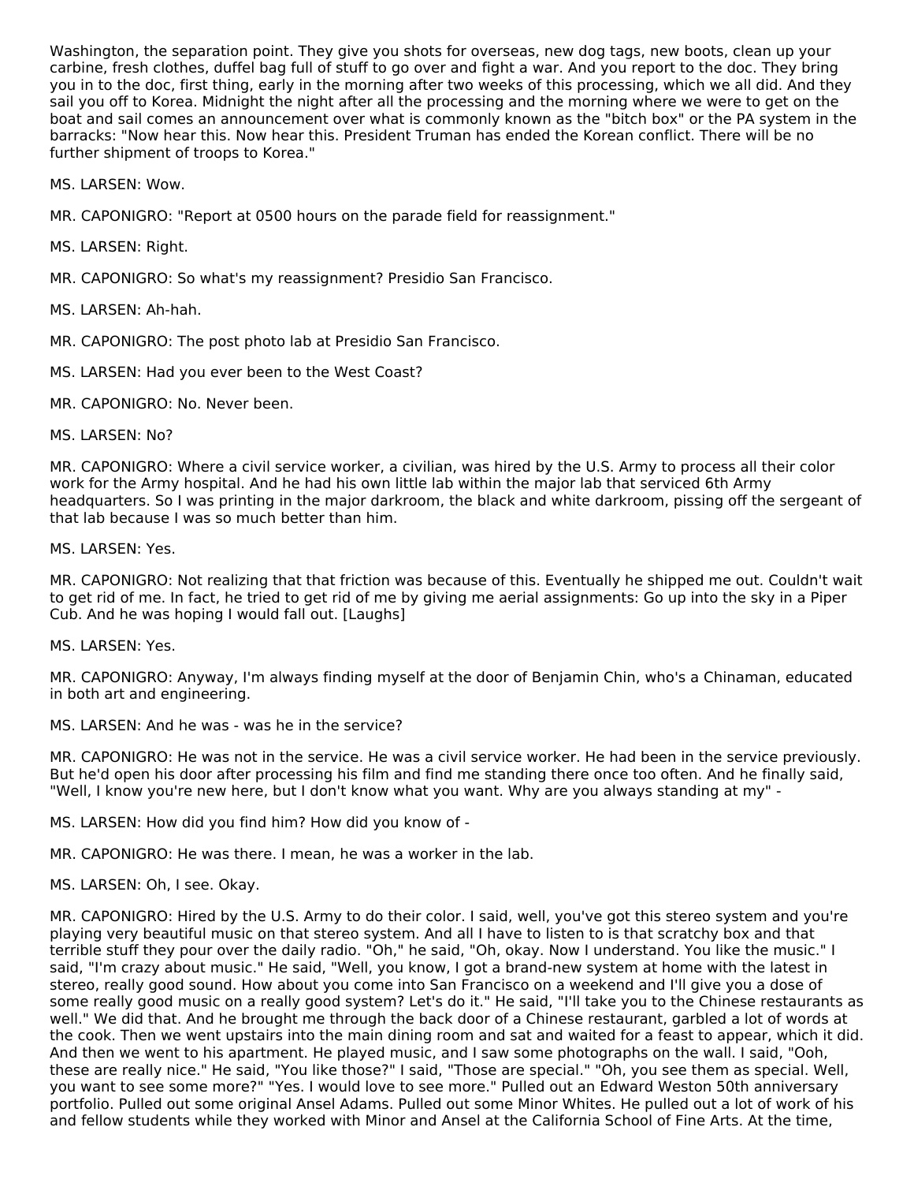Washington, the separation point. They give you shots for overseas, new dog tags, new boots, clean up your carbine, fresh clothes, duffel bag full of stuff to go over and fight a war. And you report to the doc. They bring you in to the doc, first thing, early in the morning after two weeks of this processing, which we all did. And they sail you off to Korea. Midnight the night after all the processing and the morning where we were to get on the boat and sail comes an announcement over what is commonly known as the "bitch box" or the PA system in the barracks: "Now hear this. Now hear this. President Truman has ended the Korean conflict. There will be no further shipment of troops to Korea."

MS. LARSEN: Wow.

MR. CAPONIGRO: "Report at 0500 hours on the parade field for reassignment."

MS. LARSEN: Right.

MR. CAPONIGRO: So what's my reassignment? Presidio San Francisco.

MS. LARSEN: Ah-hah.

MR. CAPONIGRO: The post photo lab at Presidio San Francisco.

MS. LARSEN: Had you ever been to the West Coast?

MR. CAPONIGRO: No. Never been.

MS. LARSEN: No?

MR. CAPONIGRO: Where a civil service worker, a civilian, was hired by the U.S. Army to process all their color work for the Army hospital. And he had his own little lab within the major lab that serviced 6th Army headquarters. So I was printing in the major darkroom, the black and white darkroom, pissing off the sergeant of that lab because I was so much better than him.

MS. LARSEN: Yes.

MR. CAPONIGRO: Not realizing that that friction was because of this. Eventually he shipped me out. Couldn't wait to get rid of me. In fact, he tried to get rid of me by giving me aerial assignments: Go up into the sky in a Piper Cub. And he was hoping I would fall out. [Laughs]

MS. LARSEN: Yes.

MR. CAPONIGRO: Anyway, I'm always finding myself at the door of Benjamin Chin, who's a Chinaman, educated in both art and engineering.

MS. LARSEN: And he was - was he in the service?

MR. CAPONIGRO: He was not in the service. He was a civil service worker. He had been in the service previously. But he'd open his door after processing his film and find me standing there once too often. And he finally said, "Well, I know you're new here, but I don't know what you want. Why are you always standing at my" -

MS. LARSEN: How did you find him? How did you know of -

MR. CAPONIGRO: He was there. I mean, he was a worker in the lab.

MS. LARSEN: Oh, I see. Okay.

MR. CAPONIGRO: Hired by the U.S. Army to do their color. I said, well, you've got this stereo system and you're playing very beautiful music on that stereo system. And all I have to listen to is that scratchy box and that terrible stuff they pour over the daily radio. "Oh," he said, "Oh, okay. Now I understand. You like the music." I said, "I'm crazy about music." He said, "Well, you know, I got a brand-new system at home with the latest in stereo, really good sound. How about you come into San Francisco on a weekend and I'll give you a dose of some really good music on a really good system? Let's do it." He said, "I'll take you to the Chinese restaurants as well." We did that. And he brought me through the back door of a Chinese restaurant, garbled a lot of words at the cook. Then we went upstairs into the main dining room and sat and waited for a feast to appear, which it did. And then we went to his apartment. He played music, and I saw some photographs on the wall. I said, "Ooh, these are really nice." He said, "You like those?" I said, "Those are special." "Oh, you see them as special. Well, you want to see some more?" "Yes. I would love to see more." Pulled out an Edward Weston 50th anniversary portfolio. Pulled out some original Ansel Adams. Pulled out some Minor Whites. He pulled out a lot of work of his and fellow students while they worked with Minor and Ansel at the California School of Fine Arts. At the time,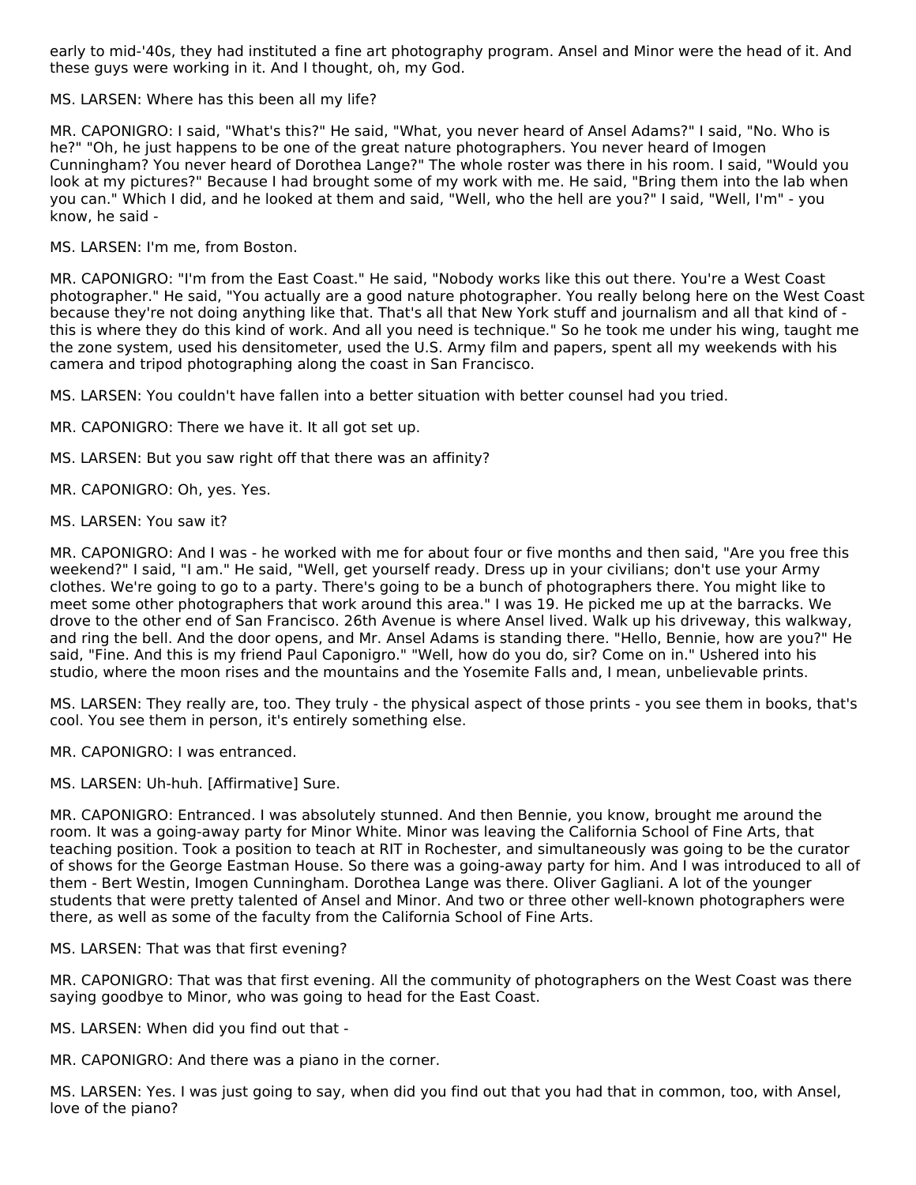early to mid-'40s, they had instituted a fine art photography program. Ansel and Minor were the head of it. And these guys were working in it. And I thought, oh, my God.

MS. LARSEN: Where has this been all my life?

MR. CAPONIGRO: I said, "What's this?" He said, "What, you never heard of Ansel Adams?" I said, "No. Who is he?" "Oh, he just happens to be one of the great nature photographers. You never heard of Imogen Cunningham? You never heard of Dorothea Lange?" The whole roster was there in his room. I said, "Would you look at my pictures?" Because I had brought some of my work with me. He said, "Bring them into the lab when you can." Which I did, and he looked at them and said, "Well, who the hell are you?" I said, "Well, I'm" - you know, he said -

MS. LARSEN: I'm me, from Boston.

MR. CAPONIGRO: "I'm from the East Coast." He said, "Nobody works like this out there. You're a West Coast photographer." He said, "You actually are a good nature photographer. You really belong here on the West Coast because they're not doing anything like that. That's all that New York stuff and journalism and all that kind of - this is where they do this kind of work. And all you need is technique." So he took me under his wing, taught me the zone system, used his densitometer, used the U.S. Army film and papers, spent all my weekends with his camera and tripod photographing along the coast in San Francisco.

MS. LARSEN: You couldn't have fallen into a better situation with better counsel had you tried.

MR. CAPONIGRO: There we have it. It all got set up.

MS. LARSEN: But you saw right off that there was an affinity?

MR. CAPONIGRO: Oh, yes. Yes.

MS. LARSEN: You saw it?

MR. CAPONIGRO: And I was - he worked with me for about four or five months and then said, "Are you free this weekend?" I said, "I am." He said, "Well, get yourself ready. Dress up in your civilians; don't use your Army clothes. We're going to go to a party. There's going to be a bunch of photographers there. You might like to meet some other photographers that work around this area." I was 19. He picked me up at the barracks. We drove to the other end of San Francisco. 26th Avenue is where Ansel lived. Walk up his driveway, this walkway, and ring the bell. And the door opens, and Mr. Ansel Adams is standing there. "Hello, Bennie, how are you?" He said, "Fine. And this is my friend Paul Caponigro." "Well, how do you do, sir? Come on in." Ushered into his studio, where the moon rises and the mountains and the Yosemite Falls and, I mean, unbelievable prints.

MS. LARSEN: They really are, too. They truly - the physical aspect of those prints - you see them in books, that's cool. You see them in person, it's entirely something else.

MR. CAPONIGRO: I was entranced.

MS. LARSEN: Uh-huh. [Affirmative] Sure.

MR. CAPONIGRO: Entranced. I was absolutely stunned. And then Bennie, you know, brought me around the room. It was a going-away party for Minor White. Minor was leaving the California School of Fine Arts, that teaching position. Took a position to teach at RIT in Rochester, and simultaneously was going to be the curator of shows for the George Eastman House. So there was a going-away party for him. And I was introduced to all of them - Bert Westin, Imogen Cunningham. Dorothea Lange was there. Oliver Gagliani. A lot of the younger students that were pretty talented of Ansel and Minor. And two or three other well-known photographers were there, as well as some of the faculty from the California School of Fine Arts.

MS. LARSEN: That was that first evening?

MR. CAPONIGRO: That was that first evening. All the community of photographers on the West Coast was there saying goodbye to Minor, who was going to head for the East Coast.

MS. LARSEN: When did you find out that -

MR. CAPONIGRO: And there was a piano in the corner.

MS. LARSEN: Yes. I was just going to say, when did you find out that you had that in common, too, with Ansel, love of the piano?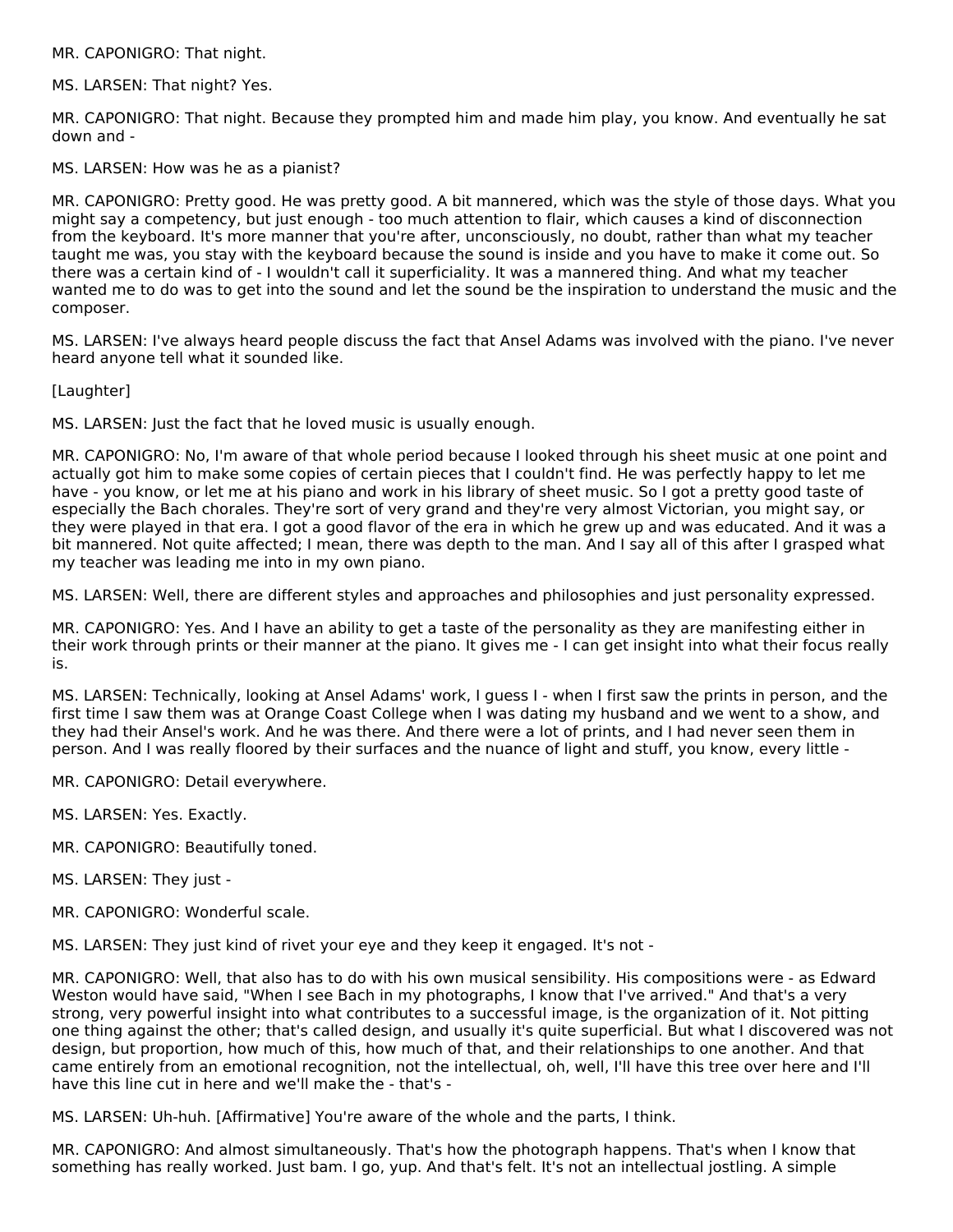MR. CAPONIGRO: That night.

MS. LARSEN: That night? Yes.

MR. CAPONIGRO: That night. Because they prompted him and made him play, you know. And eventually he sat down and -

MS. LARSEN: How was he as a pianist?

MR. CAPONIGRO: Pretty good. He was pretty good. A bit mannered, which was the style of those days. What you might say a competency, but just enough - too much attention to flair, which causes a kind of disconnection from the keyboard. It's more manner that you're after, unconsciously, no doubt, rather than what my teacher taught me was, you stay with the keyboard because the sound is inside and you have to make it come out. So there was a certain kind of - I wouldn't call it superficiality. It was a mannered thing. And what my teacher wanted me to do was to get into the sound and let the sound be the inspiration to understand the music and the composer.

MS. LARSEN: I've always heard people discuss the fact that Ansel Adams was involved with the piano. I've never heard anyone tell what it sounded like.

[Laughter]

MS. LARSEN: Just the fact that he loved music is usually enough.

MR. CAPONIGRO: No, I'm aware of that whole period because I looked through his sheet music at one point and actually got him to make some copies of certain pieces that I couldn't find. He was perfectly happy to let me have - you know, or let me at his piano and work in his library of sheet music. So I got a pretty good taste of especially the Bach chorales. They're sort of very grand and they're very almost Victorian, you might say, or they were played in that era. I got a good flavor of the era in which he grew up and was educated. And it was a bit mannered. Not quite affected; I mean, there was depth to the man. And I say all of this after I grasped what my teacher was leading me into in my own piano.

MS. LARSEN: Well, there are different styles and approaches and philosophies and just personality expressed.

MR. CAPONIGRO: Yes. And I have an ability to get a taste of the personality as they are manifesting either in their work through prints or their manner at the piano. It gives me - I can get insight into what their focus really is.

MS. LARSEN: Technically, looking at Ansel Adams' work, I guess I - when I first saw the prints in person, and the first time I saw them was at Orange Coast College when I was dating my husband and we went to a show, and they had their Ansel's work. And he was there. And there were a lot of prints, and I had never seen them in person. And I was really floored by their surfaces and the nuance of light and stuff, you know, every little -

MR. CAPONIGRO: Detail everywhere.

MS. LARSEN: Yes. Exactly.

MR. CAPONIGRO: Beautifully toned.

MS. LARSEN: They just -

MR. CAPONIGRO: Wonderful scale.

MS. LARSEN: They just kind of rivet your eye and they keep it engaged. It's not -

MR. CAPONIGRO: Well, that also has to do with his own musical sensibility. His compositions were - as Edward Weston would have said, "When I see Bach in my photographs, I know that I've arrived." And that's a very strong, very powerful insight into what contributes to a successful image, is the organization of it. Not pitting one thing against the other; that's called design, and usually it's quite superficial. But what I discovered was not design, but proportion, how much of this, how much of that, and their relationships to one another. And that came entirely from an emotional recognition, not the intellectual, oh, well, I'll have this tree over here and I'll have this line cut in here and we'll make the - that's -

MS. LARSEN: Uh-huh. [Affirmative] You're aware of the whole and the parts, I think.

MR. CAPONIGRO: And almost simultaneously. That's how the photograph happens. That's when I know that something has really worked. Just bam. I go, yup. And that's felt. It's not an intellectual jostling. A simple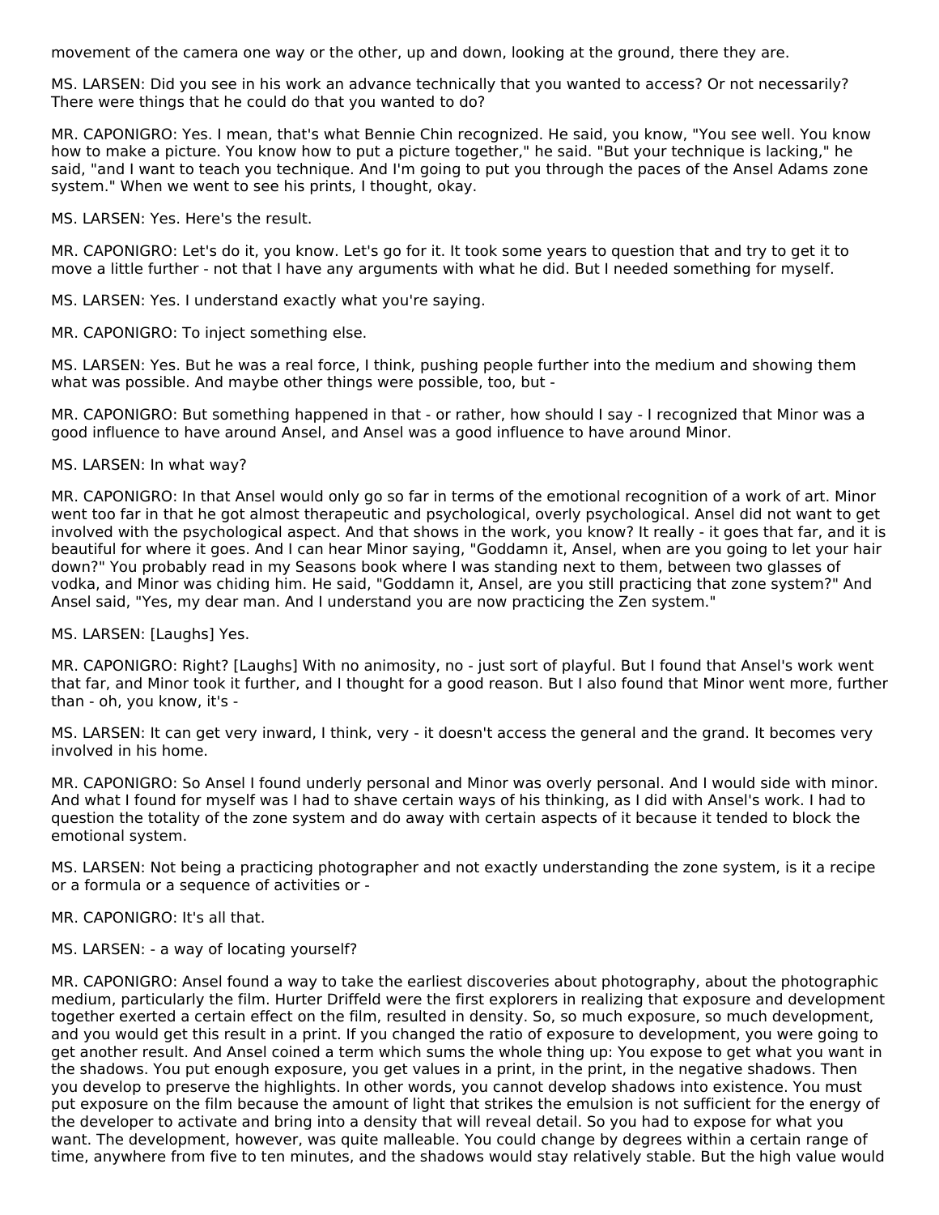movement of the camera one way or the other, up and down, looking at the ground, there they are.

MS. LARSEN: Did you see in his work an advance technically that you wanted to access? Or not necessarily? There were things that he could do that you wanted to do?

MR. CAPONIGRO: Yes. I mean, that's what Bennie Chin recognized. He said, you know, "You see well. You know how to make a picture. You know how to put a picture together," he said. "But your technique is lacking," he said, "and I want to teach you technique. And I'm going to put you through the paces of the Ansel Adams zone system." When we went to see his prints, I thought, okay.

MS. LARSEN: Yes. Here's the result.

MR. CAPONIGRO: Let's do it, you know. Let's go for it. It took some years to question that and try to get it to move a little further - not that I have any arguments with what he did. But I needed something for myself.

MS. LARSEN: Yes. I understand exactly what you're saying.

MR. CAPONIGRO: To inject something else.

MS. LARSEN: Yes. But he was a real force, I think, pushing people further into the medium and showing them what was possible. And maybe other things were possible, too, but -

MR. CAPONIGRO: But something happened in that - or rather, how should I say - I recognized that Minor was a good influence to have around Ansel, and Ansel was a good influence to have around Minor.

MS. LARSEN: In what way?

MR. CAPONIGRO: In that Ansel would only go so far in terms of the emotional recognition of a work of art. Minor went too far in that he got almost therapeutic and psychological, overly psychological. Ansel did not want to get involved with the psychological aspect. And that shows in the work, you know? It really - it goes that far, and it is beautiful for where it goes. And I can hear Minor saying, "Goddamn it, Ansel, when are you going to let your hair down?" You probably read in my Seasons book where I was standing next to them, between two glasses of vodka, and Minor was chiding him. He said, "Goddamn it, Ansel, are you still practicing that zone system?" And Ansel said, "Yes, my dear man. And I understand you are now practicing the Zen system."

MS. LARSEN: [Laughs] Yes.

MR. CAPONIGRO: Right? [Laughs] With no animosity, no - just sort of playful. But I found that Ansel's work went that far, and Minor took it further, and I thought for a good reason. But I also found that Minor went more, further than - oh, you know, it's -

MS. LARSEN: It can get very inward, I think, very - it doesn't access the general and the grand. It becomes very involved in his home.

MR. CAPONIGRO: So Ansel I found underly personal and Minor was overly personal. And I would side with minor. And what I found for myself was I had to shave certain ways of his thinking, as I did with Ansel's work. I had to question the totality of the zone system and do away with certain aspects of it because it tended to block the emotional system.

MS. LARSEN: Not being a practicing photographer and not exactly understanding the zone system, is it a recipe or a formula or a sequence of activities or -

MR. CAPONIGRO: It's all that.

MS. LARSEN: - a way of locating yourself?

MR. CAPONIGRO: Ansel found a way to take the earliest discoveries about photography, about the photographic medium, particularly the film. Hurter Driffeld were the first explorers in realizing that exposure and development together exerted a certain effect on the film, resulted in density. So, so much exposure, so much development, and you would get this result in a print. If you changed the ratio of exposure to development, you were going to get another result. And Ansel coined a term which sums the whole thing up: You expose to get what you want in the shadows. You put enough exposure, you get values in a print, in the print, in the negative shadows. Then you develop to preserve the highlights. In other words, you cannot develop shadows into existence. You must put exposure on the film because the amount of light that strikes the emulsion is not sufficient for the energy of the developer to activate and bring into a density that will reveal detail. So you had to expose for what you want. The development, however, was quite malleable. You could change by degrees within a certain range of time, anywhere from five to ten minutes, and the shadows would stay relatively stable. But the high value would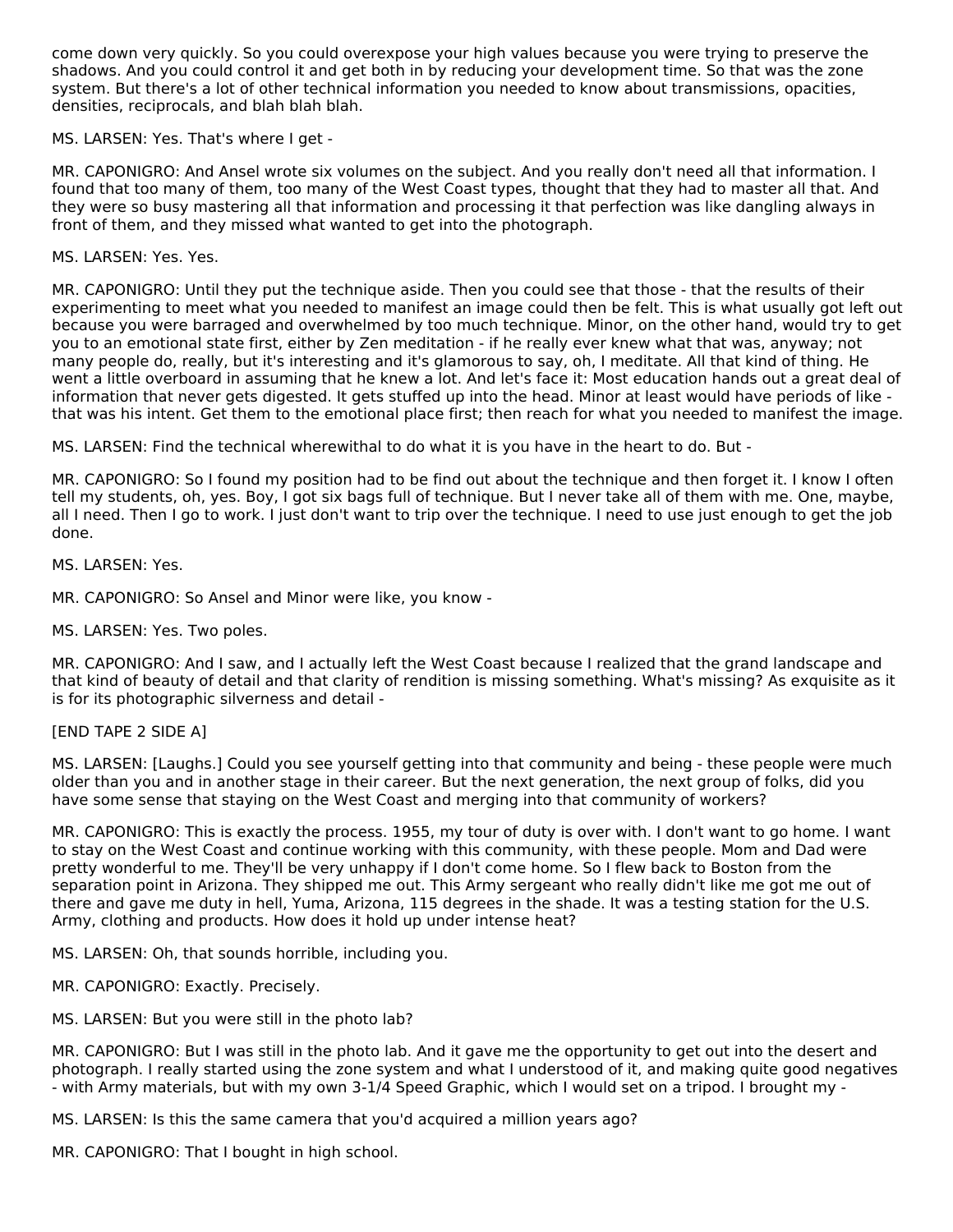come down very quickly. So you could overexpose your high values because you were trying to preserve the shadows. And you could control it and get both in by reducing your development time. So that was the zone system. But there's a lot of other technical information you needed to know about transmissions, opacities, densities, reciprocals, and blah blah blah.

MS. LARSEN: Yes. That's where I get -

MR. CAPONIGRO: And Ansel wrote six volumes on the subject. And you really don't need all that information. I found that too many of them, too many of the West Coast types, thought that they had to master all that. And they were so busy mastering all that information and processing it that perfection was like dangling always in front of them, and they missed what wanted to get into the photograph.

MS. LARSEN: Yes. Yes.

MR. CAPONIGRO: Until they put the technique aside. Then you could see that those - that the results of their experimenting to meet what you needed to manifest an image could then be felt. This is what usually got left out because you were barraged and overwhelmed by too much technique. Minor, on the other hand, would try to get you to an emotional state first, either by Zen meditation - if he really ever knew what that was, anyway; not many people do, really, but it's interesting and it's glamorous to say, oh, I meditate. All that kind of thing. He went a little overboard in assuming that he knew a lot. And let's face it: Most education hands out a great deal of information that never gets digested. It gets stuffed up into the head. Minor at least would have periods of like - that was his intent. Get them to the emotional place first; then reach for what you needed to manifest the image.

MS. LARSEN: Find the technical wherewithal to do what it is you have in the heart to do. But -

MR. CAPONIGRO: So I found my position had to be find out about the technique and then forget it. I know I often tell my students, oh, yes. Boy, I got six bags full of technique. But I never take all of them with me. One, maybe, all I need. Then I go to work. I just don't want to trip over the technique. I need to use just enough to get the job done.

MS. LARSEN: Yes.

MR. CAPONIGRO: So Ansel and Minor were like, you know -

MS. LARSEN: Yes. Two poles.

MR. CAPONIGRO: And I saw, and I actually left the West Coast because I realized that the grand landscape and that kind of beauty of detail and that clarity of rendition is missing something. What's missing? As exquisite as it is for its photographic silverness and detail -

[END TAPE 2 SIDE A]

MS. LARSEN: [Laughs.] Could you see yourself getting into that community and being - these people were much older than you and in another stage in their career. But the next generation, the next group of folks, did you have some sense that staying on the West Coast and merging into that community of workers?

MR. CAPONIGRO: This is exactly the process. 1955, my tour of duty is over with. I don't want to go home. I want to stay on the West Coast and continue working with this community, with these people. Mom and Dad were pretty wonderful to me. They'll be very unhappy if I don't come home. So I flew back to Boston from the separation point in Arizona. They shipped me out. This Army sergeant who really didn't like me got me out of there and gave me duty in hell, Yuma, Arizona, 115 degrees in the shade. It was a testing station for the U.S. Army, clothing and products. How does it hold up under intense heat?

MS. LARSEN: Oh, that sounds horrible, including you.

MR. CAPONIGRO: Exactly. Precisely.

MS. LARSEN: But you were still in the photo lab?

MR. CAPONIGRO: But I was still in the photo lab. And it gave me the opportunity to get out into the desert and photograph. I really started using the zone system and what I understood of it, and making quite good negatives - with Army materials, but with my own 3-1/4 Speed Graphic, which I would set on a tripod. I brought my -

MS. LARSEN: Is this the same camera that you'd acquired a million years ago?

MR. CAPONIGRO: That I bought in high school.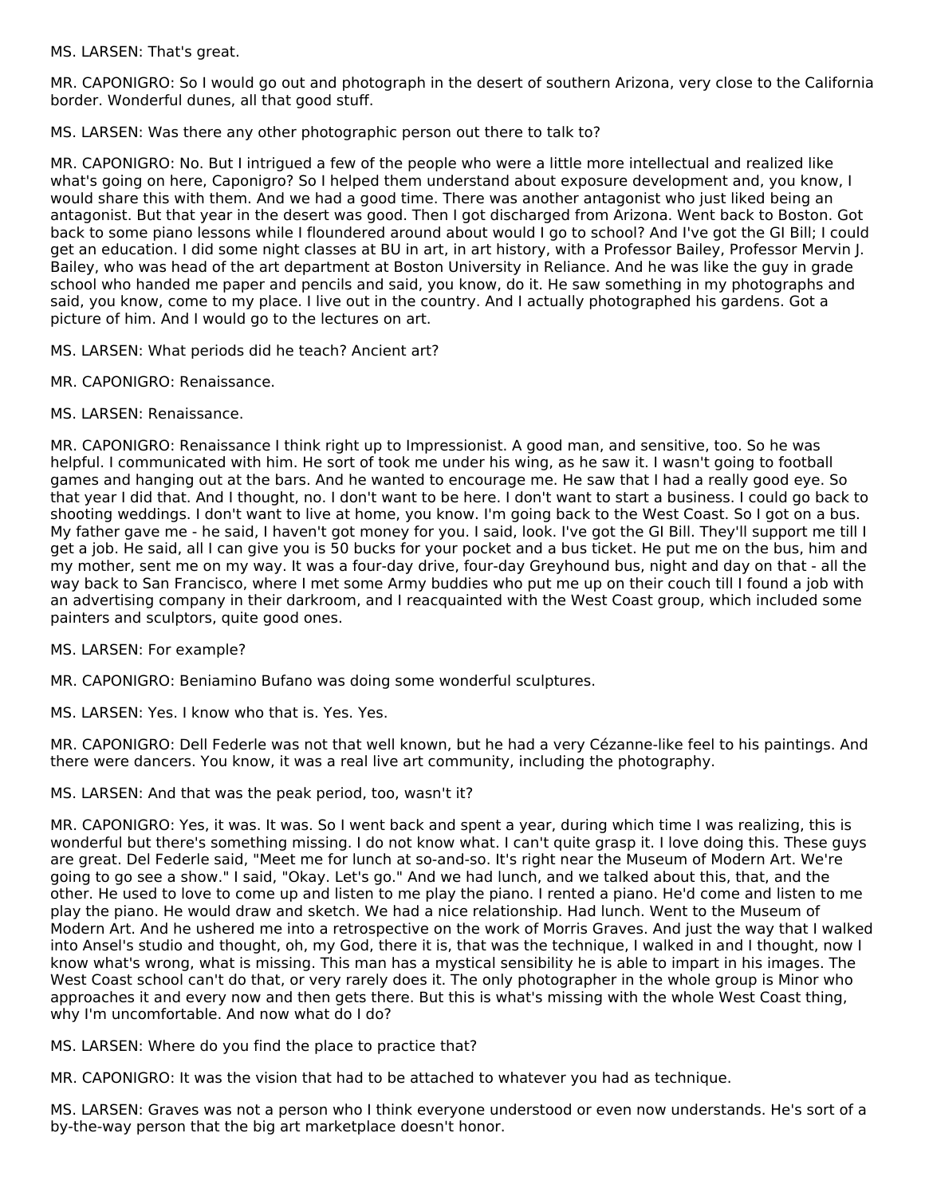MS. LARSEN: That's great.

MR. CAPONIGRO: So I would go out and photograph in the desert of southern Arizona, very close to the California border. Wonderful dunes, all that good stuff.

MS. LARSEN: Was there any other photographic person out there to talk to?

MR. CAPONIGRO: No. But I intrigued a few of the people who were a little more intellectual and realized like what's going on here, Caponigro? So I helped them understand about exposure development and, you know, I would share this with them. And we had a good time. There was another antagonist who just liked being an antagonist. But that year in the desert was good. Then I got discharged from Arizona. Went back to Boston. Got back to some piano lessons while I floundered around about would I go to school? And I've got the GI Bill; I could get an education. I did some night classes at BU in art, in art history, with a Professor Bailey, Professor Mervin J. Bailey, who was head of the art department at Boston University in Reliance. And he was like the guy in grade school who handed me paper and pencils and said, you know, do it. He saw something in my photographs and said, you know, come to my place. I live out in the country. And I actually photographed his gardens. Got a picture of him. And I would go to the lectures on art.

MS. LARSEN: What periods did he teach? Ancient art?

MR. CAPONIGRO: Renaissance.

MS. LARSEN: Renaissance.

MR. CAPONIGRO: Renaissance I think right up to Impressionist. A good man, and sensitive, too. So he was helpful. I communicated with him. He sort of took me under his wing, as he saw it. I wasn't going to football games and hanging out at the bars. And he wanted to encourage me. He saw that I had a really good eye. So that year I did that. And I thought, no. I don't want to be here. I don't want to start a business. I could go back to shooting weddings. I don't want to live at home, you know. I'm going back to the West Coast. So I got on a bus. My father gave me - he said, I haven't got money for you. I said, look. I've got the GI Bill. They'll support me till I get a job. He said, all I can give you is 50 bucks for your pocket and a bus ticket. He put me on the bus, him and my mother, sent me on my way. It was a four-day drive, four-day Greyhound bus, night and day on that - all the way back to San Francisco, where I met some Army buddies who put me up on their couch till I found a job with an advertising company in their darkroom, and I reacquainted with the West Coast group, which included some painters and sculptors, quite good ones.

MS. LARSEN: For example?

MR. CAPONIGRO: Beniamino Bufano was doing some wonderful sculptures.

MS. LARSEN: Yes. I know who that is. Yes. Yes.

MR. CAPONIGRO: Dell Federle was not that well known, but he had a very Cézanne-like feel to his paintings. And there were dancers. You know, it was a real live art community, including the photography.

MS. LARSEN: And that was the peak period, too, wasn't it?

MR. CAPONIGRO: Yes, it was. It was. So I went back and spent a year, during which time I was realizing, this is wonderful but there's something missing. I do not know what. I can't quite grasp it. I love doing this. These guys are great. Del Federle said, "Meet me for lunch at so-and-so. It's right near the Museum of Modern Art. We're going to go see a show." I said, "Okay. Let's go." And we had lunch, and we talked about this, that, and the other. He used to love to come up and listen to me play the piano. I rented a piano. He'd come and listen to me play the piano. He would draw and sketch. We had a nice relationship. Had lunch. Went to the Museum of Modern Art. And he ushered me into a retrospective on the work of Morris Graves. And just the way that I walked into Ansel's studio and thought, oh, my God, there it is, that was the technique, I walked in and I thought, now I know what's wrong, what is missing. This man has a mystical sensibility he is able to impart in his images. The West Coast school can't do that, or very rarely does it. The only photographer in the whole group is Minor who approaches it and every now and then gets there. But this is what's missing with the whole West Coast thing, why I'm uncomfortable. And now what do I do?

MS. LARSEN: Where do you find the place to practice that?

MR. CAPONIGRO: It was the vision that had to be attached to whatever you had as technique.

MS. LARSEN: Graves was not a person who I think everyone understood or even now understands. He's sort of a by-the-way person that the big art marketplace doesn't honor.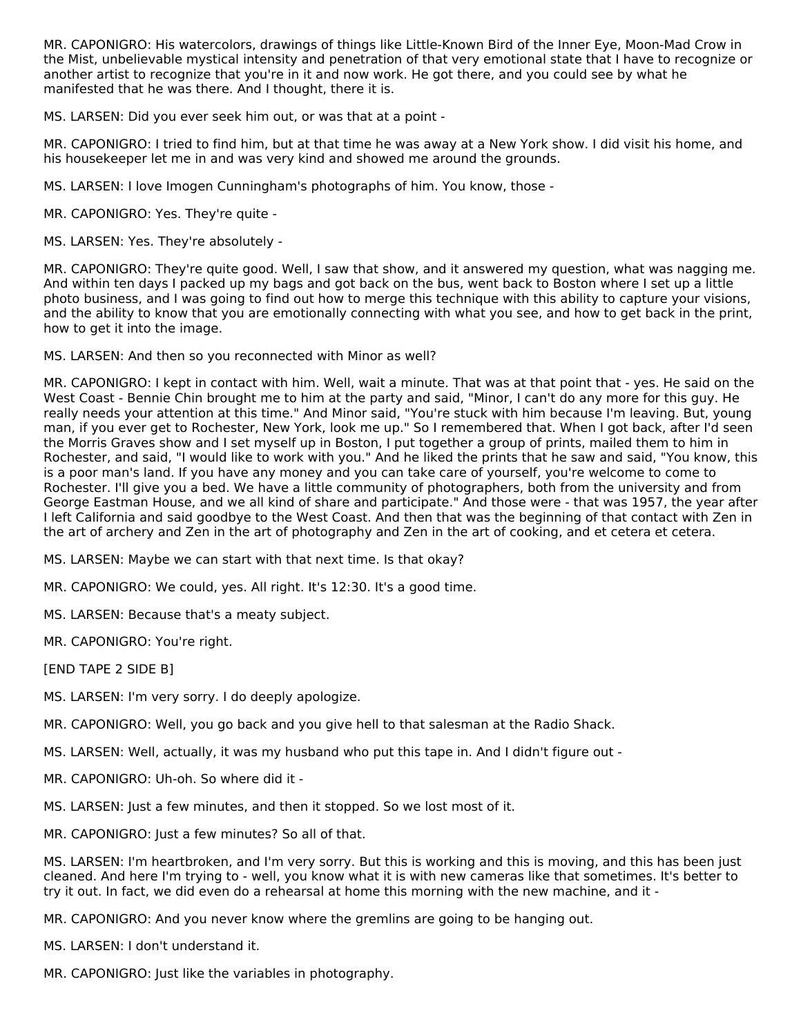MR. CAPONIGRO: His watercolors, drawings of things like Little-Known Bird of the Inner Eye, Moon-Mad Crow in the Mist, unbelievable mystical intensity and penetration of that very emotional state that I have to recognize or another artist to recognize that you're in it and now work. He got there, and you could see by what he manifested that he was there. And I thought, there it is.

MS. LARSEN: Did you ever seek him out, or was that at a point -

MR. CAPONIGRO: I tried to find him, but at that time he was away at a New York show. I did visit his home, and his housekeeper let me in and was very kind and showed me around the grounds.

MS. LARSEN: I love Imogen Cunningham's photographs of him. You know, those -

MR. CAPONIGRO: Yes. They're quite -

MS. LARSEN: Yes. They're absolutely -

MR. CAPONIGRO: They're quite good. Well, I saw that show, and it answered my question, what was nagging me. And within ten days I packed up my bags and got back on the bus, went back to Boston where I set up a little photo business, and I was going to find out how to merge this technique with this ability to capture your visions, and the ability to know that you are emotionally connecting with what you see, and how to get back in the print, how to get it into the image.

MS. LARSEN: And then so you reconnected with Minor as well?

MR. CAPONIGRO: I kept in contact with him. Well, wait a minute. That was at that point that - yes. He said on the West Coast - Bennie Chin brought me to him at the party and said, "Minor, I can't do any more for this guy. He really needs your attention at this time." And Minor said, "You're stuck with him because I'm leaving. But, young man, if you ever get to Rochester, New York, look me up." So I remembered that. When I got back, after I'd seen the Morris Graves show and I set myself up in Boston, I put together a group of prints, mailed them to him in Rochester, and said, "I would like to work with you." And he liked the prints that he saw and said, "You know, this is a poor man's land. If you have any money and you can take care of yourself, you're welcome to come to Rochester. I'll give you a bed. We have a little community of photographers, both from the university and from George Eastman House, and we all kind of share and participate." And those were - that was 1957, the year after I left California and said goodbye to the West Coast. And then that was the beginning of that contact with Zen in the art of archery and Zen in the art of photography and Zen in the art of cooking, and et cetera et cetera.

MS. LARSEN: Maybe we can start with that next time. Is that okay?

MR. CAPONIGRO: We could, yes. All right. It's 12:30. It's a good time.

MS. LARSEN: Because that's a meaty subject.

MR. CAPONIGRO: You're right.

[END TAPE 2 SIDE B]

MS. LARSEN: I'm very sorry. I do deeply apologize.

MR. CAPONIGRO: Well, you go back and you give hell to that salesman at the Radio Shack.

MS. LARSEN: Well, actually, it was my husband who put this tape in. And I didn't figure out -

MR. CAPONIGRO: Uh-oh. So where did it -

MS. LARSEN: Just a few minutes, and then it stopped. So we lost most of it.

MR. CAPONIGRO: Just a few minutes? So all of that.

MS. LARSEN: I'm heartbroken, and I'm very sorry. But this is working and this is moving, and this has been just cleaned. And here I'm trying to - well, you know what it is with new cameras like that sometimes. It's better to try it out. In fact, we did even do a rehearsal at home this morning with the new machine, and it -

MR. CAPONIGRO: And you never know where the gremlins are going to be hanging out.

MS. LARSEN: I don't understand it.

MR. CAPONIGRO: Just like the variables in photography.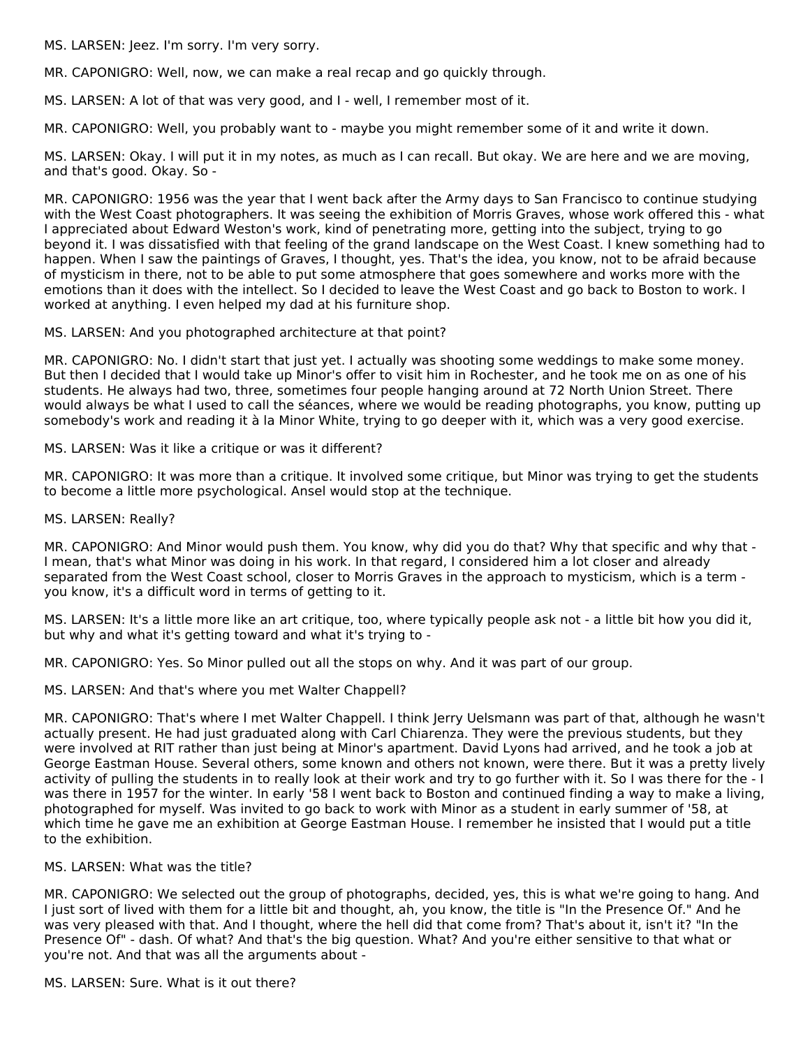MS. LARSEN: Jeez. I'm sorry. I'm very sorry.

MR. CAPONIGRO: Well, now, we can make a real recap and go quickly through.

MS. LARSEN: A lot of that was very good, and I - well, I remember most of it.

MR. CAPONIGRO: Well, you probably want to - maybe you might remember some of it and write it down.

MS. LARSEN: Okay. I will put it in my notes, as much as I can recall. But okay. We are here and we are moving, and that's good. Okay. So -

MR. CAPONIGRO: 1956 was the year that I went back after the Army days to San Francisco to continue studying with the West Coast photographers. It was seeing the exhibition of Morris Graves, whose work offered this - what I appreciated about Edward Weston's work, kind of penetrating more, getting into the subject, trying to go beyond it. I was dissatisfied with that feeling of the grand landscape on the West Coast. I knew something had to happen. When I saw the paintings of Graves, I thought, yes. That's the idea, you know, not to be afraid because of mysticism in there, not to be able to put some atmosphere that goes somewhere and works more with the emotions than it does with the intellect. So I decided to leave the West Coast and go back to Boston to work. I worked at anything. I even helped my dad at his furniture shop.

MS. LARSEN: And you photographed architecture at that point?

MR. CAPONIGRO: No. I didn't start that just yet. I actually was shooting some weddings to make some money. But then I decided that I would take up Minor's offer to visit him in Rochester, and he took me on as one of his students. He always had two, three, sometimes four people hanging around at 72 North Union Street. There would always be what I used to call the séances, where we would be reading photographs, you know, putting up somebody's work and reading it à la Minor White, trying to go deeper with it, which was a very good exercise.

MS. LARSEN: Was it like a critique or was it different?

MR. CAPONIGRO: It was more than a critique. It involved some critique, but Minor was trying to get the students to become a little more psychological. Ansel would stop at the technique.

MS. LARSEN: Really?

MR. CAPONIGRO: And Minor would push them. You know, why did you do that? Why that specific and why that - I mean, that's what Minor was doing in his work. In that regard, I considered him a lot closer and already separated from the West Coast school, closer to Morris Graves in the approach to mysticism, which is a term - you know, it's a difficult word in terms of getting to it.

MS. LARSEN: It's a little more like an art critique, too, where typically people ask not - a little bit how you did it, but why and what it's getting toward and what it's trying to -

MR. CAPONIGRO: Yes. So Minor pulled out all the stops on why. And it was part of our group.

MS. LARSEN: And that's where you met Walter Chappell?

MR. CAPONIGRO: That's where I met Walter Chappell. I think Jerry Uelsmann was part of that, although he wasn't actually present. He had just graduated along with Carl Chiarenza. They were the previous students, but they were involved at RIT rather than just being at Minor's apartment. David Lyons had arrived, and he took a job at George Eastman House. Several others, some known and others not known, were there. But it was a pretty lively activity of pulling the students in to really look at their work and try to go further with it. So I was there for the - I was there in 1957 for the winter. In early '58 I went back to Boston and continued finding a way to make a living, photographed for myself. Was invited to go back to work with Minor as a student in early summer of '58, at which time he gave me an exhibition at George Eastman House. I remember he insisted that I would put a title to the exhibition.

MS. LARSEN: What was the title?

MR. CAPONIGRO: We selected out the group of photographs, decided, yes, this is what we're going to hang. And I just sort of lived with them for a little bit and thought, ah, you know, the title is "In the Presence Of." And he was very pleased with that. And I thought, where the hell did that come from? That's about it, isn't it? "In the Presence Of" - dash. Of what? And that's the big question. What? And you're either sensitive to that what or you're not. And that was all the arguments about -

MS. LARSEN: Sure. What is it out there?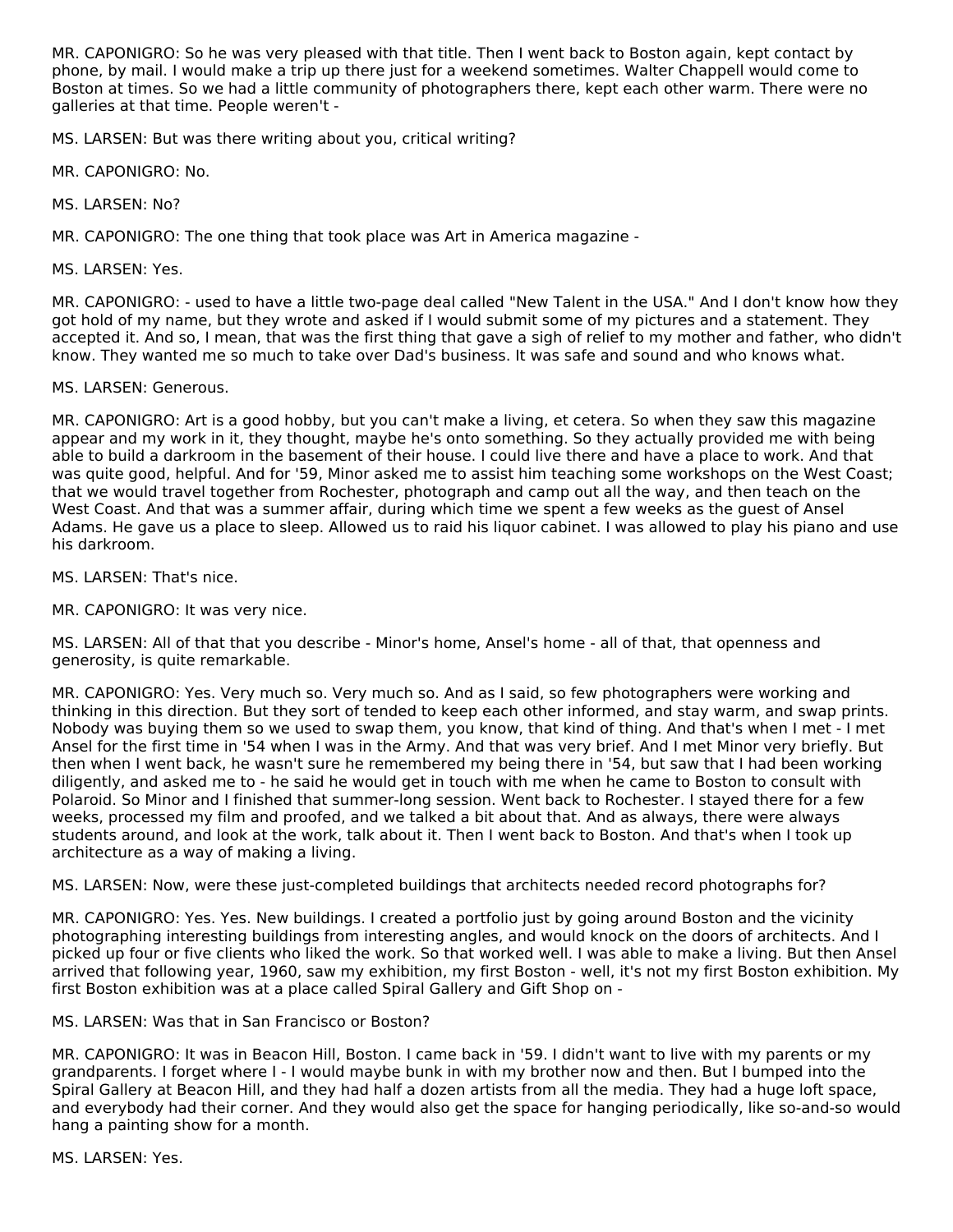MR. CAPONIGRO: So he was very pleased with that title. Then I went back to Boston again, kept contact by phone, by mail. I would make a trip up there just for a weekend sometimes. Walter Chappell would come to Boston at times. So we had a little community of photographers there, kept each other warm. There were no galleries at that time. People weren't -

MS. LARSEN: But was there writing about you, critical writing?

MR. CAPONIGRO: No.

MS. LARSEN: No?

MR. CAPONIGRO: The one thing that took place was Art in America magazine -

MS. LARSEN: Yes.

MR. CAPONIGRO: - used to have a little two-page deal called "New Talent in the USA." And I don't know how they got hold of my name, but they wrote and asked if I would submit some of my pictures and a statement. They accepted it. And so, I mean, that was the first thing that gave a sigh of relief to my mother and father, who didn't know. They wanted me so much to take over Dad's business. It was safe and sound and who knows what.

MS. LARSEN: Generous.

MR. CAPONIGRO: Art is a good hobby, but you can't make a living, et cetera. So when they saw this magazine appear and my work in it, they thought, maybe he's onto something. So they actually provided me with being able to build a darkroom in the basement of their house. I could live there and have a place to work. And that was quite good, helpful. And for '59, Minor asked me to assist him teaching some workshops on the West Coast; that we would travel together from Rochester, photograph and camp out all the way, and then teach on the West Coast. And that was a summer affair, during which time we spent a few weeks as the guest of Ansel Adams. He gave us a place to sleep. Allowed us to raid his liquor cabinet. I was allowed to play his piano and use his darkroom.

MS. LARSEN: That's nice.

MR. CAPONIGRO: It was very nice.

MS. LARSEN: All of that that you describe - Minor's home, Ansel's home - all of that, that openness and generosity, is quite remarkable.

MR. CAPONIGRO: Yes. Very much so. Very much so. And as I said, so few photographers were working and thinking in this direction. But they sort of tended to keep each other informed, and stay warm, and swap prints. Nobody was buying them so we used to swap them, you know, that kind of thing. And that's when I met - I met Ansel for the first time in '54 when I was in the Army. And that was very brief. And I met Minor very briefly. But then when I went back, he wasn't sure he remembered my being there in '54, but saw that I had been working diligently, and asked me to - he said he would get in touch with me when he came to Boston to consult with Polaroid. So Minor and I finished that summer-long session. Went back to Rochester. I stayed there for a few weeks, processed my film and proofed, and we talked a bit about that. And as always, there were always students around, and look at the work, talk about it. Then I went back to Boston. And that's when I took up architecture as a way of making a living.

MS. LARSEN: Now, were these just-completed buildings that architects needed record photographs for?

MR. CAPONIGRO: Yes. Yes. New buildings. I created a portfolio just by going around Boston and the vicinity photographing interesting buildings from interesting angles, and would knock on the doors of architects. And I picked up four or five clients who liked the work. So that worked well. I was able to make a living. But then Ansel arrived that following year, 1960, saw my exhibition, my first Boston - well, it's not my first Boston exhibition. My first Boston exhibition was at a place called Spiral Gallery and Gift Shop on -

MS. LARSEN: Was that in San Francisco or Boston?

MR. CAPONIGRO: It was in Beacon Hill, Boston. I came back in '59. I didn't want to live with my parents or my grandparents. I forget where I - I would maybe bunk in with my brother now and then. But I bumped into the Spiral Gallery at Beacon Hill, and they had half a dozen artists from all the media. They had a huge loft space, and everybody had their corner. And they would also get the space for hanging periodically, like so-and-so would hang a painting show for a month.

MS. LARSEN: Yes.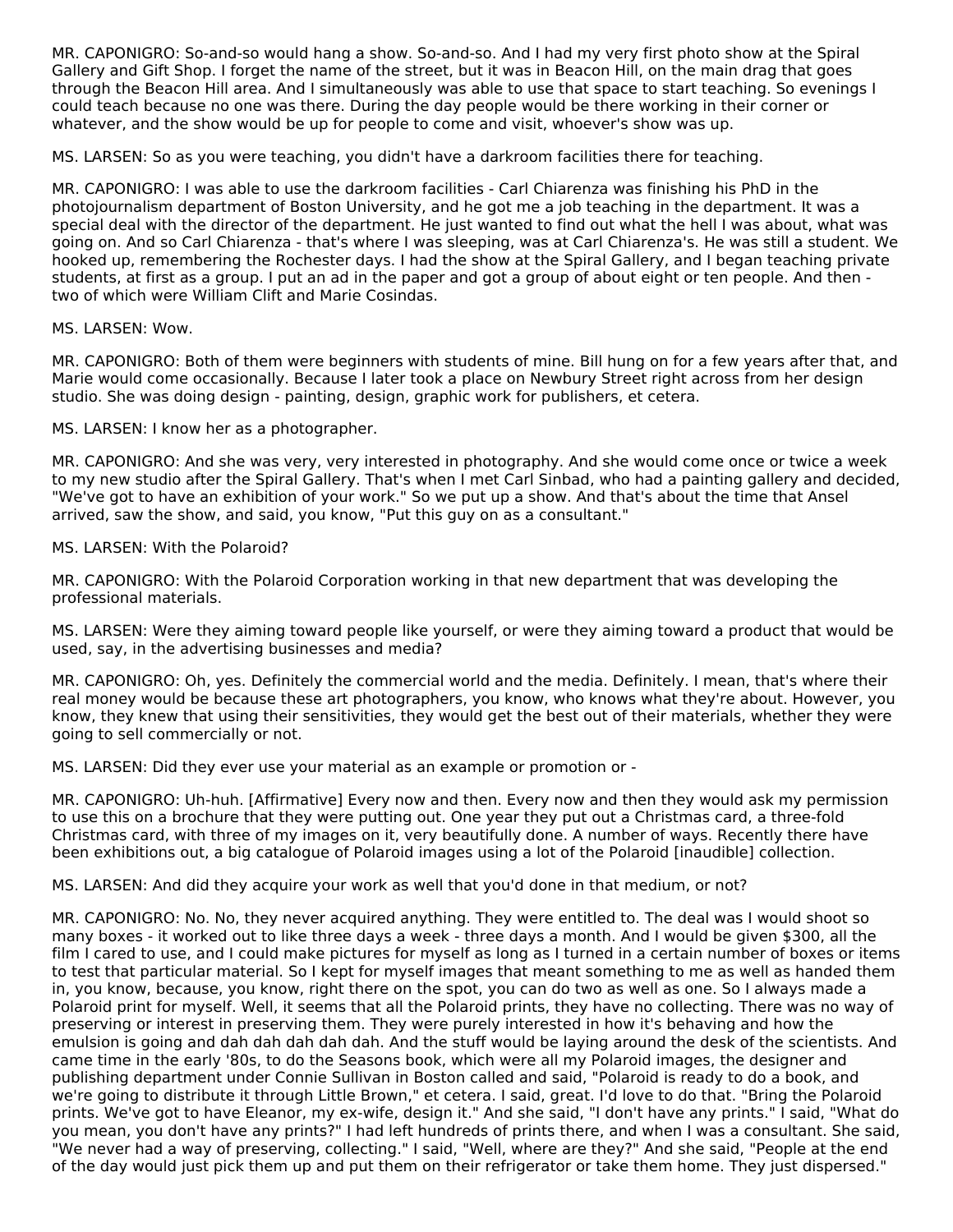MR. CAPONIGRO: So-and-so would hang a show. So-and-so. And I had my very first photo show at the Spiral Gallery and Gift Shop. I forget the name of the street, but it was in Beacon Hill, on the main drag that goes through the Beacon Hill area. And I simultaneously was able to use that space to start teaching. So evenings I could teach because no one was there. During the day people would be there working in their corner or whatever, and the show would be up for people to come and visit, whoever's show was up.

MS. LARSEN: So as you were teaching, you didn't have a darkroom facilities there for teaching.

MR. CAPONIGRO: I was able to use the darkroom facilities - Carl Chiarenza was finishing his PhD in the photojournalism department of Boston University, and he got me a job teaching in the department. It was a special deal with the director of the department. He just wanted to find out what the hell I was about, what was going on. And so Carl Chiarenza - that's where I was sleeping, was at Carl Chiarenza's. He was still a student. We hooked up, remembering the Rochester days. I had the show at the Spiral Gallery, and I began teaching private students, at first as a group. I put an ad in the paper and got a group of about eight or ten people. And then - two of which were William Clift and Marie Cosindas.

MS. LARSEN: Wow.

MR. CAPONIGRO: Both of them were beginners with students of mine. Bill hung on for a few years after that, and Marie would come occasionally. Because I later took a place on Newbury Street right across from her design studio. She was doing design - painting, design, graphic work for publishers, et cetera.

MS. LARSEN: I know her as a photographer.

MR. CAPONIGRO: And she was very, very interested in photography. And she would come once or twice a week to my new studio after the Spiral Gallery. That's when I met Carl Sinbad, who had a painting gallery and decided, "We've got to have an exhibition of your work." So we put up a show. And that's about the time that Ansel arrived, saw the show, and said, you know, "Put this guy on as a consultant."

MS. LARSEN: With the Polaroid?

MR. CAPONIGRO: With the Polaroid Corporation working in that new department that was developing the professional materials.

MS. LARSEN: Were they aiming toward people like yourself, or were they aiming toward a product that would be used, say, in the advertising businesses and media?

MR. CAPONIGRO: Oh, yes. Definitely the commercial world and the media. Definitely. I mean, that's where their real money would be because these art photographers, you know, who knows what they're about. However, you know, they knew that using their sensitivities, they would get the best out of their materials, whether they were going to sell commercially or not.

MS. LARSEN: Did they ever use your material as an example or promotion or -

MR. CAPONIGRO: Uh-huh. [Affirmative] Every now and then. Every now and then they would ask my permission to use this on a brochure that they were putting out. One year they put out a Christmas card, a three-fold Christmas card, with three of my images on it, very beautifully done. A number of ways. Recently there have been exhibitions out, a big catalogue of Polaroid images using a lot of the Polaroid [inaudible] collection.

MS. LARSEN: And did they acquire your work as well that you'd done in that medium, or not?

MR. CAPONIGRO: No. No, they never acquired anything. They were entitled to. The deal was I would shoot so many boxes - it worked out to like three days a week - three days a month. And I would be given $300, all the film I cared to use, and I could make pictures for myself as long as I turned in a certain number of boxes or items to test that particular material. So I kept for myself images that meant something to me as well as handed them in, you know, because, you know, right there on the spot, you can do two as well as one. So I always made a Polaroid print for myself. Well, it seems that all the Polaroid prints, they have no collecting. There was no way of preserving or interest in preserving them. They were purely interested in how it's behaving and how the emulsion is going and dah dah dah dah dah. And the stuff would be laying around the desk of the scientists. And came time in the early '80s, to do the Seasons book, which were all my Polaroid images, the designer and publishing department under Connie Sullivan in Boston called and said, "Polaroid is ready to do a book, and we're going to distribute it through Little Brown," et cetera. I said, great. I'd love to do that. "Bring the Polaroid prints. We've got to have Eleanor, my ex-wife, design it." And she said, "I don't have any prints." I said, "What do you mean, you don't have any prints?" I had left hundreds of prints there, and when I was a consultant. She said, "We never had a way of preserving, collecting." I said, "Well, where are they?" And she said, "People at the end of the day would just pick them up and put them on their refrigerator or take them home. They just dispersed."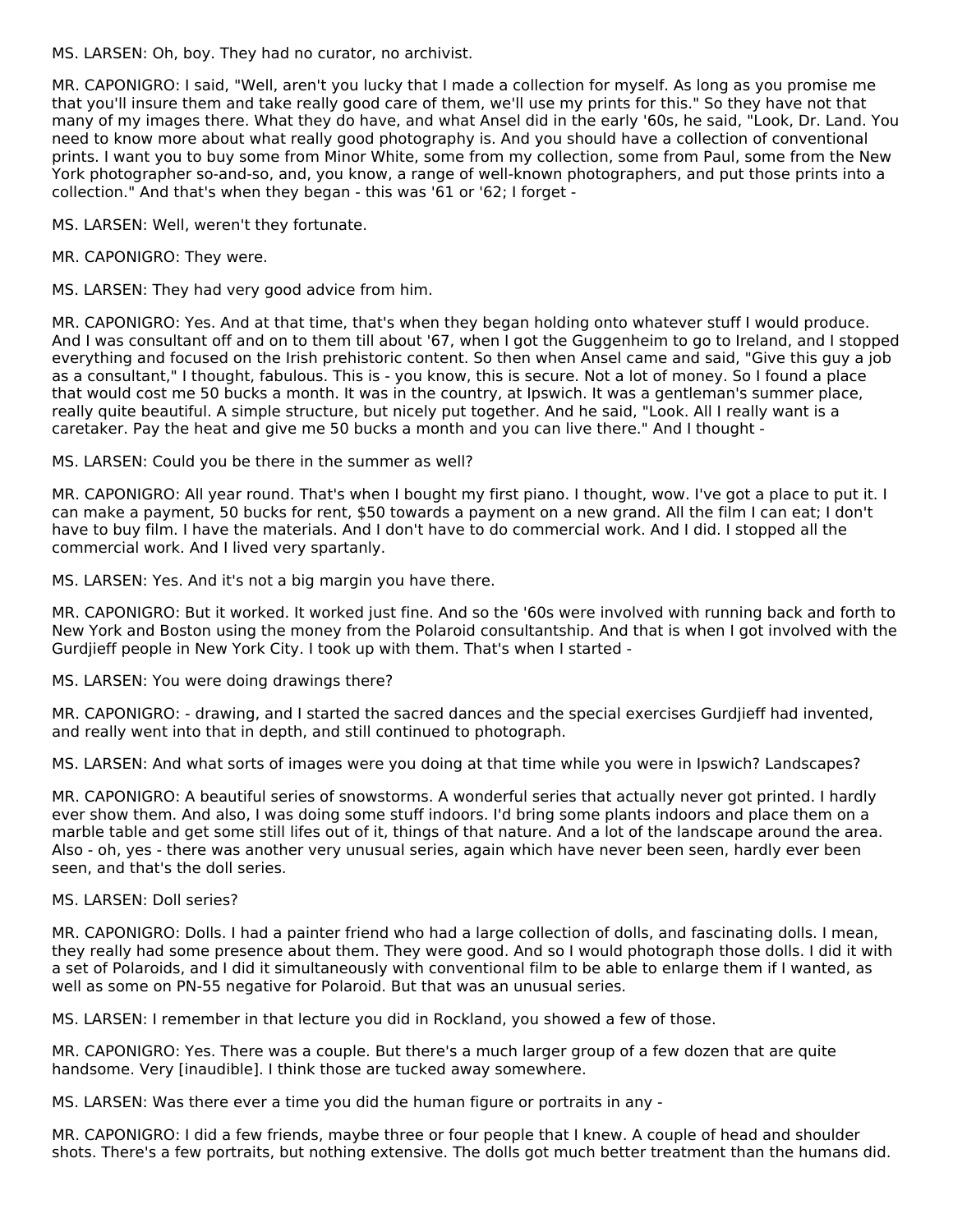MS. LARSEN: Oh, boy. They had no curator, no archivist.

MR. CAPONIGRO: I said, "Well, aren't you lucky that I made a collection for myself. As long as you promise me that you'll insure them and take really good care of them, we'll use my prints for this." So they have not that many of my images there. What they do have, and what Ansel did in the early '60s, he said, "Look, Dr. Land. You need to know more about what really good photography is. And you should have a collection of conventional prints. I want you to buy some from Minor White, some from my collection, some from Paul, some from the New York photographer so-and-so, and, you know, a range of well-known photographers, and put those prints into a collection." And that's when they began - this was '61 or '62; I forget -

MS. LARSEN: Well, weren't they fortunate.

MR. CAPONIGRO: They were.

MS. LARSEN: They had very good advice from him.

MR. CAPONIGRO: Yes. And at that time, that's when they began holding onto whatever stuff I would produce. And I was consultant off and on to them till about '67, when I got the Guggenheim to go to Ireland, and I stopped everything and focused on the Irish prehistoric content. So then when Ansel came and said, "Give this guy a job as a consultant," I thought, fabulous. This is - you know, this is secure. Not a lot of money. So I found a place that would cost me 50 bucks a month. It was in the country, at Ipswich. It was a gentleman's summer place, really quite beautiful. A simple structure, but nicely put together. And he said, "Look. All I really want is a caretaker. Pay the heat and give me 50 bucks a month and you can live there." And I thought -

MS. LARSEN: Could you be there in the summer as well?

MR. CAPONIGRO: All year round. That's when I bought my first piano. I thought, wow. I've got a place to put it. I can make a payment, 50 bucks for rent, $50 towards a payment on a new grand. All the film I can eat; I don't have to buy film. I have the materials. And I don't have to do commercial work. And I did. I stopped all the commercial work. And I lived very spartanly.

MS. LARSEN: Yes. And it's not a big margin you have there.

MR. CAPONIGRO: But it worked. It worked just fine. And so the '60s were involved with running back and forth to New York and Boston using the money from the Polaroid consultantship. And that is when I got involved with the Gurdjieff people in New York City. I took up with them. That's when I started -

MS. LARSEN: You were doing drawings there?

MR. CAPONIGRO: - drawing, and I started the sacred dances and the special exercises Gurdjieff had invented, and really went into that in depth, and still continued to photograph.

MS. LARSEN: And what sorts of images were you doing at that time while you were in Ipswich? Landscapes?

MR. CAPONIGRO: A beautiful series of snowstorms. A wonderful series that actually never got printed. I hardly ever show them. And also, I was doing some stuff indoors. I'd bring some plants indoors and place them on a marble table and get some still lifes out of it, things of that nature. And a lot of the landscape around the area. Also - oh, yes - there was another very unusual series, again which have never been seen, hardly ever been seen, and that's the doll series.

MS. LARSEN: Doll series?

MR. CAPONIGRO: Dolls. I had a painter friend who had a large collection of dolls, and fascinating dolls. I mean, they really had some presence about them. They were good. And so I would photograph those dolls. I did it with a set of Polaroids, and I did it simultaneously with conventional film to be able to enlarge them if I wanted, as well as some on PN-55 negative for Polaroid. But that was an unusual series.

MS. LARSEN: I remember in that lecture you did in Rockland, you showed a few of those.

MR. CAPONIGRO: Yes. There was a couple. But there's a much larger group of a few dozen that are quite handsome. Very [inaudible]. I think those are tucked away somewhere.

MS. LARSEN: Was there ever a time you did the human figure or portraits in any -

MR. CAPONIGRO: I did a few friends, maybe three or four people that I knew. A couple of head and shoulder shots. There's a few portraits, but nothing extensive. The dolls got much better treatment than the humans did.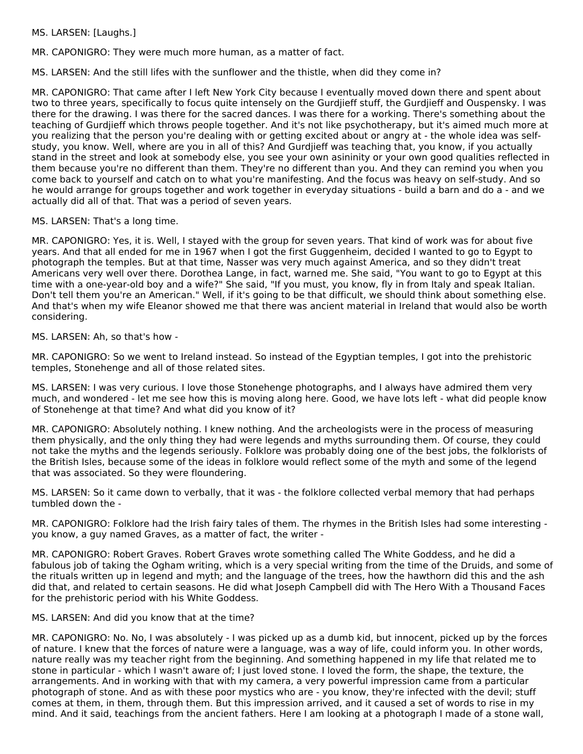MS. LARSEN: [Laughs.]

MR. CAPONIGRO: They were much more human, as a matter of fact.

MS. LARSEN: And the still lifes with the sunflower and the thistle, when did they come in?

MR. CAPONIGRO: That came after I left New York City because I eventually moved down there and spent about two to three years, specifically to focus quite intensely on the Gurdjieff stuff, the Gurdjieff and Ouspensky. I was there for the drawing. I was there for the sacred dances. I was there for a working. There's something about the teaching of Gurdjieff which throws people together. And it's not like psychotherapy, but it's aimed much more at you realizing that the person you're dealing with or getting excited about or angry at - the whole idea was self-study, you know. Well, where are you in all of this? And Gurdjieff was teaching that, you know, if you actually stand in the street and look at somebody else, you see your own asininity or your own good qualities reflected in them because you're no different than them. They're no different than you. And they can remind you when you come back to yourself and catch on to what you're manifesting. And the focus was heavy on self-study. And so he would arrange for groups together and work together in everyday situations - build a barn and do a - and we actually did all of that. That was a period of seven years.

MS. LARSEN: That's a long time.

MR. CAPONIGRO: Yes, it is. Well, I stayed with the group for seven years. That kind of work was for about five years. And that all ended for me in 1967 when I got the first Guggenheim, decided I wanted to go to Egypt to photograph the temples. But at that time, Nasser was very much against America, and so they didn't treat Americans very well over there. Dorothea Lange, in fact, warned me. She said, "You want to go to Egypt at this time with a one-year-old boy and a wife?" She said, "If you must, you know, fly in from Italy and speak Italian. Don't tell them you're an American." Well, if it's going to be that difficult, we should think about something else. And that's when my wife Eleanor showed me that there was ancient material in Ireland that would also be worth considering.

MS. LARSEN: Ah, so that's how -

MR. CAPONIGRO: So we went to Ireland instead. So instead of the Egyptian temples, I got into the prehistoric temples, Stonehenge and all of those related sites.

MS. LARSEN: I was very curious. I love those Stonehenge photographs, and I always have admired them very much, and wondered - let me see how this is moving along here. Good, we have lots left - what did people know of Stonehenge at that time? And what did you know of it?

MR. CAPONIGRO: Absolutely nothing. I knew nothing. And the archeologists were in the process of measuring them physically, and the only thing they had were legends and myths surrounding them. Of course, they could not take the myths and the legends seriously. Folklore was probably doing one of the best jobs, the folklorists of the British Isles, because some of the ideas in folklore would reflect some of the myth and some of the legend that was associated. So they were floundering.

MS. LARSEN: So it came down to verbally, that it was - the folklore collected verbal memory that had perhaps tumbled down the -

MR. CAPONIGRO: Folklore had the Irish fairy tales of them. The rhymes in the British Isles had some interesting - you know, a guy named Graves, as a matter of fact, the writer -

MR. CAPONIGRO: Robert Graves. Robert Graves wrote something called The White Goddess, and he did a fabulous job of taking the Ogham writing, which is a very special writing from the time of the Druids, and some of the rituals written up in legend and myth; and the language of the trees, how the hawthorn did this and the ash did that, and related to certain seasons. He did what Joseph Campbell did with The Hero With a Thousand Faces for the prehistoric period with his White Goddess.

MS. LARSEN: And did you know that at the time?

MR. CAPONIGRO: No. No, I was absolutely - I was picked up as a dumb kid, but innocent, picked up by the forces of nature. I knew that the forces of nature were a language, was a way of life, could inform you. In other words, nature really was my teacher right from the beginning. And something happened in my life that related me to stone in particular - which I wasn't aware of; I just loved stone. I loved the form, the shape, the texture, the arrangements. And in working with that with my camera, a very powerful impression came from a particular photograph of stone. And as with these poor mystics who are - you know, they're infected with the devil; stuff comes at them, in them, through them. But this impression arrived, and it caused a set of words to rise in my mind. And it said, teachings from the ancient fathers. Here I am looking at a photograph I made of a stone wall,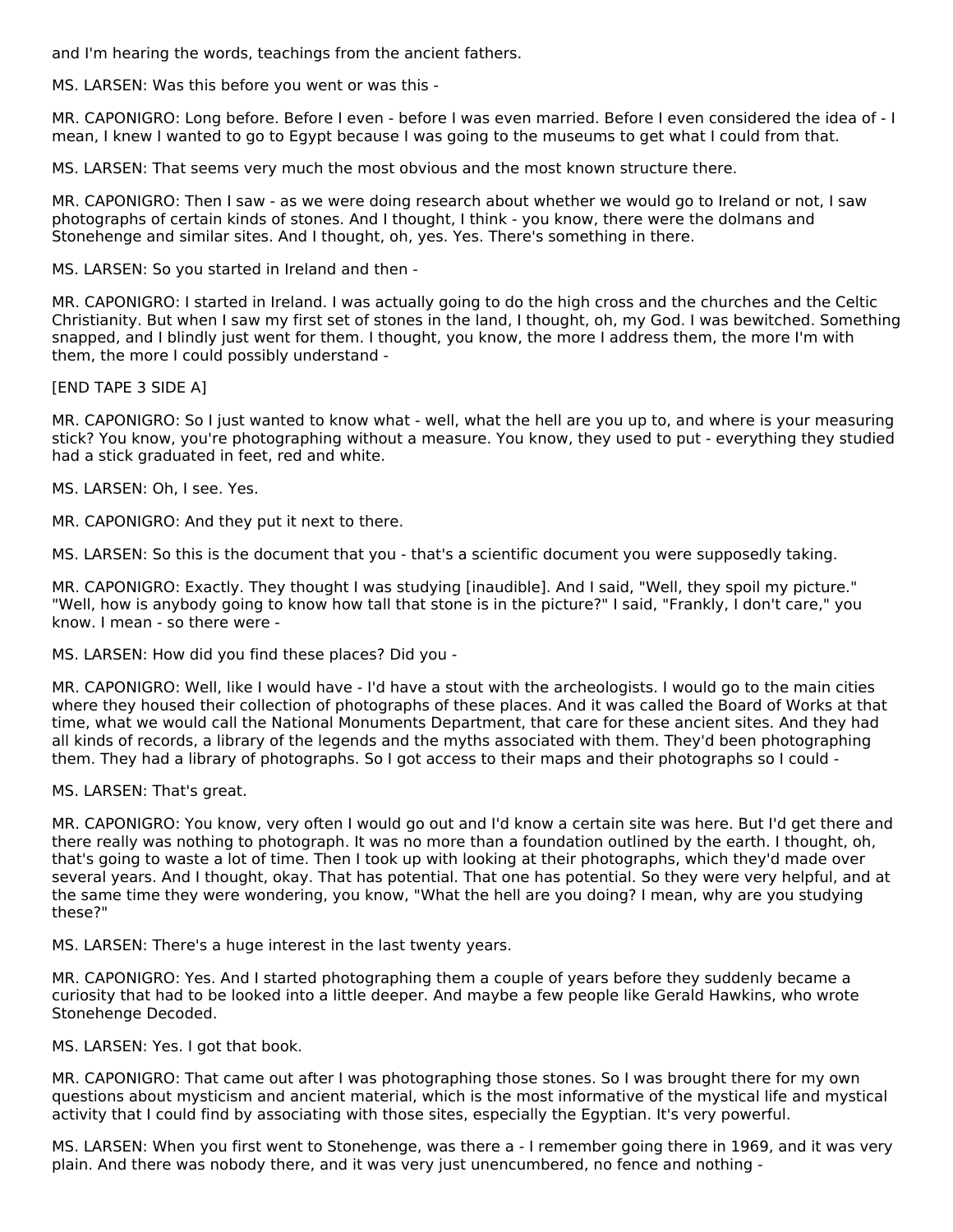and I'm hearing the words, teachings from the ancient fathers.

MS. LARSEN: Was this before you went or was this -

MR. CAPONIGRO: Long before. Before I even - before I was even married. Before I even considered the idea of - I mean, I knew I wanted to go to Egypt because I was going to the museums to get what I could from that.

MS. LARSEN: That seems very much the most obvious and the most known structure there.

MR. CAPONIGRO: Then I saw - as we were doing research about whether we would go to Ireland or not, I saw photographs of certain kinds of stones. And I thought, I think - you know, there were the dolmans and Stonehenge and similar sites. And I thought, oh, yes. Yes. There's something in there.

MS. LARSEN: So you started in Ireland and then -

MR. CAPONIGRO: I started in Ireland. I was actually going to do the high cross and the churches and the Celtic Christianity. But when I saw my first set of stones in the land, I thought, oh, my God. I was bewitched. Something snapped, and I blindly just went for them. I thought, you know, the more I address them, the more I'm with them, the more I could possibly understand -

[END TAPE 3 SIDE A]

MR. CAPONIGRO: So I just wanted to know what - well, what the hell are you up to, and where is your measuring stick? You know, you're photographing without a measure. You know, they used to put - everything they studied had a stick graduated in feet, red and white.

MS. LARSEN: Oh, I see. Yes.

MR. CAPONIGRO: And they put it next to there.

MS. LARSEN: So this is the document that you - that's a scientific document you were supposedly taking.

MR. CAPONIGRO: Exactly. They thought I was studying [inaudible]. And I said, "Well, they spoil my picture." "Well, how is anybody going to know how tall that stone is in the picture?" I said, "Frankly, I don't care," you know. I mean - so there were -

MS. LARSEN: How did you find these places? Did you -

MR. CAPONIGRO: Well, like I would have - I'd have a stout with the archeologists. I would go to the main cities where they housed their collection of photographs of these places. And it was called the Board of Works at that time, what we would call the National Monuments Department, that care for these ancient sites. And they had all kinds of records, a library of the legends and the myths associated with them. They'd been photographing them. They had a library of photographs. So I got access to their maps and their photographs so I could -

MS. LARSEN: That's great.

MR. CAPONIGRO: You know, very often I would go out and I'd know a certain site was here. But I'd get there and there really was nothing to photograph. It was no more than a foundation outlined by the earth. I thought, oh, that's going to waste a lot of time. Then I took up with looking at their photographs, which they'd made over several years. And I thought, okay. That has potential. That one has potential. So they were very helpful, and at the same time they were wondering, you know, "What the hell are you doing? I mean, why are you studying these?"

MS. LARSEN: There's a huge interest in the last twenty years.

MR. CAPONIGRO: Yes. And I started photographing them a couple of years before they suddenly became a curiosity that had to be looked into a little deeper. And maybe a few people like Gerald Hawkins, who wrote Stonehenge Decoded.

MS. LARSEN: Yes. I got that book.

MR. CAPONIGRO: That came out after I was photographing those stones. So I was brought there for my own questions about mysticism and ancient material, which is the most informative of the mystical life and mystical activity that I could find by associating with those sites, especially the Egyptian. It's very powerful.

MS. LARSEN: When you first went to Stonehenge, was there a - I remember going there in 1969, and it was very plain. And there was nobody there, and it was very just unencumbered, no fence and nothing -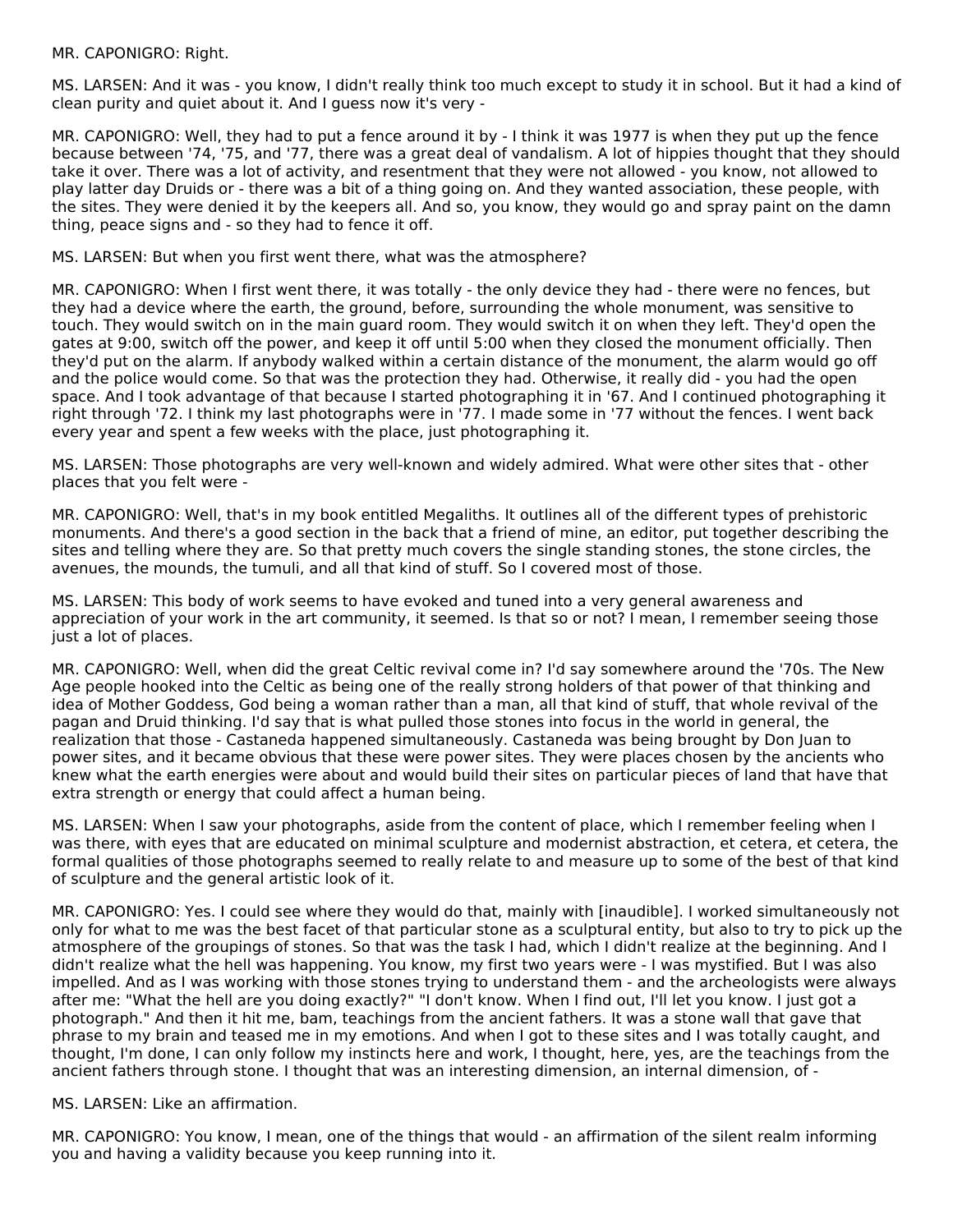MR. CAPONIGRO: Right.

MS. LARSEN: And it was - you know, I didn't really think too much except to study it in school. But it had a kind of clean purity and quiet about it. And I guess now it's very -

MR. CAPONIGRO: Well, they had to put a fence around it by - I think it was 1977 is when they put up the fence because between '74, '75, and '77, there was a great deal of vandalism. A lot of hippies thought that they should take it over. There was a lot of activity, and resentment that they were not allowed - you know, not allowed to play latter day Druids or - there was a bit of a thing going on. And they wanted association, these people, with the sites. They were denied it by the keepers all. And so, you know, they would go and spray paint on the damn thing, peace signs and - so they had to fence it off.

MS. LARSEN: But when you first went there, what was the atmosphere?

MR. CAPONIGRO: When I first went there, it was totally - the only device they had - there were no fences, but they had a device where the earth, the ground, before, surrounding the whole monument, was sensitive to touch. They would switch on in the main guard room. They would switch it on when they left. They'd open the gates at 9:00, switch off the power, and keep it off until 5:00 when they closed the monument officially. Then they'd put on the alarm. If anybody walked within a certain distance of the monument, the alarm would go off and the police would come. So that was the protection they had. Otherwise, it really did - you had the open space. And I took advantage of that because I started photographing it in '67. And I continued photographing it right through '72. I think my last photographs were in '77. I made some in '77 without the fences. I went back every year and spent a few weeks with the place, just photographing it.

MS. LARSEN: Those photographs are very well-known and widely admired. What were other sites that - other places that you felt were -

MR. CAPONIGRO: Well, that's in my book entitled Megaliths. It outlines all of the different types of prehistoric monuments. And there's a good section in the back that a friend of mine, an editor, put together describing the sites and telling where they are. So that pretty much covers the single standing stones, the stone circles, the avenues, the mounds, the tumuli, and all that kind of stuff. So I covered most of those.

MS. LARSEN: This body of work seems to have evoked and tuned into a very general awareness and appreciation of your work in the art community, it seemed. Is that so or not? I mean, I remember seeing those just a lot of places.

MR. CAPONIGRO: Well, when did the great Celtic revival come in? I'd say somewhere around the '70s. The New Age people hooked into the Celtic as being one of the really strong holders of that power of that thinking and idea of Mother Goddess, God being a woman rather than a man, all that kind of stuff, that whole revival of the pagan and Druid thinking. I'd say that is what pulled those stones into focus in the world in general, the realization that those - Castaneda happened simultaneously. Castaneda was being brought by Don Juan to power sites, and it became obvious that these were power sites. They were places chosen by the ancients who knew what the earth energies were about and would build their sites on particular pieces of land that have that extra strength or energy that could affect a human being.

MS. LARSEN: When I saw your photographs, aside from the content of place, which I remember feeling when I was there, with eyes that are educated on minimal sculpture and modernist abstraction, et cetera, et cetera, the formal qualities of those photographs seemed to really relate to and measure up to some of the best of that kind of sculpture and the general artistic look of it.

MR. CAPONIGRO: Yes. I could see where they would do that, mainly with [inaudible]. I worked simultaneously not only for what to me was the best facet of that particular stone as a sculptural entity, but also to try to pick up the atmosphere of the groupings of stones. So that was the task I had, which I didn't realize at the beginning. And I didn't realize what the hell was happening. You know, my first two years were - I was mystified. But I was also impelled. And as I was working with those stones trying to understand them - and the archeologists were always after me: "What the hell are you doing exactly?" "I don't know. When I find out, I'll let you know. I just got a photograph." And then it hit me, bam, teachings from the ancient fathers. It was a stone wall that gave that phrase to my brain and teased me in my emotions. And when I got to these sites and I was totally caught, and thought, I'm done, I can only follow my instincts here and work, I thought, here, yes, are the teachings from the ancient fathers through stone. I thought that was an interesting dimension, an internal dimension, of -

MS. LARSEN: Like an affirmation.

MR. CAPONIGRO: You know, I mean, one of the things that would - an affirmation of the silent realm informing you and having a validity because you keep running into it.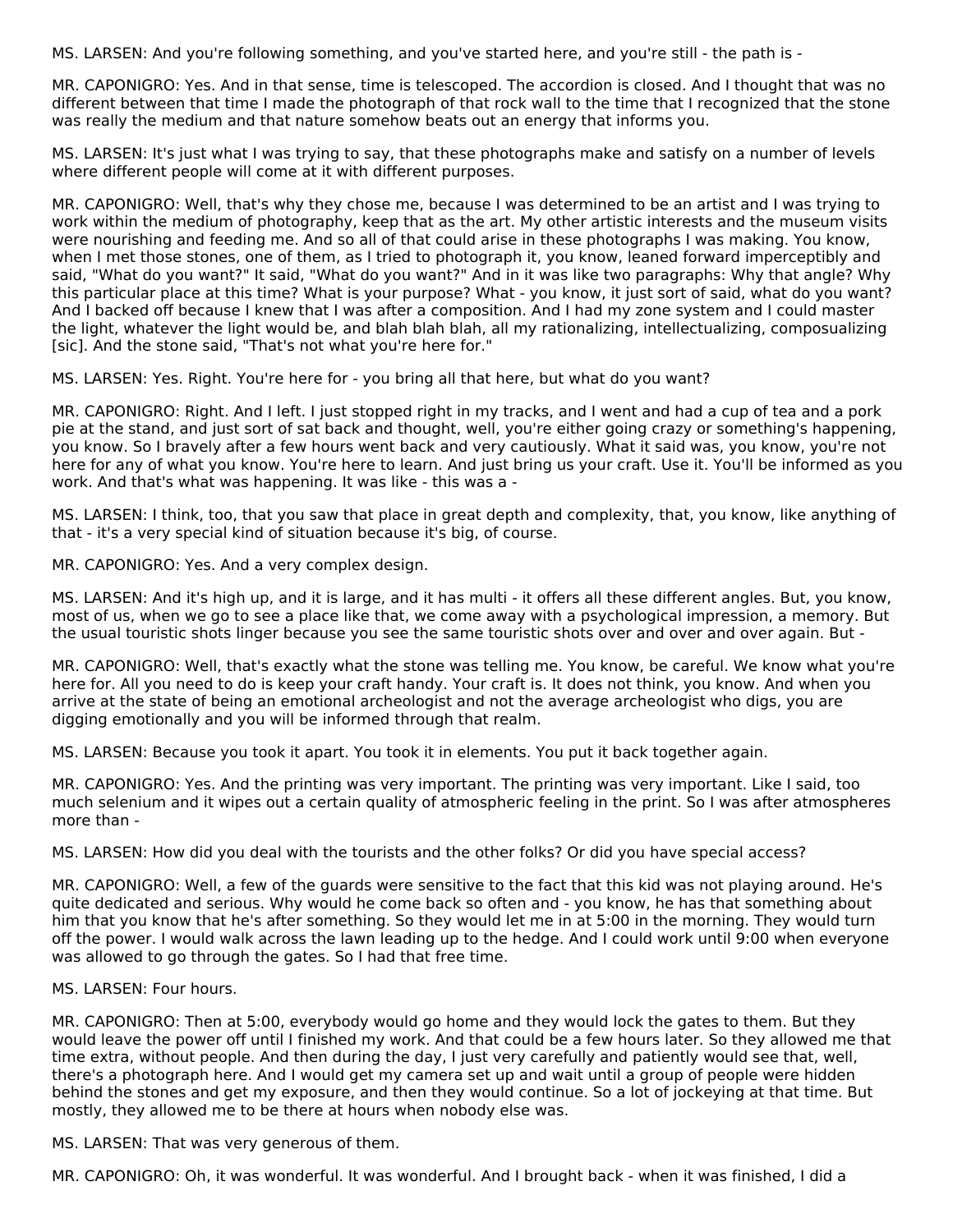MS. LARSEN: And you're following something, and you've started here, and you're still - the path is -

MR. CAPONIGRO: Yes. And in that sense, time is telescoped. The accordion is closed. And I thought that was no different between that time I made the photograph of that rock wall to the time that I recognized that the stone was really the medium and that nature somehow beats out an energy that informs you.

MS. LARSEN: It's just what I was trying to say, that these photographs make and satisfy on a number of levels where different people will come at it with different purposes.

MR. CAPONIGRO: Well, that's why they chose me, because I was determined to be an artist and I was trying to work within the medium of photography, keep that as the art. My other artistic interests and the museum visits were nourishing and feeding me. And so all of that could arise in these photographs I was making. You know, when I met those stones, one of them, as I tried to photograph it, you know, leaned forward imperceptibly and said, "What do you want?" It said, "What do you want?" And in it was like two paragraphs: Why that angle? Why this particular place at this time? What is your purpose? What - you know, it just sort of said, what do you want? And I backed off because I knew that I was after a composition. And I had my zone system and I could master the light, whatever the light would be, and blah blah blah, all my rationalizing, intellectualizing, composualizing [sic]. And the stone said, "That's not what you're here for."

MS. LARSEN: Yes. Right. You're here for - you bring all that here, but what do you want?

MR. CAPONIGRO: Right. And I left. I just stopped right in my tracks, and I went and had a cup of tea and a pork pie at the stand, and just sort of sat back and thought, well, you're either going crazy or something's happening, you know. So I bravely after a few hours went back and very cautiously. What it said was, you know, you're not here for any of what you know. You're here to learn. And just bring us your craft. Use it. You'll be informed as you work. And that's what was happening. It was like - this was a -

MS. LARSEN: I think, too, that you saw that place in great depth and complexity, that, you know, like anything of that - it's a very special kind of situation because it's big, of course.

MR. CAPONIGRO: Yes. And a very complex design.

MS. LARSEN: And it's high up, and it is large, and it has multi - it offers all these different angles. But, you know, most of us, when we go to see a place like that, we come away with a psychological impression, a memory. But the usual touristic shots linger because you see the same touristic shots over and over and over again. But -

MR. CAPONIGRO: Well, that's exactly what the stone was telling me. You know, be careful. We know what you're here for. All you need to do is keep your craft handy. Your craft is. It does not think, you know. And when you arrive at the state of being an emotional archeologist and not the average archeologist who digs, you are digging emotionally and you will be informed through that realm.

MS. LARSEN: Because you took it apart. You took it in elements. You put it back together again.

MR. CAPONIGRO: Yes. And the printing was very important. The printing was very important. Like I said, too much selenium and it wipes out a certain quality of atmospheric feeling in the print. So I was after atmospheres more than -

MS. LARSEN: How did you deal with the tourists and the other folks? Or did you have special access?

MR. CAPONIGRO: Well, a few of the guards were sensitive to the fact that this kid was not playing around. He's quite dedicated and serious. Why would he come back so often and - you know, he has that something about him that you know that he's after something. So they would let me in at 5:00 in the morning. They would turn off the power. I would walk across the lawn leading up to the hedge. And I could work until 9:00 when everyone was allowed to go through the gates. So I had that free time.

MS. LARSEN: Four hours.

MR. CAPONIGRO: Then at 5:00, everybody would go home and they would lock the gates to them. But they would leave the power off until I finished my work. And that could be a few hours later. So they allowed me that time extra, without people. And then during the day, I just very carefully and patiently would see that, well, there's a photograph here. And I would get my camera set up and wait until a group of people were hidden behind the stones and get my exposure, and then they would continue. So a lot of jockeying at that time. But mostly, they allowed me to be there at hours when nobody else was.

MS. LARSEN: That was very generous of them.

MR. CAPONIGRO: Oh, it was wonderful. It was wonderful. And I brought back - when it was finished, I did a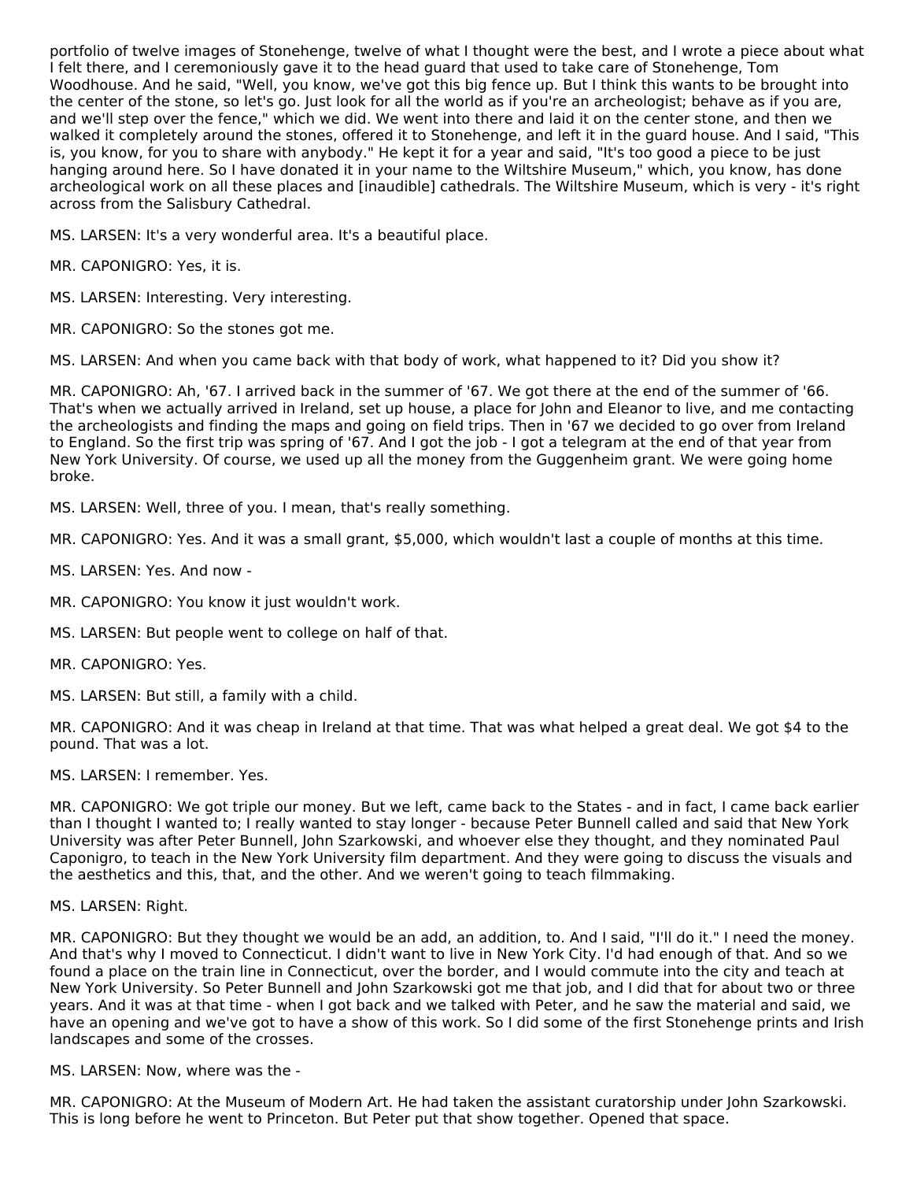portfolio of twelve images of Stonehenge, twelve of what I thought were the best, and I wrote a piece about what I felt there, and I ceremoniously gave it to the head guard that used to take care of Stonehenge, Tom Woodhouse. And he said, "Well, you know, we've got this big fence up. But I think this wants to be brought into the center of the stone, so let's go. Just look for all the world as if you're an archeologist; behave as if you are, and we'll step over the fence," which we did. We went into there and laid it on the center stone, and then we walked it completely around the stones, offered it to Stonehenge, and left it in the guard house. And I said, "This is, you know, for you to share with anybody." He kept it for a year and said, "It's too good a piece to be just hanging around here. So I have donated it in your name to the Wiltshire Museum," which, you know, has done archeological work on all these places and [inaudible] cathedrals. The Wiltshire Museum, which is very - it's right across from the Salisbury Cathedral.

MS. LARSEN: It's a very wonderful area. It's a beautiful place.

MR. CAPONIGRO: Yes, it is.

MS. LARSEN: Interesting. Very interesting.

MR. CAPONIGRO: So the stones got me.

MS. LARSEN: And when you came back with that body of work, what happened to it? Did you show it?

MR. CAPONIGRO: Ah, '67. I arrived back in the summer of '67. We got there at the end of the summer of '66. That's when we actually arrived in Ireland, set up house, a place for John and Eleanor to live, and me contacting the archeologists and finding the maps and going on field trips. Then in '67 we decided to go over from Ireland to England. So the first trip was spring of '67. And I got the job - I got a telegram at the end of that year from New York University. Of course, we used up all the money from the Guggenheim grant. We were going home broke.

MS. LARSEN: Well, three of you. I mean, that's really something.

MR. CAPONIGRO: Yes. And it was a small grant, $5,000, which wouldn't last a couple of months at this time.

MS. LARSEN: Yes. And now -

MR. CAPONIGRO: You know it just wouldn't work.

MS. LARSEN: But people went to college on half of that.

MR. CAPONIGRO: Yes.

MS. LARSEN: But still, a family with a child.

MR. CAPONIGRO: And it was cheap in Ireland at that time. That was what helped a great deal. We got $4 to the pound. That was a lot.

MS. LARSEN: I remember. Yes.

MR. CAPONIGRO: We got triple our money. But we left, came back to the States - and in fact, I came back earlier than I thought I wanted to; I really wanted to stay longer - because Peter Bunnell called and said that New York University was after Peter Bunnell, John Szarkowski, and whoever else they thought, and they nominated Paul Caponigro, to teach in the New York University film department. And they were going to discuss the visuals and the aesthetics and this, that, and the other. And we weren't going to teach filmmaking.

MS. LARSEN: Right.

MR. CAPONIGRO: But they thought we would be an add, an addition, to. And I said, "I'll do it." I need the money. And that's why I moved to Connecticut. I didn't want to live in New York City. I'd had enough of that. And so we found a place on the train line in Connecticut, over the border, and I would commute into the city and teach at New York University. So Peter Bunnell and John Szarkowski got me that job, and I did that for about two or three years. And it was at that time - when I got back and we talked with Peter, and he saw the material and said, we have an opening and we've got to have a show of this work. So I did some of the first Stonehenge prints and Irish landscapes and some of the crosses.

MS. LARSEN: Now, where was the -

MR. CAPONIGRO: At the Museum of Modern Art. He had taken the assistant curatorship under John Szarkowski. This is long before he went to Princeton. But Peter put that show together. Opened that space.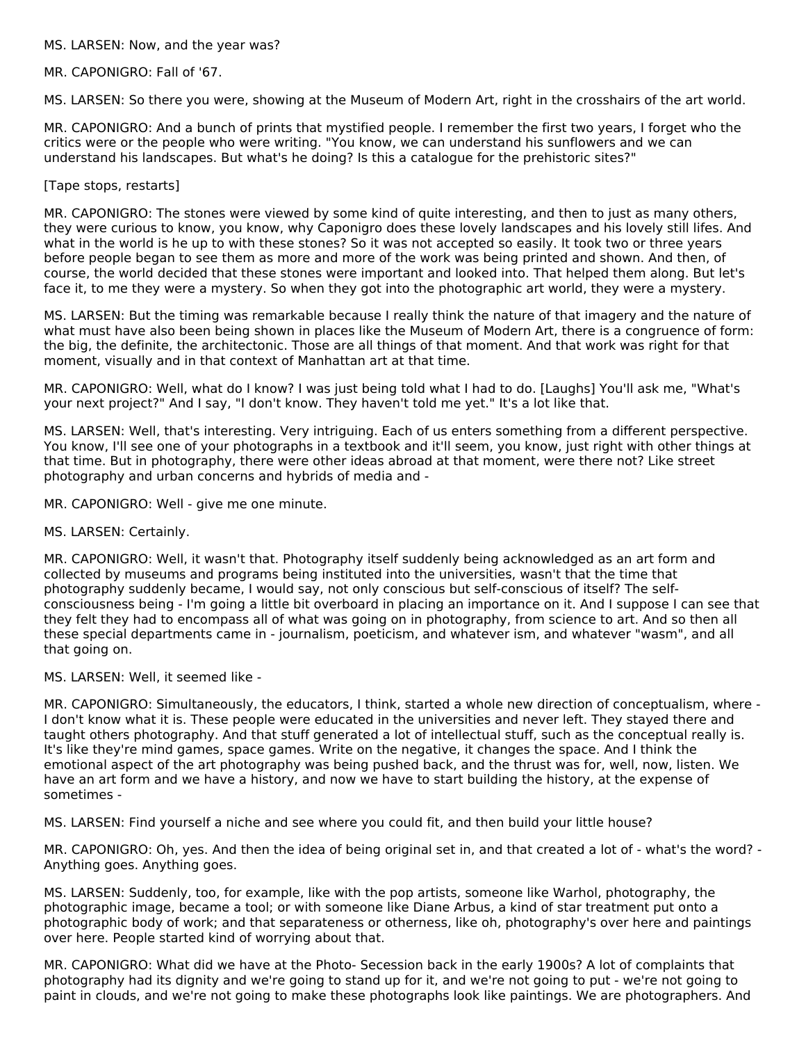MS. LARSEN: Now, and the year was?

MR. CAPONIGRO: Fall of '67.

MS. LARSEN: So there you were, showing at the Museum of Modern Art, right in the crosshairs of the art world.

MR. CAPONIGRO: And a bunch of prints that mystified people. I remember the first two years, I forget who the critics were or the people who were writing. "You know, we can understand his sunflowers and we can understand his landscapes. But what's he doing? Is this a catalogue for the prehistoric sites?"

[Tape stops, restarts]

MR. CAPONIGRO: The stones were viewed by some kind of quite interesting, and then to just as many others, they were curious to know, you know, why Caponigro does these lovely landscapes and his lovely still lifes. And what in the world is he up to with these stones? So it was not accepted so easily. It took two or three years before people began to see them as more and more of the work was being printed and shown. And then, of course, the world decided that these stones were important and looked into. That helped them along. But let's face it, to me they were a mystery. So when they got into the photographic art world, they were a mystery.

MS. LARSEN: But the timing was remarkable because I really think the nature of that imagery and the nature of what must have also been being shown in places like the Museum of Modern Art, there is a congruence of form: the big, the definite, the architectonic. Those are all things of that moment. And that work was right for that moment, visually and in that context of Manhattan art at that time.

MR. CAPONIGRO: Well, what do I know? I was just being told what I had to do. [Laughs] You'll ask me, "What's your next project?" And I say, "I don't know. They haven't told me yet." It's a lot like that.

MS. LARSEN: Well, that's interesting. Very intriguing. Each of us enters something from a different perspective. You know, I'll see one of your photographs in a textbook and it'll seem, you know, just right with other things at that time. But in photography, there were other ideas abroad at that moment, were there not? Like street photography and urban concerns and hybrids of media and -

MR. CAPONIGRO: Well - give me one minute.

MS. LARSEN: Certainly.

MR. CAPONIGRO: Well, it wasn't that. Photography itself suddenly being acknowledged as an art form and collected by museums and programs being instituted into the universities, wasn't that the time that photography suddenly became, I would say, not only conscious but self-conscious of itself? The self-consciousness being - I'm going a little bit overboard in placing an importance on it. And I suppose I can see that they felt they had to encompass all of what was going on in photography, from science to art. And so then all these special departments came in - journalism, poeticism, and whatever ism, and whatever "wasm", and all that going on.

MS. LARSEN: Well, it seemed like -

MR. CAPONIGRO: Simultaneously, the educators, I think, started a whole new direction of conceptualism, where - I don't know what it is. These people were educated in the universities and never left. They stayed there and taught others photography. And that stuff generated a lot of intellectual stuff, such as the conceptual really is. It's like they're mind games, space games. Write on the negative, it changes the space. And I think the emotional aspect of the art photography was being pushed back, and the thrust was for, well, now, listen. We have an art form and we have a history, and now we have to start building the history, at the expense of sometimes -

MS. LARSEN: Find yourself a niche and see where you could fit, and then build your little house?

MR. CAPONIGRO: Oh, yes. And then the idea of being original set in, and that created a lot of - what's the word? - Anything goes. Anything goes.

MS. LARSEN: Suddenly, too, for example, like with the pop artists, someone like Warhol, photography, the photographic image, became a tool; or with someone like Diane Arbus, a kind of star treatment put onto a photographic body of work; and that separateness or otherness, like oh, photography's over here and paintings over here. People started kind of worrying about that.

MR. CAPONIGRO: What did we have at the Photo- Secession back in the early 1900s? A lot of complaints that photography had its dignity and we're going to stand up for it, and we're not going to put - we're not going to paint in clouds, and we're not going to make these photographs look like paintings. We are photographers. And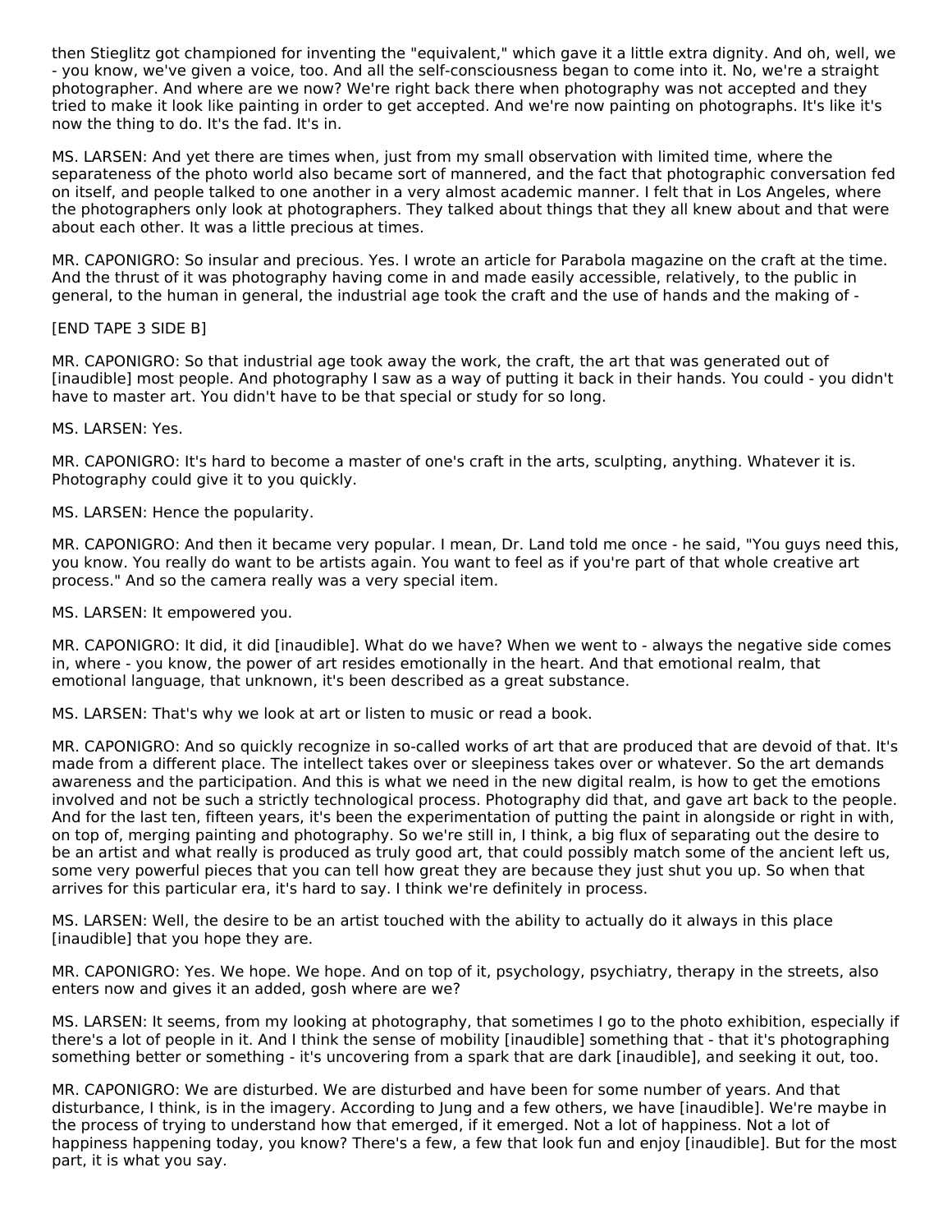then Stieglitz got championed for inventing the "equivalent," which gave it a little extra dignity. And oh, well, we - you know, we've given a voice, too. And all the self-consciousness began to come into it. No, we're a straight photographer. And where are we now? We're right back there when photography was not accepted and they tried to make it look like painting in order to get accepted. And we're now painting on photographs. It's like it's now the thing to do. It's the fad. It's in.

MS. LARSEN: And yet there are times when, just from my small observation with limited time, where the separateness of the photo world also became sort of mannered, and the fact that photographic conversation fed on itself, and people talked to one another in a very almost academic manner. I felt that in Los Angeles, where the photographers only look at photographers. They talked about things that they all knew about and that were about each other. It was a little precious at times.

MR. CAPONIGRO: So insular and precious. Yes. I wrote an article for Parabola magazine on the craft at the time. And the thrust of it was photography having come in and made easily accessible, relatively, to the public in general, to the human in general, the industrial age took the craft and the use of hands and the making of -

[END TAPE 3 SIDE B]

MR. CAPONIGRO: So that industrial age took away the work, the craft, the art that was generated out of [inaudible] most people. And photography I saw as a way of putting it back in their hands. You could - you didn't have to master art. You didn't have to be that special or study for so long.

MS. LARSEN: Yes.

MR. CAPONIGRO: It's hard to become a master of one's craft in the arts, sculpting, anything. Whatever it is. Photography could give it to you quickly.

MS. LARSEN: Hence the popularity.

MR. CAPONIGRO: And then it became very popular. I mean, Dr. Land told me once - he said, "You guys need this, you know. You really do want to be artists again. You want to feel as if you're part of that whole creative art process." And so the camera really was a very special item.

MS. LARSEN: It empowered you.

MR. CAPONIGRO: It did, it did [inaudible]. What do we have? When we went to - always the negative side comes in, where - you know, the power of art resides emotionally in the heart. And that emotional realm, that emotional language, that unknown, it's been described as a great substance.

MS. LARSEN: That's why we look at art or listen to music or read a book.

MR. CAPONIGRO: And so quickly recognize in so-called works of art that are produced that are devoid of that. It's made from a different place. The intellect takes over or sleepiness takes over or whatever. So the art demands awareness and the participation. And this is what we need in the new digital realm, is how to get the emotions involved and not be such a strictly technological process. Photography did that, and gave art back to the people. And for the last ten, fifteen years, it's been the experimentation of putting the paint in alongside or right in with, on top of, merging painting and photography. So we're still in, I think, a big flux of separating out the desire to be an artist and what really is produced as truly good art, that could possibly match some of the ancient left us, some very powerful pieces that you can tell how great they are because they just shut you up. So when that arrives for this particular era, it's hard to say. I think we're definitely in process.

MS. LARSEN: Well, the desire to be an artist touched with the ability to actually do it always in this place [inaudible] that you hope they are.

MR. CAPONIGRO: Yes. We hope. We hope. And on top of it, psychology, psychiatry, therapy in the streets, also enters now and gives it an added, gosh where are we?

MS. LARSEN: It seems, from my looking at photography, that sometimes I go to the photo exhibition, especially if there's a lot of people in it. And I think the sense of mobility [inaudible] something that - that it's photographing something better or something - it's uncovering from a spark that are dark [inaudible], and seeking it out, too.

MR. CAPONIGRO: We are disturbed. We are disturbed and have been for some number of years. And that disturbance, I think, is in the imagery. According to Jung and a few others, we have [inaudible]. We're maybe in the process of trying to understand how that emerged, if it emerged. Not a lot of happiness. Not a lot of happiness happening today, you know? There's a few, a few that look fun and enjoy [inaudible]. But for the most part, it is what you say.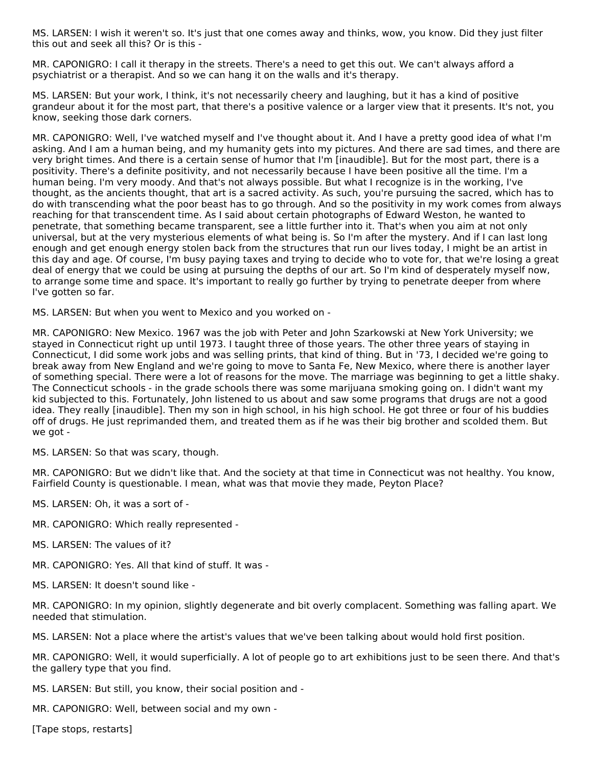MS. LARSEN: I wish it weren't so. It's just that one comes away and thinks, wow, you know. Did they just filter this out and seek all this? Or is this -

MR. CAPONIGRO: I call it therapy in the streets. There's a need to get this out. We can't always afford a psychiatrist or a therapist. And so we can hang it on the walls and it's therapy.

MS. LARSEN: But your work, I think, it's not necessarily cheery and laughing, but it has a kind of positive grandeur about it for the most part, that there's a positive valence or a larger view that it presents. It's not, you know, seeking those dark corners.

MR. CAPONIGRO: Well, I've watched myself and I've thought about it. And I have a pretty good idea of what I'm asking. And I am a human being, and my humanity gets into my pictures. And there are sad times, and there are very bright times. And there is a certain sense of humor that I'm [inaudible]. But for the most part, there is a positivity. There's a definite positivity, and not necessarily because I have been positive all the time. I'm a human being. I'm very moody. And that's not always possible. But what I recognize is in the working, I've thought, as the ancients thought, that art is a sacred activity. As such, you're pursuing the sacred, which has to do with transcending what the poor beast has to go through. And so the positivity in my work comes from always reaching for that transcendent time. As I said about certain photographs of Edward Weston, he wanted to penetrate, that something became transparent, see a little further into it. That's when you aim at not only universal, but at the very mysterious elements of what being is. So I'm after the mystery. And if I can last long enough and get enough energy stolen back from the structures that run our lives today, I might be an artist in this day and age. Of course, I'm busy paying taxes and trying to decide who to vote for, that we're losing a great deal of energy that we could be using at pursuing the depths of our art. So I'm kind of desperately myself now, to arrange some time and space. It's important to really go further by trying to penetrate deeper from where I've gotten so far.

MS. LARSEN: But when you went to Mexico and you worked on -

MR. CAPONIGRO: New Mexico. 1967 was the job with Peter and John Szarkowski at New York University; we stayed in Connecticut right up until 1973. I taught three of those years. The other three years of staying in Connecticut, I did some work jobs and was selling prints, that kind of thing. But in '73, I decided we're going to break away from New England and we're going to move to Santa Fe, New Mexico, where there is another layer of something special. There were a lot of reasons for the move. The marriage was beginning to get a little shaky. The Connecticut schools - in the grade schools there was some marijuana smoking going on. I didn't want my kid subjected to this. Fortunately, John listened to us about and saw some programs that drugs are not a good idea. They really [inaudible]. Then my son in high school, in his high school. He got three or four of his buddies off of drugs. He just reprimanded them, and treated them as if he was their big brother and scolded them. But we got -

MS. LARSEN: So that was scary, though.

MR. CAPONIGRO: But we didn't like that. And the society at that time in Connecticut was not healthy. You know, Fairfield County is questionable. I mean, what was that movie they made, Peyton Place?

MS. LARSEN: Oh, it was a sort of -

MR. CAPONIGRO: Which really represented -

MS. LARSEN: The values of it?

MR. CAPONIGRO: Yes. All that kind of stuff. It was -

MS. LARSEN: It doesn't sound like -

MR. CAPONIGRO: In my opinion, slightly degenerate and bit overly complacent. Something was falling apart. We needed that stimulation.

MS. LARSEN: Not a place where the artist's values that we've been talking about would hold first position.

MR. CAPONIGRO: Well, it would superficially. A lot of people go to art exhibitions just to be seen there. And that's the gallery type that you find.

MS. LARSEN: But still, you know, their social position and -

MR. CAPONIGRO: Well, between social and my own -

[Tape stops, restarts]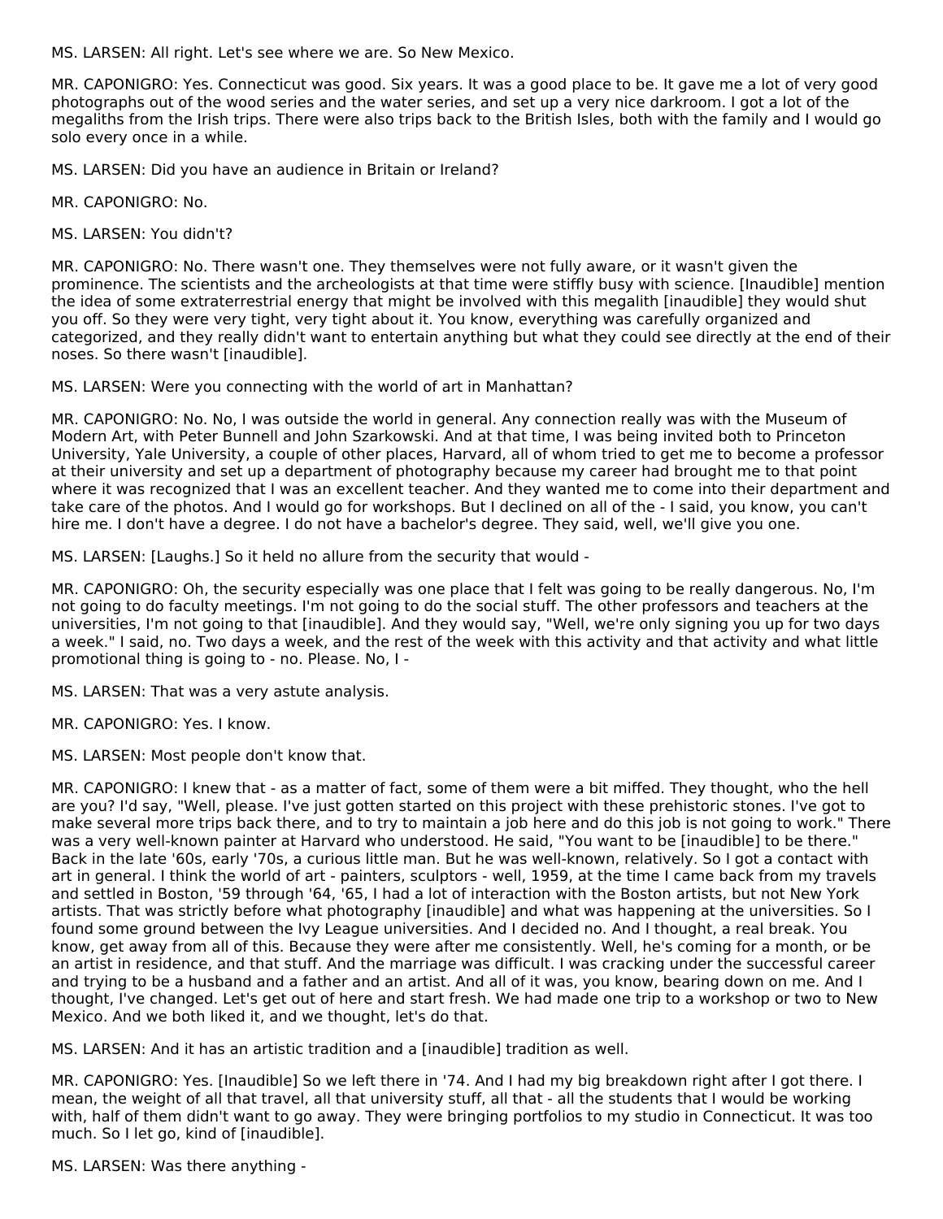MS. LARSEN: All right. Let's see where we are. So New Mexico.

MR. CAPONIGRO: Yes. Connecticut was good. Six years. It was a good place to be. It gave me a lot of very good photographs out of the wood series and the water series, and set up a very nice darkroom. I got a lot of the megaliths from the Irish trips. There were also trips back to the British Isles, both with the family and I would go solo every once in a while.

MS. LARSEN: Did you have an audience in Britain or Ireland?

MR. CAPONIGRO: No.

MS. LARSEN: You didn't?

MR. CAPONIGRO: No. There wasn't one. They themselves were not fully aware, or it wasn't given the prominence. The scientists and the archeologists at that time were stiffly busy with science. [Inaudible] mention the idea of some extraterrestrial energy that might be involved with this megalith [inaudible] they would shut you off. So they were very tight, very tight about it. You know, everything was carefully organized and categorized, and they really didn't want to entertain anything but what they could see directly at the end of their noses. So there wasn't [inaudible].

MS. LARSEN: Were you connecting with the world of art in Manhattan?

MR. CAPONIGRO: No. No, I was outside the world in general. Any connection really was with the Museum of Modern Art, with Peter Bunnell and John Szarkowski. And at that time, I was being invited both to Princeton University, Yale University, a couple of other places, Harvard, all of whom tried to get me to become a professor at their university and set up a department of photography because my career had brought me to that point where it was recognized that I was an excellent teacher. And they wanted me to come into their department and take care of the photos. And I would go for workshops. But I declined on all of the - I said, you know, you can't hire me. I don't have a degree. I do not have a bachelor's degree. They said, well, we'll give you one.

MS. LARSEN: [Laughs.] So it held no allure from the security that would -

MR. CAPONIGRO: Oh, the security especially was one place that I felt was going to be really dangerous. No, I'm not going to do faculty meetings. I'm not going to do the social stuff. The other professors and teachers at the universities, I'm not going to that [inaudible]. And they would say, "Well, we're only signing you up for two days a week." I said, no. Two days a week, and the rest of the week with this activity and that activity and what little promotional thing is going to - no. Please. No, I -

MS. LARSEN: That was a very astute analysis.

MR. CAPONIGRO: Yes. I know.

MS. LARSEN: Most people don't know that.

MR. CAPONIGRO: I knew that - as a matter of fact, some of them were a bit miffed. They thought, who the hell are you? I'd say, "Well, please. I've just gotten started on this project with these prehistoric stones. I've got to make several more trips back there, and to try to maintain a job here and do this job is not going to work." There was a very well-known painter at Harvard who understood. He said, "You want to be [inaudible] to be there." Back in the late '60s, early '70s, a curious little man. But he was well-known, relatively. So I got a contact with art in general. I think the world of art - painters, sculptors - well, 1959, at the time I came back from my travels and settled in Boston, '59 through '64, '65, I had a lot of interaction with the Boston artists, but not New York artists. That was strictly before what photography [inaudible] and what was happening at the universities. So I found some ground between the Ivy League universities. And I decided no. And I thought, a real break. You know, get away from all of this. Because they were after me consistently. Well, he's coming for a month, or be an artist in residence, and that stuff. And the marriage was difficult. I was cracking under the successful career and trying to be a husband and a father and an artist. And all of it was, you know, bearing down on me. And I thought, I've changed. Let's get out of here and start fresh. We had made one trip to a workshop or two to New Mexico. And we both liked it, and we thought, let's do that.

MS. LARSEN: And it has an artistic tradition and a [inaudible] tradition as well.

MR. CAPONIGRO: Yes. [Inaudible] So we left there in '74. And I had my big breakdown right after I got there. I mean, the weight of all that travel, all that university stuff, all that - all the students that I would be working with, half of them didn't want to go away. They were bringing portfolios to my studio in Connecticut. It was too much. So I let go, kind of [inaudible].

MS. LARSEN: Was there anything -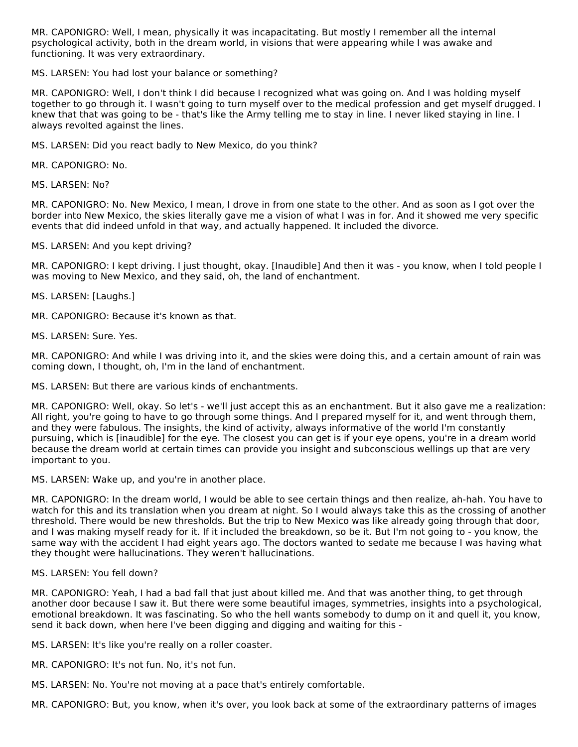MR. CAPONIGRO: Well, I mean, physically it was incapacitating. But mostly I remember all the internal psychological activity, both in the dream world, in visions that were appearing while I was awake and functioning. It was very extraordinary.

MS. LARSEN: You had lost your balance or something?

MR. CAPONIGRO: Well, I don't think I did because I recognized what was going on. And I was holding myself together to go through it. I wasn't going to turn myself over to the medical profession and get myself drugged. I knew that that was going to be - that's like the Army telling me to stay in line. I never liked staying in line. I always revolted against the lines.

MS. LARSEN: Did you react badly to New Mexico, do you think?

MR. CAPONIGRO: No.

MS. LARSEN: No?

MR. CAPONIGRO: No. New Mexico, I mean, I drove in from one state to the other. And as soon as I got over the border into New Mexico, the skies literally gave me a vision of what I was in for. And it showed me very specific events that did indeed unfold in that way, and actually happened. It included the divorce.

MS. LARSEN: And you kept driving?

MR. CAPONIGRO: I kept driving. I just thought, okay. [Inaudible] And then it was - you know, when I told people I was moving to New Mexico, and they said, oh, the land of enchantment.

MS. LARSEN: [Laughs.]

MR. CAPONIGRO: Because it's known as that.

MS. LARSEN: Sure. Yes.

MR. CAPONIGRO: And while I was driving into it, and the skies were doing this, and a certain amount of rain was coming down, I thought, oh, I'm in the land of enchantment.

MS. LARSEN: But there are various kinds of enchantments.

MR. CAPONIGRO: Well, okay. So let's - we'll just accept this as an enchantment. But it also gave me a realization: All right, you're going to have to go through some things. And I prepared myself for it, and went through them, and they were fabulous. The insights, the kind of activity, always informative of the world I'm constantly pursuing, which is [inaudible] for the eye. The closest you can get is if your eye opens, you're in a dream world because the dream world at certain times can provide you insight and subconscious wellings up that are very important to you.

MS. LARSEN: Wake up, and you're in another place.

MR. CAPONIGRO: In the dream world, I would be able to see certain things and then realize, ah-hah. You have to watch for this and its translation when you dream at night. So I would always take this as the crossing of another threshold. There would be new thresholds. But the trip to New Mexico was like already going through that door, and I was making myself ready for it. If it included the breakdown, so be it. But I'm not going to - you know, the same way with the accident I had eight years ago. The doctors wanted to sedate me because I was having what they thought were hallucinations. They weren't hallucinations.

MS. LARSEN: You fell down?

MR. CAPONIGRO: Yeah, I had a bad fall that just about killed me. And that was another thing, to get through another door because I saw it. But there were some beautiful images, symmetries, insights into a psychological, emotional breakdown. It was fascinating. So who the hell wants somebody to dump on it and quell it, you know, send it back down, when here I've been digging and digging and waiting for this -

MS. LARSEN: It's like you're really on a roller coaster.

MR. CAPONIGRO: It's not fun. No, it's not fun.

MS. LARSEN: No. You're not moving at a pace that's entirely comfortable.

MR. CAPONIGRO: But, you know, when it's over, you look back at some of the extraordinary patterns of images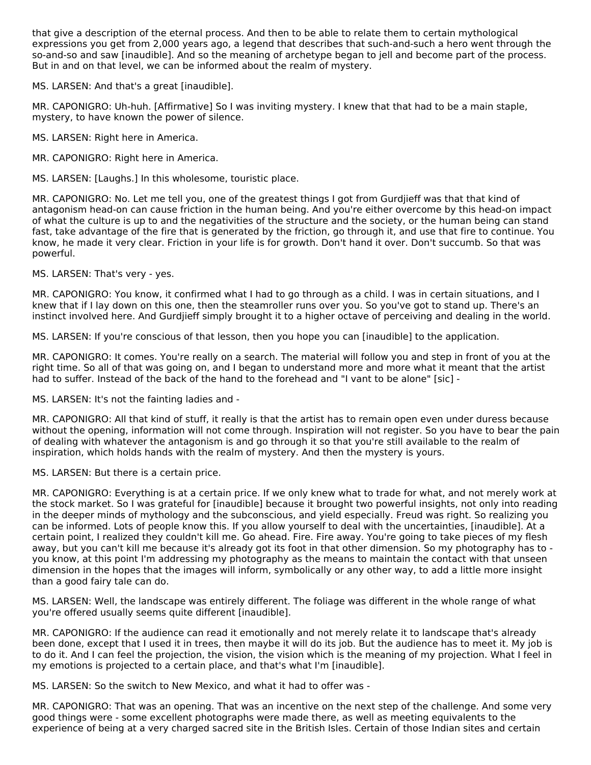that give a description of the eternal process. And then to be able to relate them to certain mythological expressions you get from 2,000 years ago, a legend that describes that such-and-such a hero went through the so-and-so and saw [inaudible]. And so the meaning of archetype began to jell and become part of the process. But in and on that level, we can be informed about the realm of mystery.

MS. LARSEN: And that's a great [inaudible].

MR. CAPONIGRO: Uh-huh. [Affirmative] So I was inviting mystery. I knew that that had to be a main staple, mystery, to have known the power of silence.

MS. LARSEN: Right here in America.

MR. CAPONIGRO: Right here in America.

MS. LARSEN: [Laughs.] In this wholesome, touristic place.

MR. CAPONIGRO: No. Let me tell you, one of the greatest things I got from Gurdjieff was that that kind of antagonism head-on can cause friction in the human being. And you're either overcome by this head-on impact of what the culture is up to and the negativities of the structure and the society, or the human being can stand fast, take advantage of the fire that is generated by the friction, go through it, and use that fire to continue. You know, he made it very clear. Friction in your life is for growth. Don't hand it over. Don't succumb. So that was powerful.

MS. LARSEN: That's very - yes.

MR. CAPONIGRO: You know, it confirmed what I had to go through as a child. I was in certain situations, and I knew that if I lay down on this one, then the steamroller runs over you. So you've got to stand up. There's an instinct involved here. And Gurdjieff simply brought it to a higher octave of perceiving and dealing in the world.

MS. LARSEN: If you're conscious of that lesson, then you hope you can [inaudible] to the application.

MR. CAPONIGRO: It comes. You're really on a search. The material will follow you and step in front of you at the right time. So all of that was going on, and I began to understand more and more what it meant that the artist had to suffer. Instead of the back of the hand to the forehead and "I vant to be alone" [sic] -

MS. LARSEN: It's not the fainting ladies and -

MR. CAPONIGRO: All that kind of stuff, it really is that the artist has to remain open even under duress because without the opening, information will not come through. Inspiration will not register. So you have to bear the pain of dealing with whatever the antagonism is and go through it so that you're still available to the realm of inspiration, which holds hands with the realm of mystery. And then the mystery is yours.

MS. LARSEN: But there is a certain price.

MR. CAPONIGRO: Everything is at a certain price. If we only knew what to trade for what, and not merely work at the stock market. So I was grateful for [inaudible] because it brought two powerful insights, not only into reading in the deeper minds of mythology and the subconscious, and yield especially. Freud was right. So realizing you can be informed. Lots of people know this. If you allow yourself to deal with the uncertainties, [inaudible]. At a certain point, I realized they couldn't kill me. Go ahead. Fire. Fire away. You're going to take pieces of my flesh away, but you can't kill me because it's already got its foot in that other dimension. So my photography has to - you know, at this point I'm addressing my photography as the means to maintain the contact with that unseen dimension in the hopes that the images will inform, symbolically or any other way, to add a little more insight than a good fairy tale can do.

MS. LARSEN: Well, the landscape was entirely different. The foliage was different in the whole range of what you're offered usually seems quite different [inaudible].

MR. CAPONIGRO: If the audience can read it emotionally and not merely relate it to landscape that's already been done, except that I used it in trees, then maybe it will do its job. But the audience has to meet it. My job is to do it. And I can feel the projection, the vision, the vision which is the meaning of my projection. What I feel in my emotions is projected to a certain place, and that's what I'm [inaudible].

MS. LARSEN: So the switch to New Mexico, and what it had to offer was -

MR. CAPONIGRO: That was an opening. That was an incentive on the next step of the challenge. And some very good things were - some excellent photographs were made there, as well as meeting equivalents to the experience of being at a very charged sacred site in the British Isles. Certain of those Indian sites and certain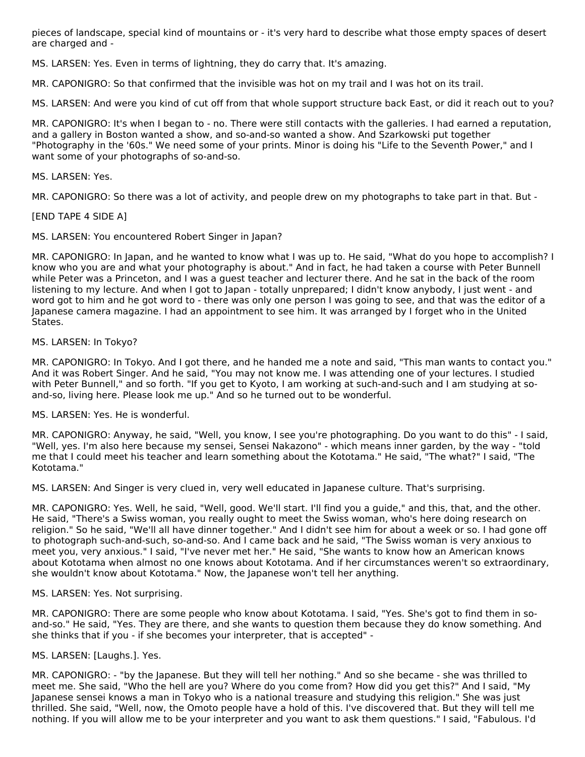pieces of landscape, special kind of mountains or - it's very hard to describe what those empty spaces of desert are charged and -

MS. LARSEN: Yes. Even in terms of lightning, they do carry that. It's amazing.

MR. CAPONIGRO: So that confirmed that the invisible was hot on my trail and I was hot on its trail.

MS. LARSEN: And were you kind of cut off from that whole support structure back East, or did it reach out to you?

MR. CAPONIGRO: It's when I began to - no. There were still contacts with the galleries. I had earned a reputation, and a gallery in Boston wanted a show, and so-and-so wanted a show. And Szarkowski put together "Photography in the '60s." We need some of your prints. Minor is doing his "Life to the Seventh Power," and I want some of your photographs of so-and-so.

MS. LARSEN: Yes.

MR. CAPONIGRO: So there was a lot of activity, and people drew on my photographs to take part in that. But -

[END TAPE 4 SIDE A]

MS. LARSEN: You encountered Robert Singer in Japan?

MR. CAPONIGRO: In Japan, and he wanted to know what I was up to. He said, "What do you hope to accomplish? I know who you are and what your photography is about." And in fact, he had taken a course with Peter Bunnell while Peter was a Princeton, and I was a guest teacher and lecturer there. And he sat in the back of the room listening to my lecture. And when I got to Japan - totally unprepared; I didn't know anybody, I just went - and word got to him and he got word to - there was only one person I was going to see, and that was the editor of a Japanese camera magazine. I had an appointment to see him. It was arranged by I forget who in the United States.

MS. LARSEN: In Tokyo?

MR. CAPONIGRO: In Tokyo. And I got there, and he handed me a note and said, "This man wants to contact you." And it was Robert Singer. And he said, "You may not know me. I was attending one of your lectures. I studied with Peter Bunnell," and so forth. "If you get to Kyoto, I am working at such-and-such and I am studying at so-and-so, living here. Please look me up." And so he turned out to be wonderful.

MS. LARSEN: Yes. He is wonderful.

MR. CAPONIGRO: Anyway, he said, "Well, you know, I see you're photographing. Do you want to do this" - I said, "Well, yes. I'm also here because my sensei, Sensei Nakazono" - which means inner garden, by the way - "told me that I could meet his teacher and learn something about the Kototama." He said, "The what?" I said, "The Kototama."

MS. LARSEN: And Singer is very clued in, very well educated in Japanese culture. That's surprising.

MR. CAPONIGRO: Yes. Well, he said, "Well, good. We'll start. I'll find you a guide," and this, that, and the other. He said, "There's a Swiss woman, you really ought to meet the Swiss woman, who's here doing research on religion." So he said, "We'll all have dinner together." And I didn't see him for about a week or so. I had gone off to photograph such-and-such, so-and-so. And I came back and he said, "The Swiss woman is very anxious to meet you, very anxious." I said, "I've never met her." He said, "She wants to know how an American knows about Kototama when almost no one knows about Kototama. And if her circumstances weren't so extraordinary, she wouldn't know about Kototama." Now, the Japanese won't tell her anything.

MS. LARSEN: Yes. Not surprising.

MR. CAPONIGRO: There are some people who know about Kototama. I said, "Yes. She's got to find them in so-and-so." He said, "Yes. They are there, and she wants to question them because they do know something. And she thinks that if you - if she becomes your interpreter, that is accepted" -

MS. LARSEN: [Laughs.]. Yes.

MR. CAPONIGRO: - "by the Japanese. But they will tell her nothing." And so she became - she was thrilled to meet me. She said, "Who the hell are you? Where do you come from? How did you get this?" And I said, "My Japanese sensei knows a man in Tokyo who is a national treasure and studying this religion." She was just thrilled. She said, "Well, now, the Omoto people have a hold of this. I've discovered that. But they will tell me nothing. If you will allow me to be your interpreter and you want to ask them questions." I said, "Fabulous. I'd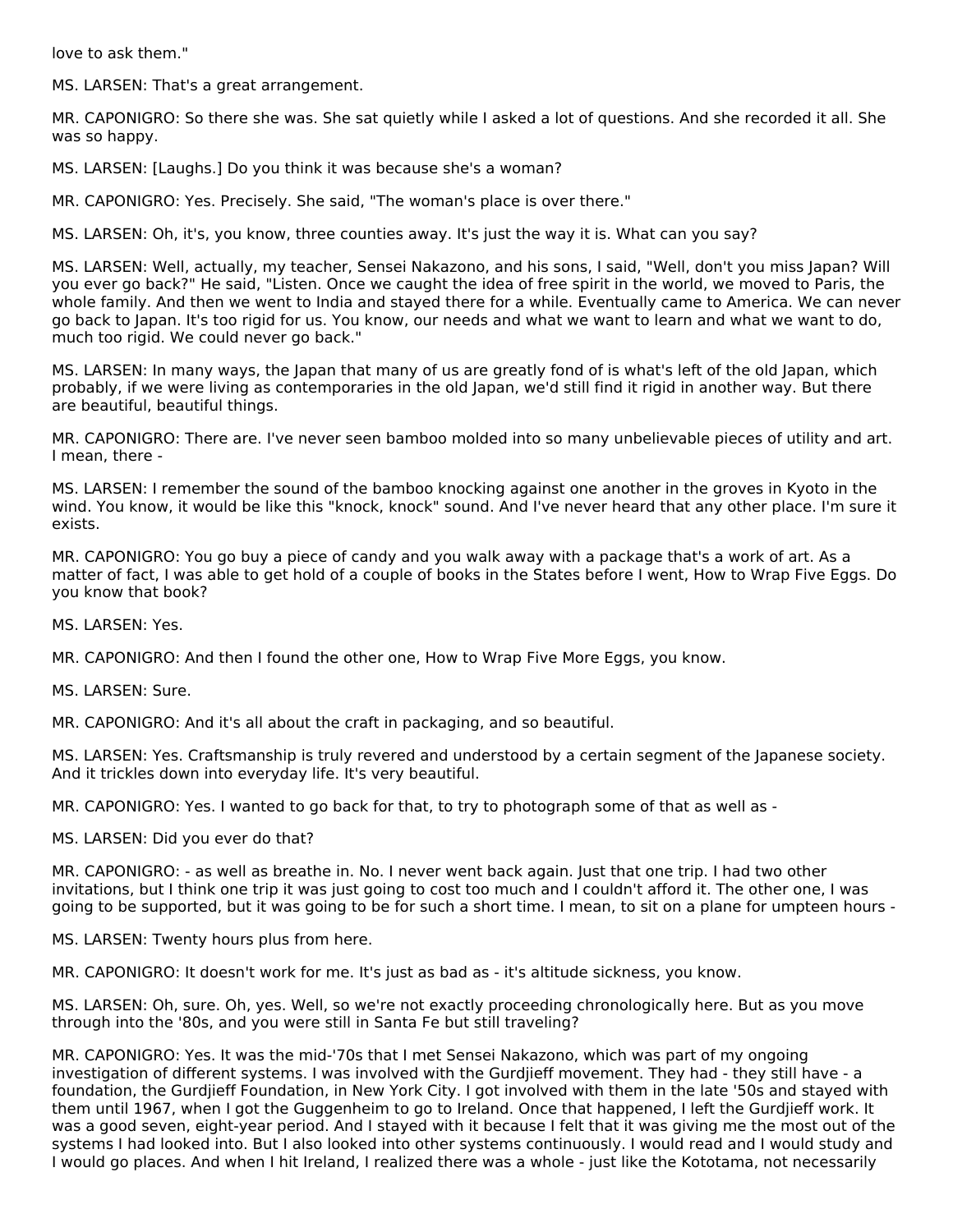love to ask them."

MS. LARSEN: That's a great arrangement.

MR. CAPONIGRO: So there she was. She sat quietly while I asked a lot of questions. And she recorded it all. She was so happy.

MS. LARSEN: [Laughs.] Do you think it was because she's a woman?

MR. CAPONIGRO: Yes. Precisely. She said, "The woman's place is over there."

MS. LARSEN: Oh, it's, you know, three counties away. It's just the way it is. What can you say?

MS. LARSEN: Well, actually, my teacher, Sensei Nakazono, and his sons, I said, "Well, don't you miss Japan? Will you ever go back?" He said, "Listen. Once we caught the idea of free spirit in the world, we moved to Paris, the whole family. And then we went to India and stayed there for a while. Eventually came to America. We can never go back to Japan. It's too rigid for us. You know, our needs and what we want to learn and what we want to do, much too rigid. We could never go back."

MS. LARSEN: In many ways, the Japan that many of us are greatly fond of is what's left of the old Japan, which probably, if we were living as contemporaries in the old Japan, we'd still find it rigid in another way. But there are beautiful, beautiful things.

MR. CAPONIGRO: There are. I've never seen bamboo molded into so many unbelievable pieces of utility and art. I mean, there -

MS. LARSEN: I remember the sound of the bamboo knocking against one another in the groves in Kyoto in the wind. You know, it would be like this "knock, knock" sound. And I've never heard that any other place. I'm sure it exists.

MR. CAPONIGRO: You go buy a piece of candy and you walk away with a package that's a work of art. As a matter of fact, I was able to get hold of a couple of books in the States before I went, How to Wrap Five Eggs. Do you know that book?

MS. LARSEN: Yes.

MR. CAPONIGRO: And then I found the other one, How to Wrap Five More Eggs, you know.

MS. LARSEN: Sure.

MR. CAPONIGRO: And it's all about the craft in packaging, and so beautiful.

MS. LARSEN: Yes. Craftsmanship is truly revered and understood by a certain segment of the Japanese society. And it trickles down into everyday life. It's very beautiful.

MR. CAPONIGRO: Yes. I wanted to go back for that, to try to photograph some of that as well as -

MS. LARSEN: Did you ever do that?

MR. CAPONIGRO: - as well as breathe in. No. I never went back again. Just that one trip. I had two other invitations, but I think one trip it was just going to cost too much and I couldn't afford it. The other one, I was going to be supported, but it was going to be for such a short time. I mean, to sit on a plane for umpteen hours -

MS. LARSEN: Twenty hours plus from here.

MR. CAPONIGRO: It doesn't work for me. It's just as bad as - it's altitude sickness, you know.

MS. LARSEN: Oh, sure. Oh, yes. Well, so we're not exactly proceeding chronologically here. But as you move through into the '80s, and you were still in Santa Fe but still traveling?

MR. CAPONIGRO: Yes. It was the mid-'70s that I met Sensei Nakazono, which was part of my ongoing investigation of different systems. I was involved with the Gurdjieff movement. They had - they still have - a foundation, the Gurdjieff Foundation, in New York City. I got involved with them in the late '50s and stayed with them until 1967, when I got the Guggenheim to go to Ireland. Once that happened, I left the Gurdjieff work. It was a good seven, eight-year period. And I stayed with it because I felt that it was giving me the most out of the systems I had looked into. But I also looked into other systems continuously. I would read and I would study and I would go places. And when I hit Ireland, I realized there was a whole - just like the Kototama, not necessarily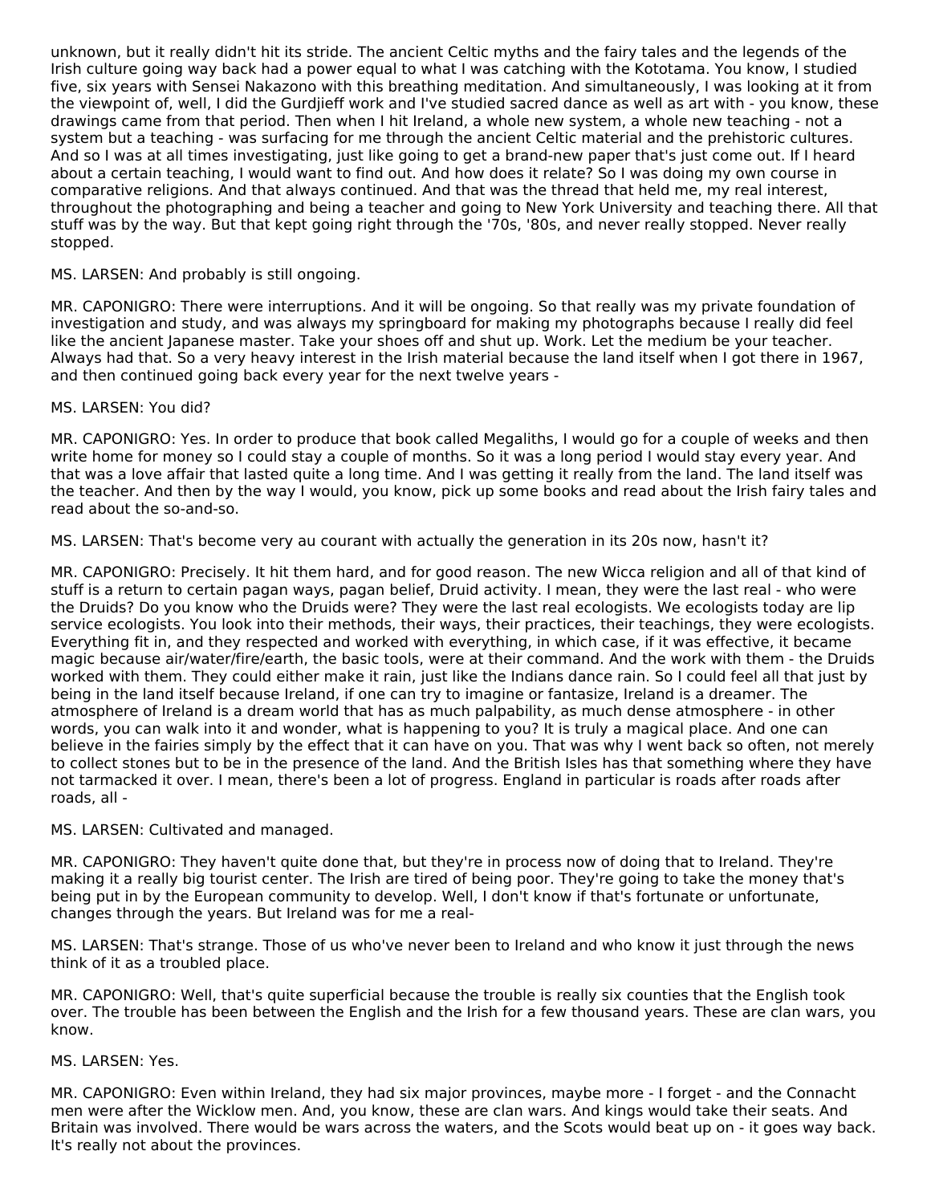unknown, but it really didn't hit its stride. The ancient Celtic myths and the fairy tales and the legends of the Irish culture going way back had a power equal to what I was catching with the Kototama. You know, I studied five, six years with Sensei Nakazono with this breathing meditation. And simultaneously, I was looking at it from the viewpoint of, well, I did the Gurdjieff work and I've studied sacred dance as well as art with - you know, these drawings came from that period. Then when I hit Ireland, a whole new system, a whole new teaching - not a system but a teaching - was surfacing for me through the ancient Celtic material and the prehistoric cultures. And so I was at all times investigating, just like going to get a brand-new paper that's just come out. If I heard about a certain teaching, I would want to find out. And how does it relate? So I was doing my own course in comparative religions. And that always continued. And that was the thread that held me, my real interest, throughout the photographing and being a teacher and going to New York University and teaching there. All that stuff was by the way. But that kept going right through the '70s, '80s, and never really stopped. Never really stopped.

MS. LARSEN: And probably is still ongoing.

MR. CAPONIGRO: There were interruptions. And it will be ongoing. So that really was my private foundation of investigation and study, and was always my springboard for making my photographs because I really did feel like the ancient Japanese master. Take your shoes off and shut up. Work. Let the medium be your teacher. Always had that. So a very heavy interest in the Irish material because the land itself when I got there in 1967, and then continued going back every year for the next twelve years -

MS. LARSEN: You did?

MR. CAPONIGRO: Yes. In order to produce that book called Megaliths, I would go for a couple of weeks and then write home for money so I could stay a couple of months. So it was a long period I would stay every year. And that was a love affair that lasted quite a long time. And I was getting it really from the land. The land itself was the teacher. And then by the way I would, you know, pick up some books and read about the Irish fairy tales and read about the so-and-so.

MS. LARSEN: That's become very au courant with actually the generation in its 20s now, hasn't it?

MR. CAPONIGRO: Precisely. It hit them hard, and for good reason. The new Wicca religion and all of that kind of stuff is a return to certain pagan ways, pagan belief, Druid activity. I mean, they were the last real - who were the Druids? Do you know who the Druids were? They were the last real ecologists. We ecologists today are lip service ecologists. You look into their methods, their ways, their practices, their teachings, they were ecologists. Everything fit in, and they respected and worked with everything, in which case, if it was effective, it became magic because air/water/fire/earth, the basic tools, were at their command. And the work with them - the Druids worked with them. They could either make it rain, just like the Indians dance rain. So I could feel all that just by being in the land itself because Ireland, if one can try to imagine or fantasize, Ireland is a dreamer. The atmosphere of Ireland is a dream world that has as much palpability, as much dense atmosphere - in other words, you can walk into it and wonder, what is happening to you? It is truly a magical place. And one can believe in the fairies simply by the effect that it can have on you. That was why I went back so often, not merely to collect stones but to be in the presence of the land. And the British Isles has that something where they have not tarmacked it over. I mean, there's been a lot of progress. England in particular is roads after roads after roads, all -

MS. LARSEN: Cultivated and managed.

MR. CAPONIGRO: They haven't quite done that, but they're in process now of doing that to Ireland. They're making it a really big tourist center. The Irish are tired of being poor. They're going to take the money that's being put in by the European community to develop. Well, I don't know if that's fortunate or unfortunate, changes through the years. But Ireland was for me a real-

MS. LARSEN: That's strange. Those of us who've never been to Ireland and who know it just through the news think of it as a troubled place.

MR. CAPONIGRO: Well, that's quite superficial because the trouble is really six counties that the English took over. The trouble has been between the English and the Irish for a few thousand years. These are clan wars, you know.

MS. LARSEN: Yes.

MR. CAPONIGRO: Even within Ireland, they had six major provinces, maybe more - I forget - and the Connacht men were after the Wicklow men. And, you know, these are clan wars. And kings would take their seats. And Britain was involved. There would be wars across the waters, and the Scots would beat up on - it goes way back. It's really not about the provinces.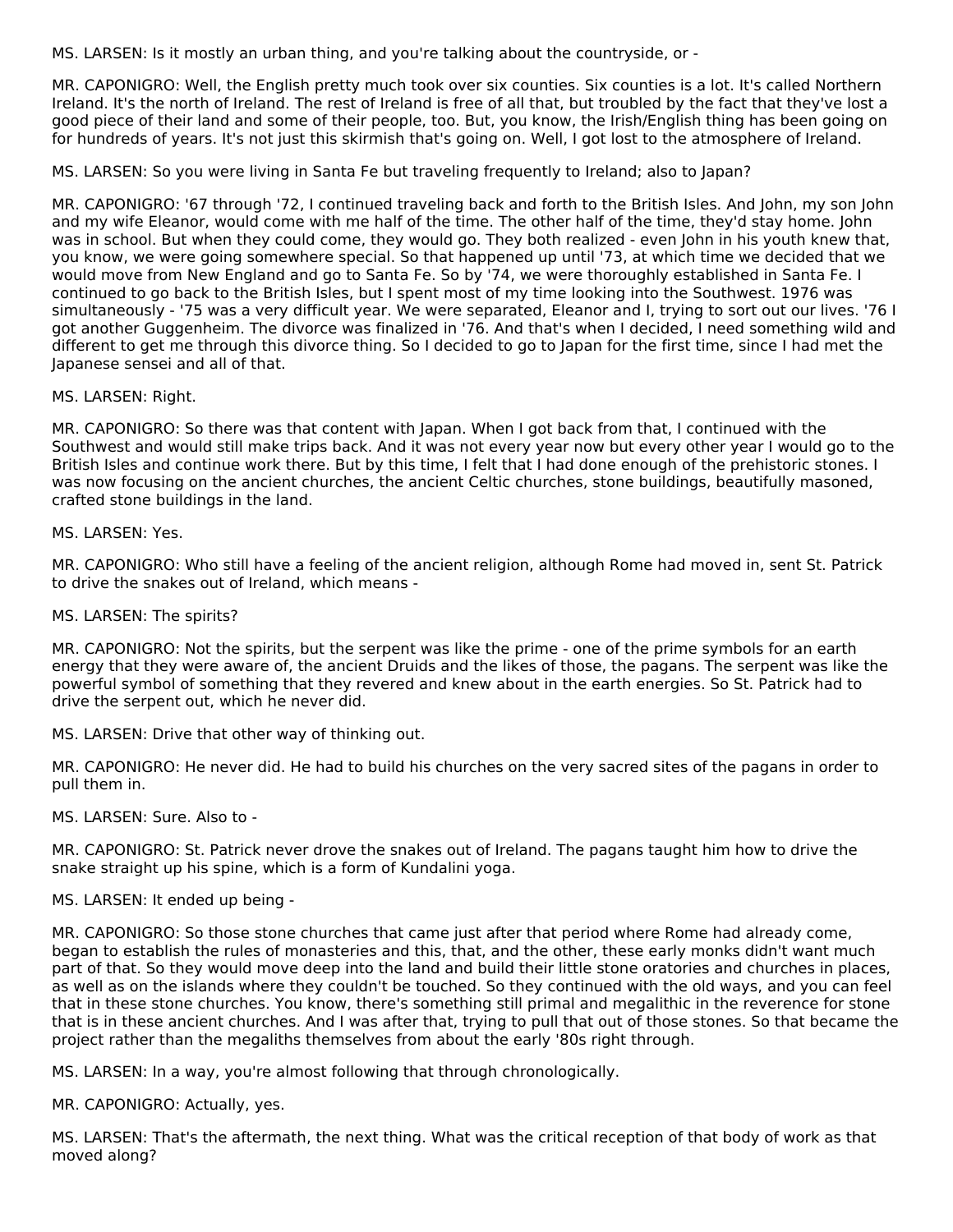MS. LARSEN: Is it mostly an urban thing, and you're talking about the countryside, or -

MR. CAPONIGRO: Well, the English pretty much took over six counties. Six counties is a lot. It's called Northern Ireland. It's the north of Ireland. The rest of Ireland is free of all that, but troubled by the fact that they've lost a good piece of their land and some of their people, too. But, you know, the Irish/English thing has been going on for hundreds of years. It's not just this skirmish that's going on. Well, I got lost to the atmosphere of Ireland.

MS. LARSEN: So you were living in Santa Fe but traveling frequently to Ireland; also to Japan?

MR. CAPONIGRO: '67 through '72, I continued traveling back and forth to the British Isles. And John, my son John and my wife Eleanor, would come with me half of the time. The other half of the time, they'd stay home. John was in school. But when they could come, they would go. They both realized - even John in his youth knew that, you know, we were going somewhere special. So that happened up until '73, at which time we decided that we would move from New England and go to Santa Fe. So by '74, we were thoroughly established in Santa Fe. I continued to go back to the British Isles, but I spent most of my time looking into the Southwest. 1976 was simultaneously - '75 was a very difficult year. We were separated, Eleanor and I, trying to sort out our lives. '76 I got another Guggenheim. The divorce was finalized in '76. And that's when I decided, I need something wild and different to get me through this divorce thing. So I decided to go to Japan for the first time, since I had met the Japanese sensei and all of that.

MS. LARSEN: Right.

MR. CAPONIGRO: So there was that content with Japan. When I got back from that, I continued with the Southwest and would still make trips back. And it was not every year now but every other year I would go to the British Isles and continue work there. But by this time, I felt that I had done enough of the prehistoric stones. I was now focusing on the ancient churches, the ancient Celtic churches, stone buildings, beautifully masoned, crafted stone buildings in the land.

MS. LARSEN: Yes.

MR. CAPONIGRO: Who still have a feeling of the ancient religion, although Rome had moved in, sent St. Patrick to drive the snakes out of Ireland, which means -

MS. LARSEN: The spirits?

MR. CAPONIGRO: Not the spirits, but the serpent was like the prime - one of the prime symbols for an earth energy that they were aware of, the ancient Druids and the likes of those, the pagans. The serpent was like the powerful symbol of something that they revered and knew about in the earth energies. So St. Patrick had to drive the serpent out, which he never did.

MS. LARSEN: Drive that other way of thinking out.

MR. CAPONIGRO: He never did. He had to build his churches on the very sacred sites of the pagans in order to pull them in.

MS. LARSEN: Sure. Also to -

MR. CAPONIGRO: St. Patrick never drove the snakes out of Ireland. The pagans taught him how to drive the snake straight up his spine, which is a form of Kundalini yoga.

MS. LARSEN: It ended up being -

MR. CAPONIGRO: So those stone churches that came just after that period where Rome had already come, began to establish the rules of monasteries and this, that, and the other, these early monks didn't want much part of that. So they would move deep into the land and build their little stone oratories and churches in places, as well as on the islands where they couldn't be touched. So they continued with the old ways, and you can feel that in these stone churches. You know, there's something still primal and megalithic in the reverence for stone that is in these ancient churches. And I was after that, trying to pull that out of those stones. So that became the project rather than the megaliths themselves from about the early '80s right through.

MS. LARSEN: In a way, you're almost following that through chronologically.

MR. CAPONIGRO: Actually, yes.

MS. LARSEN: That's the aftermath, the next thing. What was the critical reception of that body of work as that moved along?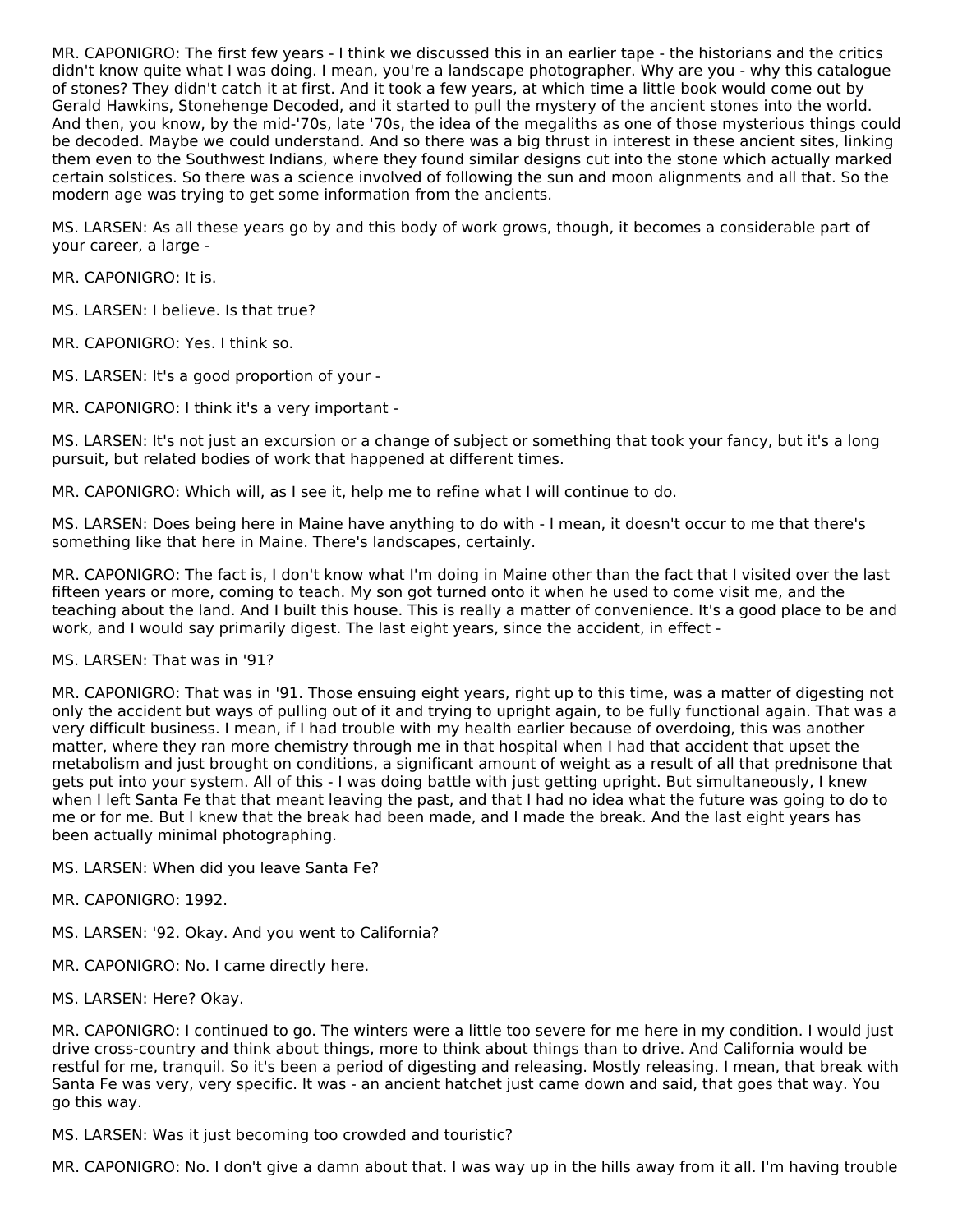MR. CAPONIGRO: The first few years - I think we discussed this in an earlier tape - the historians and the critics didn't know quite what I was doing. I mean, you're a landscape photographer. Why are you - why this catalogue of stones? They didn't catch it at first. And it took a few years, at which time a little book would come out by Gerald Hawkins, Stonehenge Decoded, and it started to pull the mystery of the ancient stones into the world. And then, you know, by the mid-'70s, late '70s, the idea of the megaliths as one of those mysterious things could be decoded. Maybe we could understand. And so there was a big thrust in interest in these ancient sites, linking them even to the Southwest Indians, where they found similar designs cut into the stone which actually marked certain solstices. So there was a science involved of following the sun and moon alignments and all that. So the modern age was trying to get some information from the ancients.

MS. LARSEN: As all these years go by and this body of work grows, though, it becomes a considerable part of your career, a large -

MR. CAPONIGRO: It is.

MS. LARSEN: I believe. Is that true?

MR. CAPONIGRO: Yes. I think so.

MS. LARSEN: It's a good proportion of your -

MR. CAPONIGRO: I think it's a very important -

MS. LARSEN: It's not just an excursion or a change of subject or something that took your fancy, but it's a long pursuit, but related bodies of work that happened at different times.

MR. CAPONIGRO: Which will, as I see it, help me to refine what I will continue to do.

MS. LARSEN: Does being here in Maine have anything to do with - I mean, it doesn't occur to me that there's something like that here in Maine. There's landscapes, certainly.

MR. CAPONIGRO: The fact is, I don't know what I'm doing in Maine other than the fact that I visited over the last fifteen years or more, coming to teach. My son got turned onto it when he used to come visit me, and the teaching about the land. And I built this house. This is really a matter of convenience. It's a good place to be and work, and I would say primarily digest. The last eight years, since the accident, in effect -

MS. LARSEN: That was in '91?

MR. CAPONIGRO: That was in '91. Those ensuing eight years, right up to this time, was a matter of digesting not only the accident but ways of pulling out of it and trying to upright again, to be fully functional again. That was a very difficult business. I mean, if I had trouble with my health earlier because of overdoing, this was another matter, where they ran more chemistry through me in that hospital when I had that accident that upset the metabolism and just brought on conditions, a significant amount of weight as a result of all that prednisone that gets put into your system. All of this - I was doing battle with just getting upright. But simultaneously, I knew when I left Santa Fe that that meant leaving the past, and that I had no idea what the future was going to do to me or for me. But I knew that the break had been made, and I made the break. And the last eight years has been actually minimal photographing.

MS. LARSEN: When did you leave Santa Fe?

MR. CAPONIGRO: 1992.

MS. LARSEN: '92. Okay. And you went to California?

MR. CAPONIGRO: No. I came directly here.

MS. LARSEN: Here? Okay.

MR. CAPONIGRO: I continued to go. The winters were a little too severe for me here in my condition. I would just drive cross-country and think about things, more to think about things than to drive. And California would be restful for me, tranquil. So it's been a period of digesting and releasing. Mostly releasing. I mean, that break with Santa Fe was very, very specific. It was - an ancient hatchet just came down and said, that goes that way. You go this way.

MS. LARSEN: Was it just becoming too crowded and touristic?

MR. CAPONIGRO: No. I don't give a damn about that. I was way up in the hills away from it all. I'm having trouble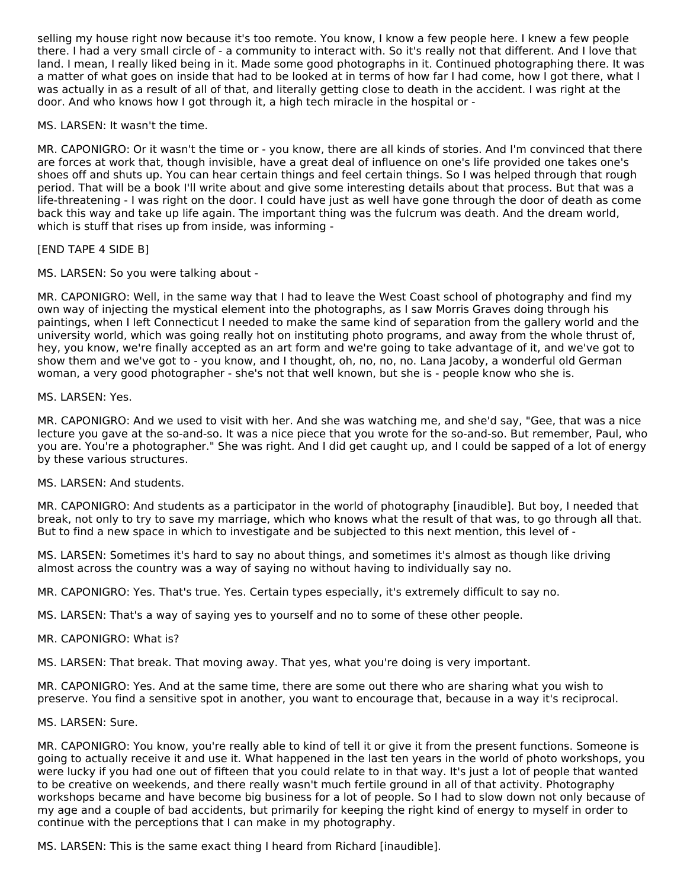selling my house right now because it's too remote. You know, I know a few people here. I knew a few people there. I had a very small circle of - a community to interact with. So it's really not that different. And I love that land. I mean, I really liked being in it. Made some good photographs in it. Continued photographing there. It was a matter of what goes on inside that had to be looked at in terms of how far I had come, how I got there, what I was actually in as a result of all of that, and literally getting close to death in the accident. I was right at the door. And who knows how I got through it, a high tech miracle in the hospital or -

MS. LARSEN: It wasn't the time.

MR. CAPONIGRO: Or it wasn't the time or - you know, there are all kinds of stories. And I'm convinced that there are forces at work that, though invisible, have a great deal of influence on one's life provided one takes one's shoes off and shuts up. You can hear certain things and feel certain things. So I was helped through that rough period. That will be a book I'll write about and give some interesting details about that process. But that was a life-threatening - I was right on the door. I could have just as well have gone through the door of death as come back this way and take up life again. The important thing was the fulcrum was death. And the dream world, which is stuff that rises up from inside, was informing -

[END TAPE 4 SIDE B]

MS. LARSEN: So you were talking about -

MR. CAPONIGRO: Well, in the same way that I had to leave the West Coast school of photography and find my own way of injecting the mystical element into the photographs, as I saw Morris Graves doing through his paintings, when I left Connecticut I needed to make the same kind of separation from the gallery world and the university world, which was going really hot on instituting photo programs, and away from the whole thrust of, hey, you know, we're finally accepted as an art form and we're going to take advantage of it, and we've got to show them and we've got to - you know, and I thought, oh, no, no, no. Lana Jacoby, a wonderful old German woman, a very good photographer - she's not that well known, but she is - people know who she is.

MS. LARSEN: Yes.

MR. CAPONIGRO: And we used to visit with her. And she was watching me, and she'd say, "Gee, that was a nice lecture you gave at the so-and-so. It was a nice piece that you wrote for the so-and-so. But remember, Paul, who you are. You're a photographer." She was right. And I did get caught up, and I could be sapped of a lot of energy by these various structures.

MS. LARSEN: And students.

MR. CAPONIGRO: And students as a participator in the world of photography [inaudible]. But boy, I needed that break, not only to try to save my marriage, which who knows what the result of that was, to go through all that. But to find a new space in which to investigate and be subjected to this next mention, this level of -

MS. LARSEN: Sometimes it's hard to say no about things, and sometimes it's almost as though like driving almost across the country was a way of saying no without having to individually say no.

MR. CAPONIGRO: Yes. That's true. Yes. Certain types especially, it's extremely difficult to say no.

MS. LARSEN: That's a way of saying yes to yourself and no to some of these other people.

MR. CAPONIGRO: What is?

MS. LARSEN: That break. That moving away. That yes, what you're doing is very important.

MR. CAPONIGRO: Yes. And at the same time, there are some out there who are sharing what you wish to preserve. You find a sensitive spot in another, you want to encourage that, because in a way it's reciprocal.

MS. LARSEN: Sure.

MR. CAPONIGRO: You know, you're really able to kind of tell it or give it from the present functions. Someone is going to actually receive it and use it. What happened in the last ten years in the world of photo workshops, you were lucky if you had one out of fifteen that you could relate to in that way. It's just a lot of people that wanted to be creative on weekends, and there really wasn't much fertile ground in all of that activity. Photography workshops became and have become big business for a lot of people. So I had to slow down not only because of my age and a couple of bad accidents, but primarily for keeping the right kind of energy to myself in order to continue with the perceptions that I can make in my photography.

MS. LARSEN: This is the same exact thing I heard from Richard [inaudible].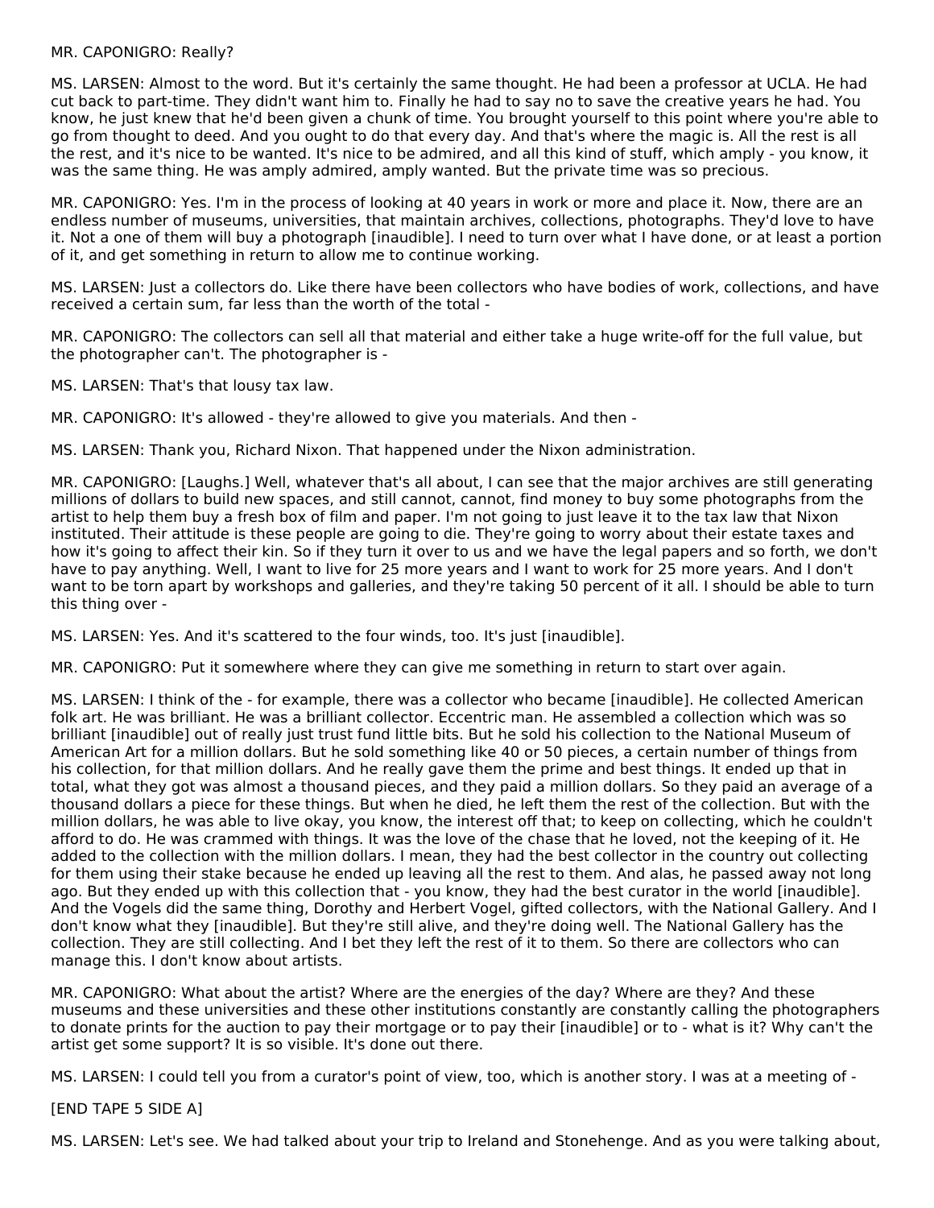MR. CAPONIGRO: Really?

MS. LARSEN: Almost to the word. But it's certainly the same thought. He had been a professor at UCLA. He had cut back to part-time. They didn't want him to. Finally he had to say no to save the creative years he had. You know, he just knew that he'd been given a chunk of time. You brought yourself to this point where you're able to go from thought to deed. And you ought to do that every day. And that's where the magic is. All the rest is all the rest, and it's nice to be wanted. It's nice to be admired, and all this kind of stuff, which amply - you know, it was the same thing. He was amply admired, amply wanted. But the private time was so precious.

MR. CAPONIGRO: Yes. I'm in the process of looking at 40 years in work or more and place it. Now, there are an endless number of museums, universities, that maintain archives, collections, photographs. They'd love to have it. Not a one of them will buy a photograph [inaudible]. I need to turn over what I have done, or at least a portion of it, and get something in return to allow me to continue working.

MS. LARSEN: Just a collectors do. Like there have been collectors who have bodies of work, collections, and have received a certain sum, far less than the worth of the total -

MR. CAPONIGRO: The collectors can sell all that material and either take a huge write-off for the full value, but the photographer can't. The photographer is -

MS. LARSEN: That's that lousy tax law.

MR. CAPONIGRO: It's allowed - they're allowed to give you materials. And then -

MS. LARSEN: Thank you, Richard Nixon. That happened under the Nixon administration.

MR. CAPONIGRO: [Laughs.] Well, whatever that's all about, I can see that the major archives are still generating millions of dollars to build new spaces, and still cannot, cannot, find money to buy some photographs from the artist to help them buy a fresh box of film and paper. I'm not going to just leave it to the tax law that Nixon instituted. Their attitude is these people are going to die. They're going to worry about their estate taxes and how it's going to affect their kin. So if they turn it over to us and we have the legal papers and so forth, we don't have to pay anything. Well, I want to live for 25 more years and I want to work for 25 more years. And I don't want to be torn apart by workshops and galleries, and they're taking 50 percent of it all. I should be able to turn this thing over -

MS. LARSEN: Yes. And it's scattered to the four winds, too. It's just [inaudible].

MR. CAPONIGRO: Put it somewhere where they can give me something in return to start over again.

MS. LARSEN: I think of the - for example, there was a collector who became [inaudible]. He collected American folk art. He was brilliant. He was a brilliant collector. Eccentric man. He assembled a collection which was so brilliant [inaudible] out of really just trust fund little bits. But he sold his collection to the National Museum of American Art for a million dollars. But he sold something like 40 or 50 pieces, a certain number of things from his collection, for that million dollars. And he really gave them the prime and best things. It ended up that in total, what they got was almost a thousand pieces, and they paid a million dollars. So they paid an average of a thousand dollars a piece for these things. But when he died, he left them the rest of the collection. But with the million dollars, he was able to live okay, you know, the interest off that; to keep on collecting, which he couldn't afford to do. He was crammed with things. It was the love of the chase that he loved, not the keeping of it. He added to the collection with the million dollars. I mean, they had the best collector in the country out collecting for them using their stake because he ended up leaving all the rest to them. And alas, he passed away not long ago. But they ended up with this collection that - you know, they had the best curator in the world [inaudible]. And the Vogels did the same thing, Dorothy and Herbert Vogel, gifted collectors, with the National Gallery. And I don't know what they [inaudible]. But they're still alive, and they're doing well. The National Gallery has the collection. They are still collecting. And I bet they left the rest of it to them. So there are collectors who can manage this. I don't know about artists.

MR. CAPONIGRO: What about the artist? Where are the energies of the day? Where are they? And these museums and these universities and these other institutions constantly are constantly calling the photographers to donate prints for the auction to pay their mortgage or to pay their [inaudible] or to - what is it? Why can't the artist get some support? It is so visible. It's done out there.

MS. LARSEN: I could tell you from a curator's point of view, too, which is another story. I was at a meeting of -

[END TAPE 5 SIDE A]

MS. LARSEN: Let's see. We had talked about your trip to Ireland and Stonehenge. And as you were talking about,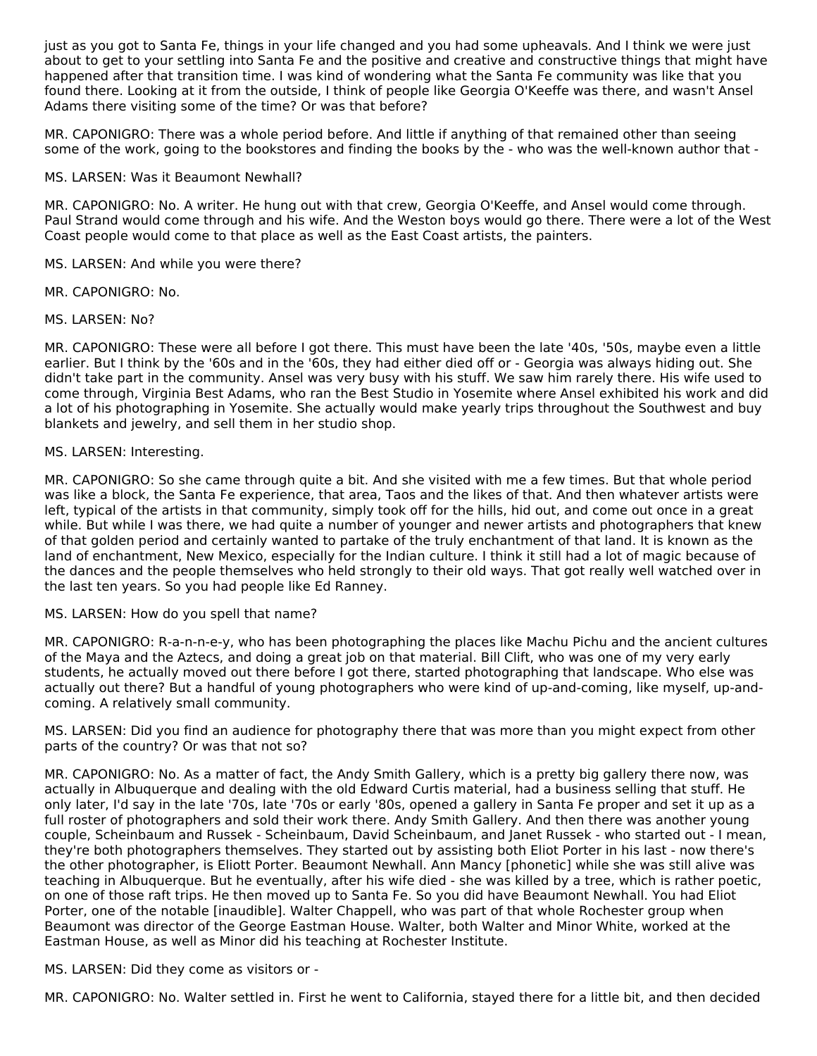just as you got to Santa Fe, things in your life changed and you had some upheavals. And I think we were just about to get to your settling into Santa Fe and the positive and creative and constructive things that might have happened after that transition time. I was kind of wondering what the Santa Fe community was like that you found there. Looking at it from the outside, I think of people like Georgia O'Keeffe was there, and wasn't Ansel Adams there visiting some of the time? Or was that before?

MR. CAPONIGRO: There was a whole period before. And little if anything of that remained other than seeing some of the work, going to the bookstores and finding the books by the - who was the well-known author that -

MS. LARSEN: Was it Beaumont Newhall?

MR. CAPONIGRO: No. A writer. He hung out with that crew, Georgia O'Keeffe, and Ansel would come through. Paul Strand would come through and his wife. And the Weston boys would go there. There were a lot of the West Coast people would come to that place as well as the East Coast artists, the painters.

MS. LARSEN: And while you were there?

MR. CAPONIGRO: No.

MS. LARSEN: No?

MR. CAPONIGRO: These were all before I got there. This must have been the late '40s, '50s, maybe even a little earlier. But I think by the '60s and in the '60s, they had either died off or - Georgia was always hiding out. She didn't take part in the community. Ansel was very busy with his stuff. We saw him rarely there. His wife used to come through, Virginia Best Adams, who ran the Best Studio in Yosemite where Ansel exhibited his work and did a lot of his photographing in Yosemite. She actually would make yearly trips throughout the Southwest and buy blankets and jewelry, and sell them in her studio shop.

MS. LARSEN: Interesting.

MR. CAPONIGRO: So she came through quite a bit. And she visited with me a few times. But that whole period was like a block, the Santa Fe experience, that area, Taos and the likes of that. And then whatever artists were left, typical of the artists in that community, simply took off for the hills, hid out, and come out once in a great while. But while I was there, we had quite a number of younger and newer artists and photographers that knew of that golden period and certainly wanted to partake of the truly enchantment of that land. It is known as the land of enchantment, New Mexico, especially for the Indian culture. I think it still had a lot of magic because of the dances and the people themselves who held strongly to their old ways. That got really well watched over in the last ten years. So you had people like Ed Ranney.

MS. LARSEN: How do you spell that name?

MR. CAPONIGRO: R-a-n-n-e-y, who has been photographing the places like Machu Pichu and the ancient cultures of the Maya and the Aztecs, and doing a great job on that material. Bill Clift, who was one of my very early students, he actually moved out there before I got there, started photographing that landscape. Who else was actually out there? But a handful of young photographers who were kind of up-and-coming, like myself, up-and-coming. A relatively small community.

MS. LARSEN: Did you find an audience for photography there that was more than you might expect from other parts of the country? Or was that not so?

MR. CAPONIGRO: No. As a matter of fact, the Andy Smith Gallery, which is a pretty big gallery there now, was actually in Albuquerque and dealing with the old Edward Curtis material, had a business selling that stuff. He only later, I'd say in the late '70s, late '70s or early '80s, opened a gallery in Santa Fe proper and set it up as a full roster of photographers and sold their work there. Andy Smith Gallery. And then there was another young couple, Scheinbaum and Russek - Scheinbaum, David Scheinbaum, and Janet Russek - who started out - I mean, they're both photographers themselves. They started out by assisting both Eliot Porter in his last - now there's the other photographer, is Eliott Porter. Beaumont Newhall. Ann Mancy [phonetic] while she was still alive was teaching in Albuquerque. But he eventually, after his wife died - she was killed by a tree, which is rather poetic, on one of those raft trips. He then moved up to Santa Fe. So you did have Beaumont Newhall. You had Eliot Porter, one of the notable [inaudible]. Walter Chappell, who was part of that whole Rochester group when Beaumont was director of the George Eastman House. Walter, both Walter and Minor White, worked at the Eastman House, as well as Minor did his teaching at Rochester Institute.

MS. LARSEN: Did they come as visitors or -

MR. CAPONIGRO: No. Walter settled in. First he went to California, stayed there for a little bit, and then decided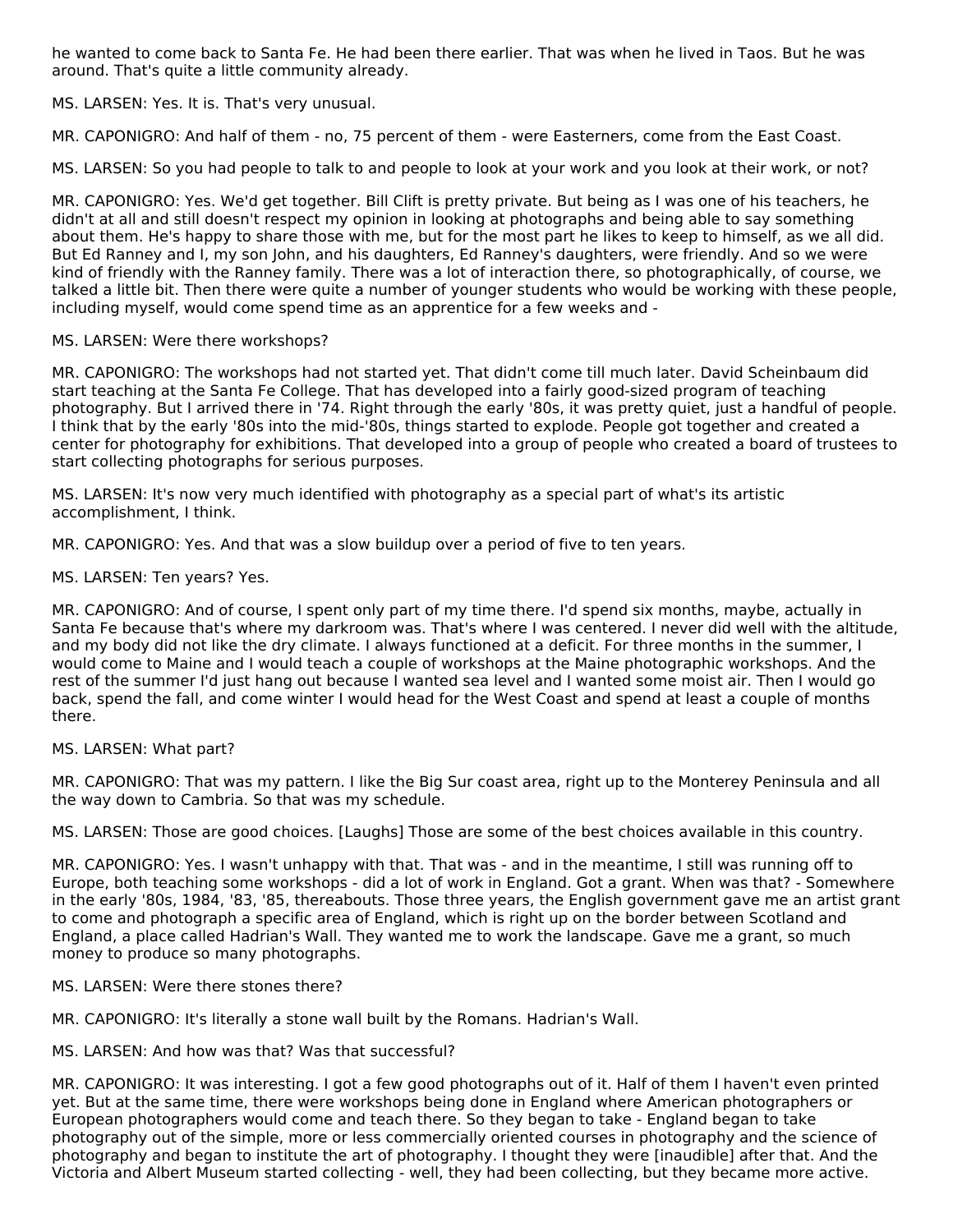he wanted to come back to Santa Fe. He had been there earlier. That was when he lived in Taos. But he was around. That's quite a little community already.

MS. LARSEN: Yes. It is. That's very unusual.

MR. CAPONIGRO: And half of them - no, 75 percent of them - were Easterners, come from the East Coast.

MS. LARSEN: So you had people to talk to and people to look at your work and you look at their work, or not?

MR. CAPONIGRO: Yes. We'd get together. Bill Clift is pretty private. But being as I was one of his teachers, he didn't at all and still doesn't respect my opinion in looking at photographs and being able to say something about them. He's happy to share those with me, but for the most part he likes to keep to himself, as we all did. But Ed Ranney and I, my son John, and his daughters, Ed Ranney's daughters, were friendly. And so we were kind of friendly with the Ranney family. There was a lot of interaction there, so photographically, of course, we talked a little bit. Then there were quite a number of younger students who would be working with these people, including myself, would come spend time as an apprentice for a few weeks and -

MS. LARSEN: Were there workshops?

MR. CAPONIGRO: The workshops had not started yet. That didn't come till much later. David Scheinbaum did start teaching at the Santa Fe College. That has developed into a fairly good-sized program of teaching photography. But I arrived there in '74. Right through the early '80s, it was pretty quiet, just a handful of people. I think that by the early '80s into the mid-'80s, things started to explode. People got together and created a center for photography for exhibitions. That developed into a group of people who created a board of trustees to start collecting photographs for serious purposes.

MS. LARSEN: It's now very much identified with photography as a special part of what's its artistic accomplishment, I think.

MR. CAPONIGRO: Yes. And that was a slow buildup over a period of five to ten years.

MS. LARSEN: Ten years? Yes.

MR. CAPONIGRO: And of course, I spent only part of my time there. I'd spend six months, maybe, actually in Santa Fe because that's where my darkroom was. That's where I was centered. I never did well with the altitude, and my body did not like the dry climate. I always functioned at a deficit. For three months in the summer, I would come to Maine and I would teach a couple of workshops at the Maine photographic workshops. And the rest of the summer I'd just hang out because I wanted sea level and I wanted some moist air. Then I would go back, spend the fall, and come winter I would head for the West Coast and spend at least a couple of months there.

MS. LARSEN: What part?

MR. CAPONIGRO: That was my pattern. I like the Big Sur coast area, right up to the Monterey Peninsula and all the way down to Cambria. So that was my schedule.

MS. LARSEN: Those are good choices. [Laughs] Those are some of the best choices available in this country.

MR. CAPONIGRO: Yes. I wasn't unhappy with that. That was - and in the meantime, I still was running off to Europe, both teaching some workshops - did a lot of work in England. Got a grant. When was that? - Somewhere in the early '80s, 1984, '83, '85, thereabouts. Those three years, the English government gave me an artist grant to come and photograph a specific area of England, which is right up on the border between Scotland and England, a place called Hadrian's Wall. They wanted me to work the landscape. Gave me a grant, so much money to produce so many photographs.

MS. LARSEN: Were there stones there?

MR. CAPONIGRO: It's literally a stone wall built by the Romans. Hadrian's Wall.

MS. LARSEN: And how was that? Was that successful?

MR. CAPONIGRO: It was interesting. I got a few good photographs out of it. Half of them I haven't even printed yet. But at the same time, there were workshops being done in England where American photographers or European photographers would come and teach there. So they began to take - England began to take photography out of the simple, more or less commercially oriented courses in photography and the science of photography and began to institute the art of photography. I thought they were [inaudible] after that. And the Victoria and Albert Museum started collecting - well, they had been collecting, but they became more active.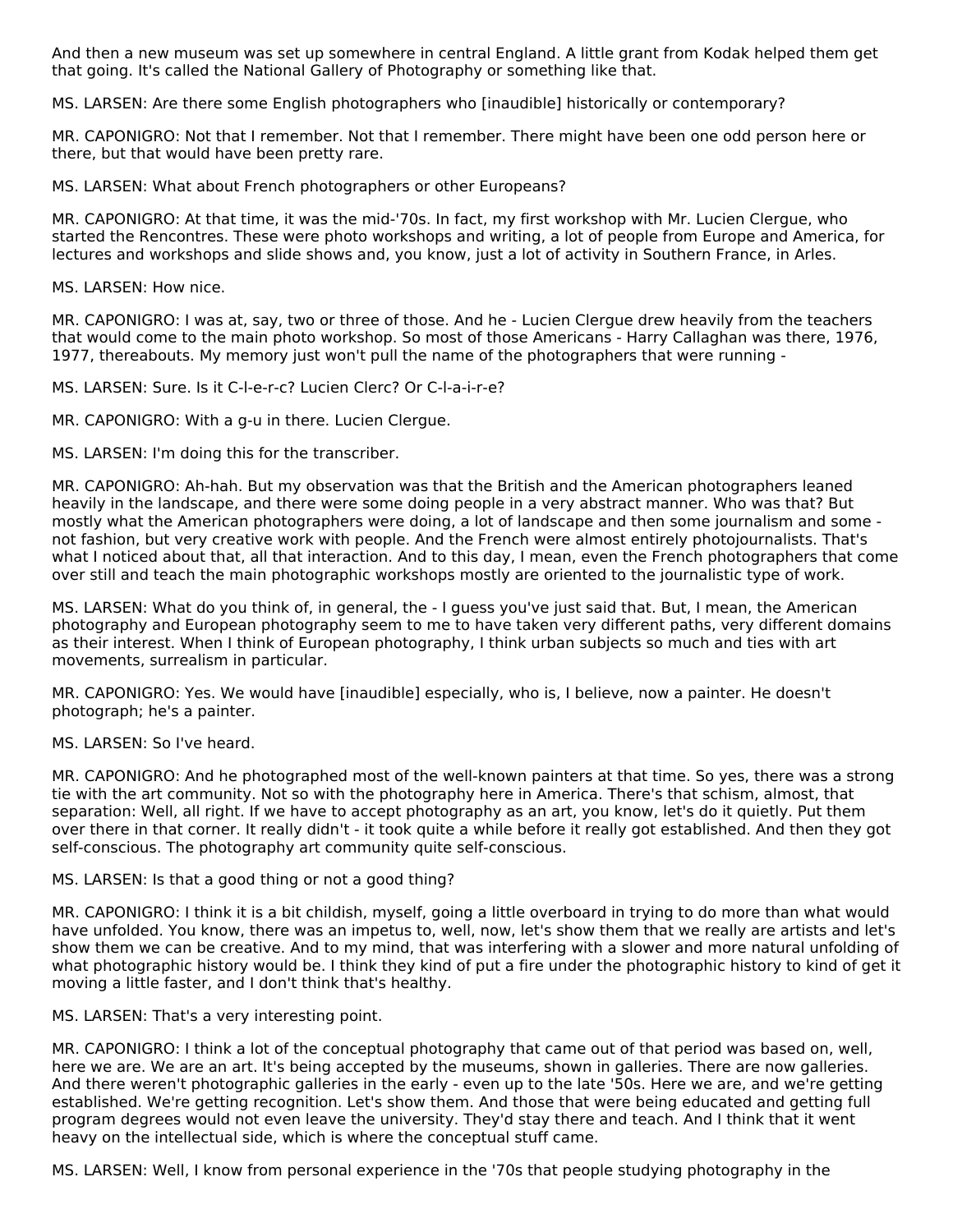And then a new museum was set up somewhere in central England. A little grant from Kodak helped them get that going. It's called the National Gallery of Photography or something like that.

MS. LARSEN: Are there some English photographers who [inaudible] historically or contemporary?

MR. CAPONIGRO: Not that I remember. Not that I remember. There might have been one odd person here or there, but that would have been pretty rare.

MS. LARSEN: What about French photographers or other Europeans?

MR. CAPONIGRO: At that time, it was the mid-'70s. In fact, my first workshop with Mr. Lucien Clergue, who started the Rencontres. These were photo workshops and writing, a lot of people from Europe and America, for lectures and workshops and slide shows and, you know, just a lot of activity in Southern France, in Arles.

MS. LARSEN: How nice.

MR. CAPONIGRO: I was at, say, two or three of those. And he - Lucien Clergue drew heavily from the teachers that would come to the main photo workshop. So most of those Americans - Harry Callaghan was there, 1976, 1977, thereabouts. My memory just won't pull the name of the photographers that were running -

MS. LARSEN: Sure. Is it C-l-e-r-c? Lucien Clerc? Or C-l-a-i-r-e?

MR. CAPONIGRO: With a g-u in there. Lucien Clergue.

MS. LARSEN: I'm doing this for the transcriber.

MR. CAPONIGRO: Ah-hah. But my observation was that the British and the American photographers leaned heavily in the landscape, and there were some doing people in a very abstract manner. Who was that? But mostly what the American photographers were doing, a lot of landscape and then some journalism and some - not fashion, but very creative work with people. And the French were almost entirely photojournalists. That's what I noticed about that, all that interaction. And to this day, I mean, even the French photographers that come over still and teach the main photographic workshops mostly are oriented to the journalistic type of work.

MS. LARSEN: What do you think of, in general, the - I guess you've just said that. But, I mean, the American photography and European photography seem to me to have taken very different paths, very different domains as their interest. When I think of European photography, I think urban subjects so much and ties with art movements, surrealism in particular.

MR. CAPONIGRO: Yes. We would have [inaudible] especially, who is, I believe, now a painter. He doesn't photograph; he's a painter.

MS. LARSEN: So I've heard.

MR. CAPONIGRO: And he photographed most of the well-known painters at that time. So yes, there was a strong tie with the art community. Not so with the photography here in America. There's that schism, almost, that separation: Well, all right. If we have to accept photography as an art, you know, let's do it quietly. Put them over there in that corner. It really didn't - it took quite a while before it really got established. And then they got self-conscious. The photography art community quite self-conscious.

MS. LARSEN: Is that a good thing or not a good thing?

MR. CAPONIGRO: I think it is a bit childish, myself, going a little overboard in trying to do more than what would have unfolded. You know, there was an impetus to, well, now, let's show them that we really are artists and let's show them we can be creative. And to my mind, that was interfering with a slower and more natural unfolding of what photographic history would be. I think they kind of put a fire under the photographic history to kind of get it moving a little faster, and I don't think that's healthy.

MS. LARSEN: That's a very interesting point.

MR. CAPONIGRO: I think a lot of the conceptual photography that came out of that period was based on, well, here we are. We are an art. It's being accepted by the museums, shown in galleries. There are now galleries. And there weren't photographic galleries in the early - even up to the late '50s. Here we are, and we're getting established. We're getting recognition. Let's show them. And those that were being educated and getting full program degrees would not even leave the university. They'd stay there and teach. And I think that it went heavy on the intellectual side, which is where the conceptual stuff came.

MS. LARSEN: Well, I know from personal experience in the '70s that people studying photography in the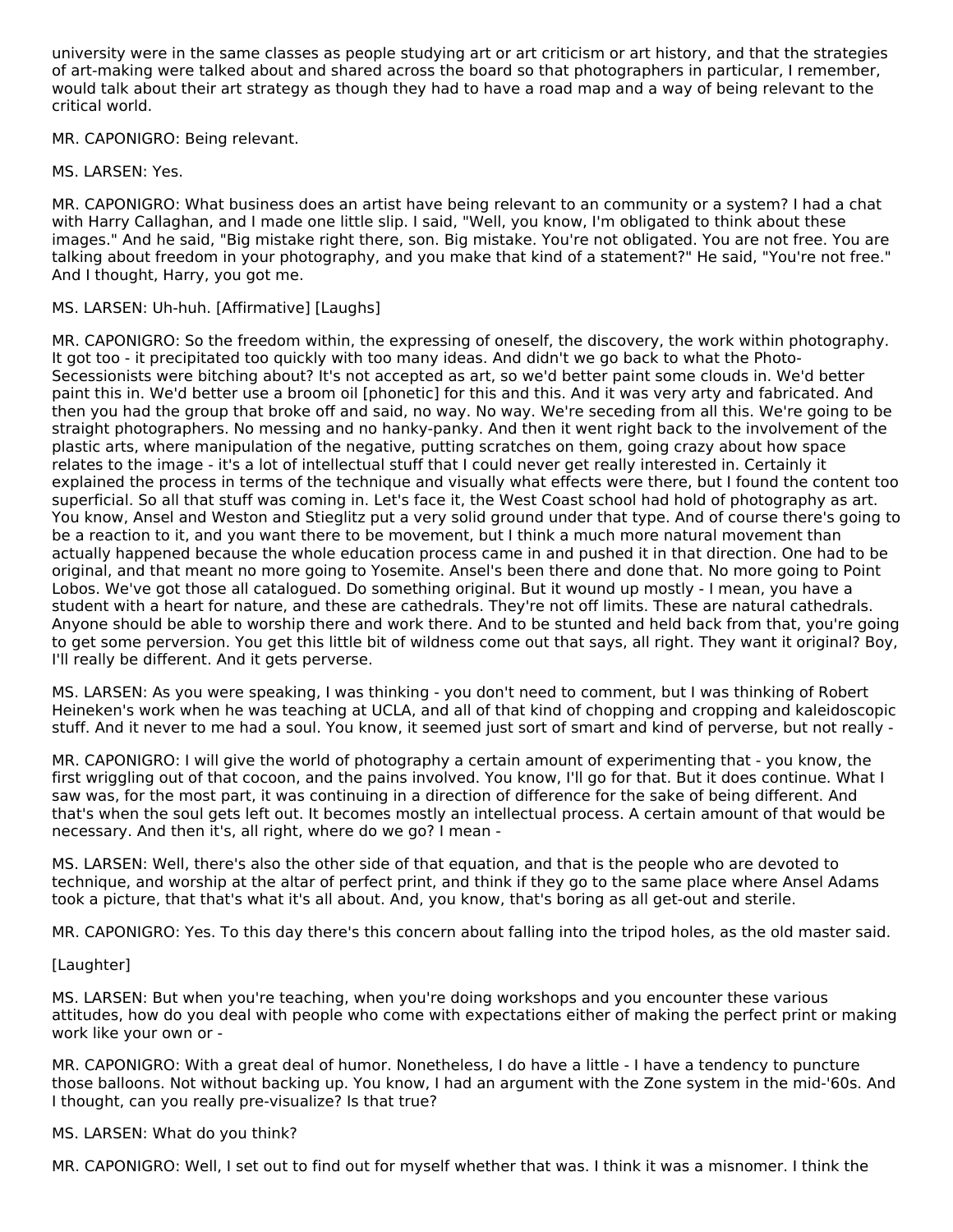university were in the same classes as people studying art or art criticism or art history, and that the strategies of art-making were talked about and shared across the board so that photographers in particular, I remember, would talk about their art strategy as though they had to have a road map and a way of being relevant to the critical world.

MR. CAPONIGRO: Being relevant.

MS. LARSEN: Yes.

MR. CAPONIGRO: What business does an artist have being relevant to an community or a system? I had a chat with Harry Callaghan, and I made one little slip. I said, "Well, you know, I'm obligated to think about these images." And he said, "Big mistake right there, son. Big mistake. You're not obligated. You are not free. You are talking about freedom in your photography, and you make that kind of a statement?" He said, "You're not free." And I thought, Harry, you got me.

MS. LARSEN: Uh-huh. [Affirmative] [Laughs]

MR. CAPONIGRO: So the freedom within, the expressing of oneself, the discovery, the work within photography. It got too - it precipitated too quickly with too many ideas. And didn't we go back to what the Photo-Secessionists were bitching about? It's not accepted as art, so we'd better paint some clouds in. We'd better paint this in. We'd better use a broom oil [phonetic] for this and this. And it was very arty and fabricated. And then you had the group that broke off and said, no way. No way. We're seceding from all this. We're going to be straight photographers. No messing and no hanky-panky. And then it went right back to the involvement of the plastic arts, where manipulation of the negative, putting scratches on them, going crazy about how space relates to the image - it's a lot of intellectual stuff that I could never get really interested in. Certainly it explained the process in terms of the technique and visually what effects were there, but I found the content too superficial. So all that stuff was coming in. Let's face it, the West Coast school had hold of photography as art. You know, Ansel and Weston and Stieglitz put a very solid ground under that type. And of course there's going to be a reaction to it, and you want there to be movement, but I think a much more natural movement than actually happened because the whole education process came in and pushed it in that direction. One had to be original, and that meant no more going to Yosemite. Ansel's been there and done that. No more going to Point Lobos. We've got those all catalogued. Do something original. But it wound up mostly - I mean, you have a student with a heart for nature, and these are cathedrals. They're not off limits. These are natural cathedrals. Anyone should be able to worship there and work there. And to be stunted and held back from that, you're going to get some perversion. You get this little bit of wildness come out that says, all right. They want it original? Boy, I'll really be different. And it gets perverse.

MS. LARSEN: As you were speaking, I was thinking - you don't need to comment, but I was thinking of Robert Heineken's work when he was teaching at UCLA, and all of that kind of chopping and cropping and kaleidoscopic stuff. And it never to me had a soul. You know, it seemed just sort of smart and kind of perverse, but not really -

MR. CAPONIGRO: I will give the world of photography a certain amount of experimenting that - you know, the first wriggling out of that cocoon, and the pains involved. You know, I'll go for that. But it does continue. What I saw was, for the most part, it was continuing in a direction of difference for the sake of being different. And that's when the soul gets left out. It becomes mostly an intellectual process. A certain amount of that would be necessary. And then it's, all right, where do we go? I mean -

MS. LARSEN: Well, there's also the other side of that equation, and that is the people who are devoted to technique, and worship at the altar of perfect print, and think if they go to the same place where Ansel Adams took a picture, that that's what it's all about. And, you know, that's boring as all get-out and sterile.

MR. CAPONIGRO: Yes. To this day there's this concern about falling into the tripod holes, as the old master said.

[Laughter]

MS. LARSEN: But when you're teaching, when you're doing workshops and you encounter these various attitudes, how do you deal with people who come with expectations either of making the perfect print or making work like your own or -

MR. CAPONIGRO: With a great deal of humor. Nonetheless, I do have a little - I have a tendency to puncture those balloons. Not without backing up. You know, I had an argument with the Zone system in the mid-'60s. And I thought, can you really pre-visualize? Is that true?

MS. LARSEN: What do you think?

MR. CAPONIGRO: Well, I set out to find out for myself whether that was. I think it was a misnomer. I think the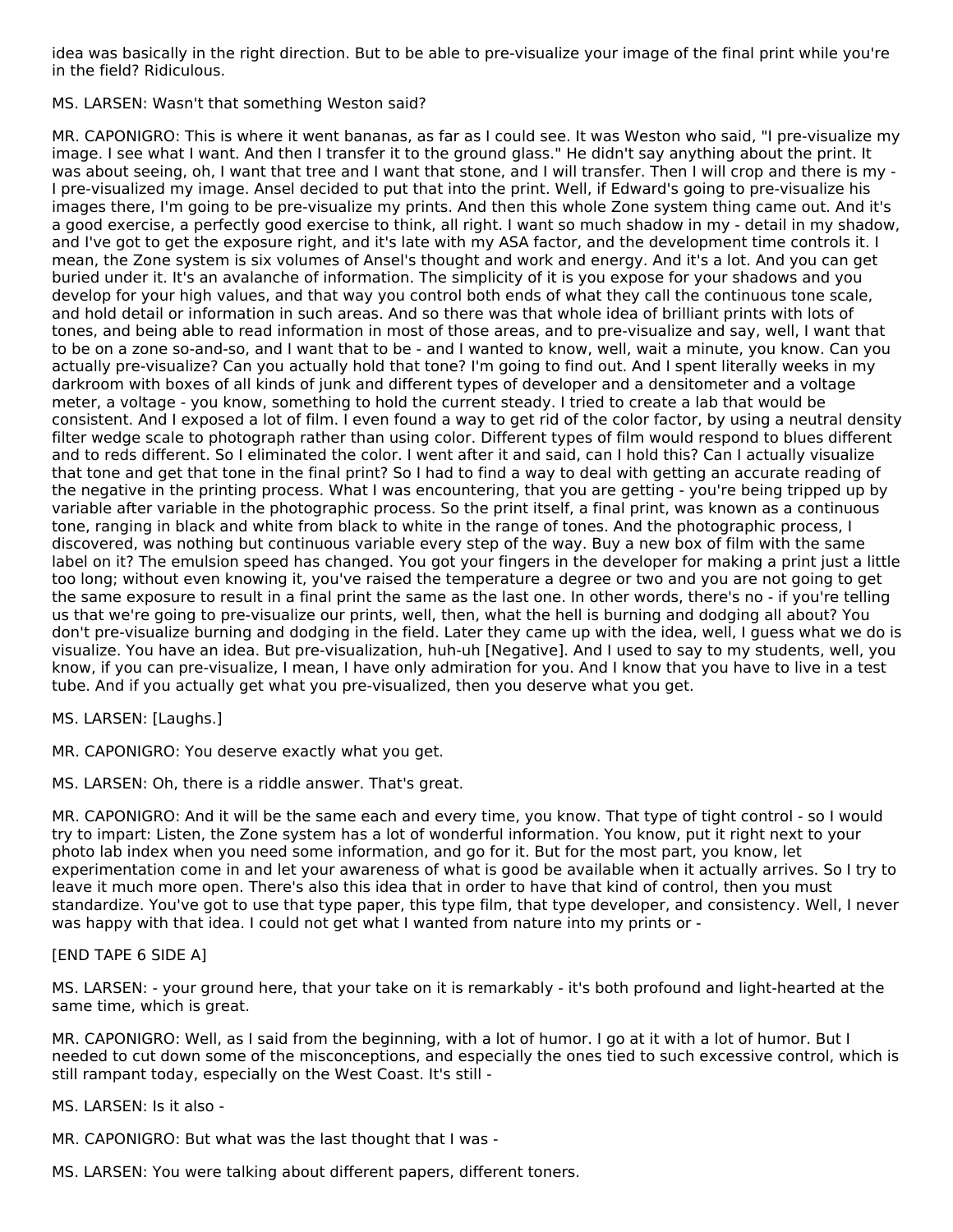idea was basically in the right direction. But to be able to pre-visualize your image of the final print while you're in the field? Ridiculous.

MS. LARSEN: Wasn't that something Weston said?

MR. CAPONIGRO: This is where it went bananas, as far as I could see. It was Weston who said, "I pre-visualize my image. I see what I want. And then I transfer it to the ground glass." He didn't say anything about the print. It was about seeing, oh, I want that tree and I want that stone, and I will transfer. Then I will crop and there is my - I pre-visualized my image. Ansel decided to put that into the print. Well, if Edward's going to pre-visualize his images there, I'm going to be pre-visualize my prints. And then this whole Zone system thing came out. And it's a good exercise, a perfectly good exercise to think, all right. I want so much shadow in my - detail in my shadow, and I've got to get the exposure right, and it's late with my ASA factor, and the development time controls it. I mean, the Zone system is six volumes of Ansel's thought and work and energy. And it's a lot. And you can get buried under it. It's an avalanche of information. The simplicity of it is you expose for your shadows and you develop for your high values, and that way you control both ends of what they call the continuous tone scale, and hold detail or information in such areas. And so there was that whole idea of brilliant prints with lots of tones, and being able to read information in most of those areas, and to pre-visualize and say, well, I want that to be on a zone so-and-so, and I want that to be - and I wanted to know, well, wait a minute, you know. Can you actually pre-visualize? Can you actually hold that tone? I'm going to find out. And I spent literally weeks in my darkroom with boxes of all kinds of junk and different types of developer and a densitometer and a voltage meter, a voltage - you know, something to hold the current steady. I tried to create a lab that would be consistent. And I exposed a lot of film. I even found a way to get rid of the color factor, by using a neutral density filter wedge scale to photograph rather than using color. Different types of film would respond to blues different and to reds different. So I eliminated the color. I went after it and said, can I hold this? Can I actually visualize that tone and get that tone in the final print? So I had to find a way to deal with getting an accurate reading of the negative in the printing process. What I was encountering, that you are getting - you're being tripped up by variable after variable in the photographic process. So the print itself, a final print, was known as a continuous tone, ranging in black and white from black to white in the range of tones. And the photographic process, I discovered, was nothing but continuous variable every step of the way. Buy a new box of film with the same label on it? The emulsion speed has changed. You got your fingers in the developer for making a print just a little too long; without even knowing it, you've raised the temperature a degree or two and you are not going to get the same exposure to result in a final print the same as the last one. In other words, there's no - if you're telling us that we're going to pre-visualize our prints, well, then, what the hell is burning and dodging all about? You don't pre-visualize burning and dodging in the field. Later they came up with the idea, well, I guess what we do is visualize. You have an idea. But pre-visualization, huh-uh [Negative]. And I used to say to my students, well, you know, if you can pre-visualize, I mean, I have only admiration for you. And I know that you have to live in a test tube. And if you actually get what you pre-visualized, then you deserve what you get.

MS. LARSEN: [Laughs.]

MR. CAPONIGRO: You deserve exactly what you get.

MS. LARSEN: Oh, there is a riddle answer. That's great.

MR. CAPONIGRO: And it will be the same each and every time, you know. That type of tight control - so I would try to impart: Listen, the Zone system has a lot of wonderful information. You know, put it right next to your photo lab index when you need some information, and go for it. But for the most part, you know, let experimentation come in and let your awareness of what is good be available when it actually arrives. So I try to leave it much more open. There's also this idea that in order to have that kind of control, then you must standardize. You've got to use that type paper, this type film, that type developer, and consistency. Well, I never was happy with that idea. I could not get what I wanted from nature into my prints or -

[END TAPE 6 SIDE A]

MS. LARSEN: - your ground here, that your take on it is remarkably - it's both profound and light-hearted at the same time, which is great.

MR. CAPONIGRO: Well, as I said from the beginning, with a lot of humor. I go at it with a lot of humor. But I needed to cut down some of the misconceptions, and especially the ones tied to such excessive control, which is still rampant today, especially on the West Coast. It's still -

MS. LARSEN: Is it also -

MR. CAPONIGRO: But what was the last thought that I was -

MS. LARSEN: You were talking about different papers, different toners.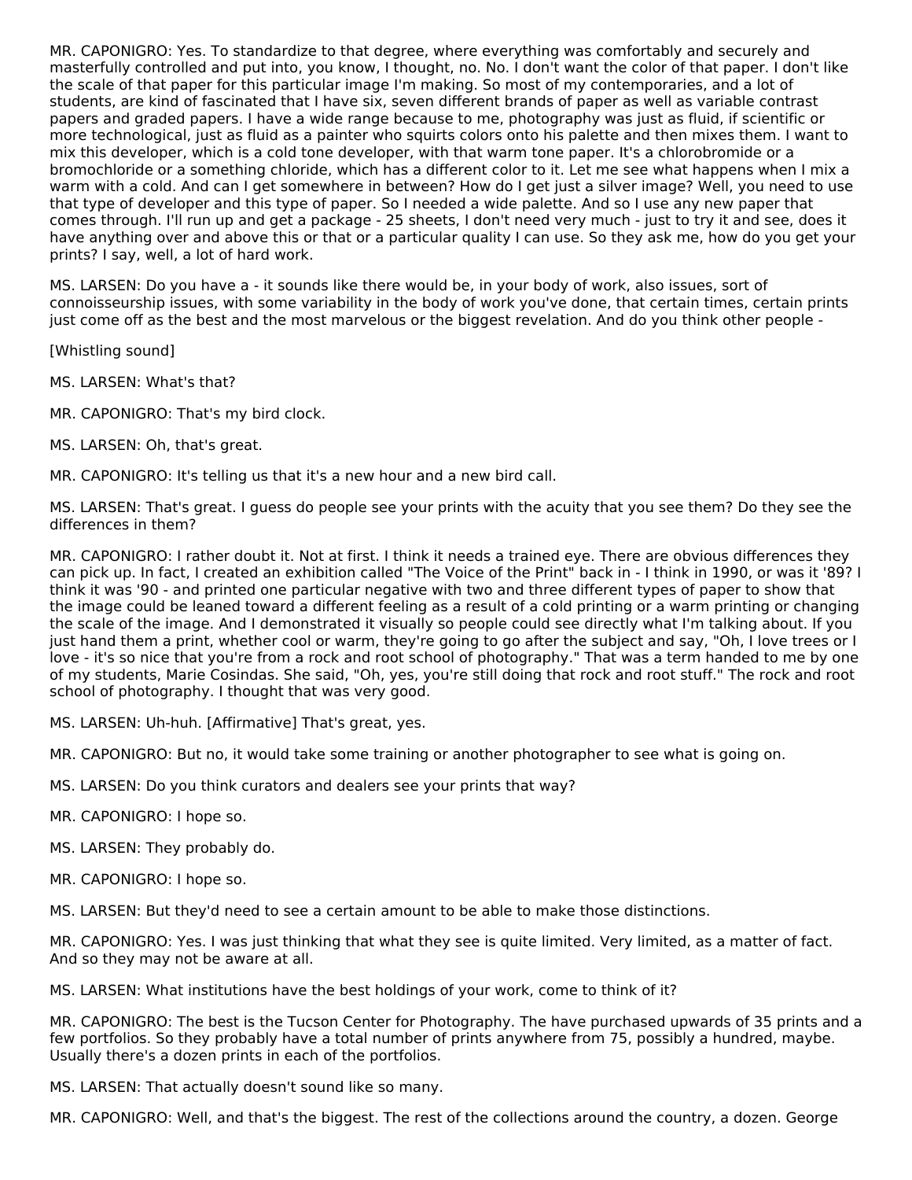MR. CAPONIGRO: Yes. To standardize to that degree, where everything was comfortably and securely and masterfully controlled and put into, you know, I thought, no. No. I don't want the color of that paper. I don't like the scale of that paper for this particular image I'm making. So most of my contemporaries, and a lot of students, are kind of fascinated that I have six, seven different brands of paper as well as variable contrast papers and graded papers. I have a wide range because to me, photography was just as fluid, if scientific or more technological, just as fluid as a painter who squirts colors onto his palette and then mixes them. I want to mix this developer, which is a cold tone developer, with that warm tone paper. It's a chlorobromide or a bromochloride or a something chloride, which has a different color to it. Let me see what happens when I mix a warm with a cold. And can I get somewhere in between? How do I get just a silver image? Well, you need to use that type of developer and this type of paper. So I needed a wide palette. And so I use any new paper that comes through. I'll run up and get a package - 25 sheets, I don't need very much - just to try it and see, does it have anything over and above this or that or a particular quality I can use. So they ask me, how do you get your prints? I say, well, a lot of hard work.

MS. LARSEN: Do you have a - it sounds like there would be, in your body of work, also issues, sort of connoisseurship issues, with some variability in the body of work you've done, that certain times, certain prints just come off as the best and the most marvelous or the biggest revelation. And do you think other people -

[Whistling sound]

MS. LARSEN: What's that?

MR. CAPONIGRO: That's my bird clock.

MS. LARSEN: Oh, that's great.

MR. CAPONIGRO: It's telling us that it's a new hour and a new bird call.

MS. LARSEN: That's great. I guess do people see your prints with the acuity that you see them? Do they see the differences in them?

MR. CAPONIGRO: I rather doubt it. Not at first. I think it needs a trained eye. There are obvious differences they can pick up. In fact, I created an exhibition called "The Voice of the Print" back in - I think in 1990, or was it '89? I think it was '90 - and printed one particular negative with two and three different types of paper to show that the image could be leaned toward a different feeling as a result of a cold printing or a warm printing or changing the scale of the image. And I demonstrated it visually so people could see directly what I'm talking about. If you just hand them a print, whether cool or warm, they're going to go after the subject and say, "Oh, I love trees or I love - it's so nice that you're from a rock and root school of photography." That was a term handed to me by one of my students, Marie Cosindas. She said, "Oh, yes, you're still doing that rock and root stuff." The rock and root school of photography. I thought that was very good.

MS. LARSEN: Uh-huh. [Affirmative] That's great, yes.

MR. CAPONIGRO: But no, it would take some training or another photographer to see what is going on.

MS. LARSEN: Do you think curators and dealers see your prints that way?

MR. CAPONIGRO: I hope so.

MS. LARSEN: They probably do.

MR. CAPONIGRO: I hope so.

MS. LARSEN: But they'd need to see a certain amount to be able to make those distinctions.

MR. CAPONIGRO: Yes. I was just thinking that what they see is quite limited. Very limited, as a matter of fact. And so they may not be aware at all.

MS. LARSEN: What institutions have the best holdings of your work, come to think of it?

MR. CAPONIGRO: The best is the Tucson Center for Photography. The have purchased upwards of 35 prints and a few portfolios. So they probably have a total number of prints anywhere from 75, possibly a hundred, maybe. Usually there's a dozen prints in each of the portfolios.

MS. LARSEN: That actually doesn't sound like so many.

MR. CAPONIGRO: Well, and that's the biggest. The rest of the collections around the country, a dozen. George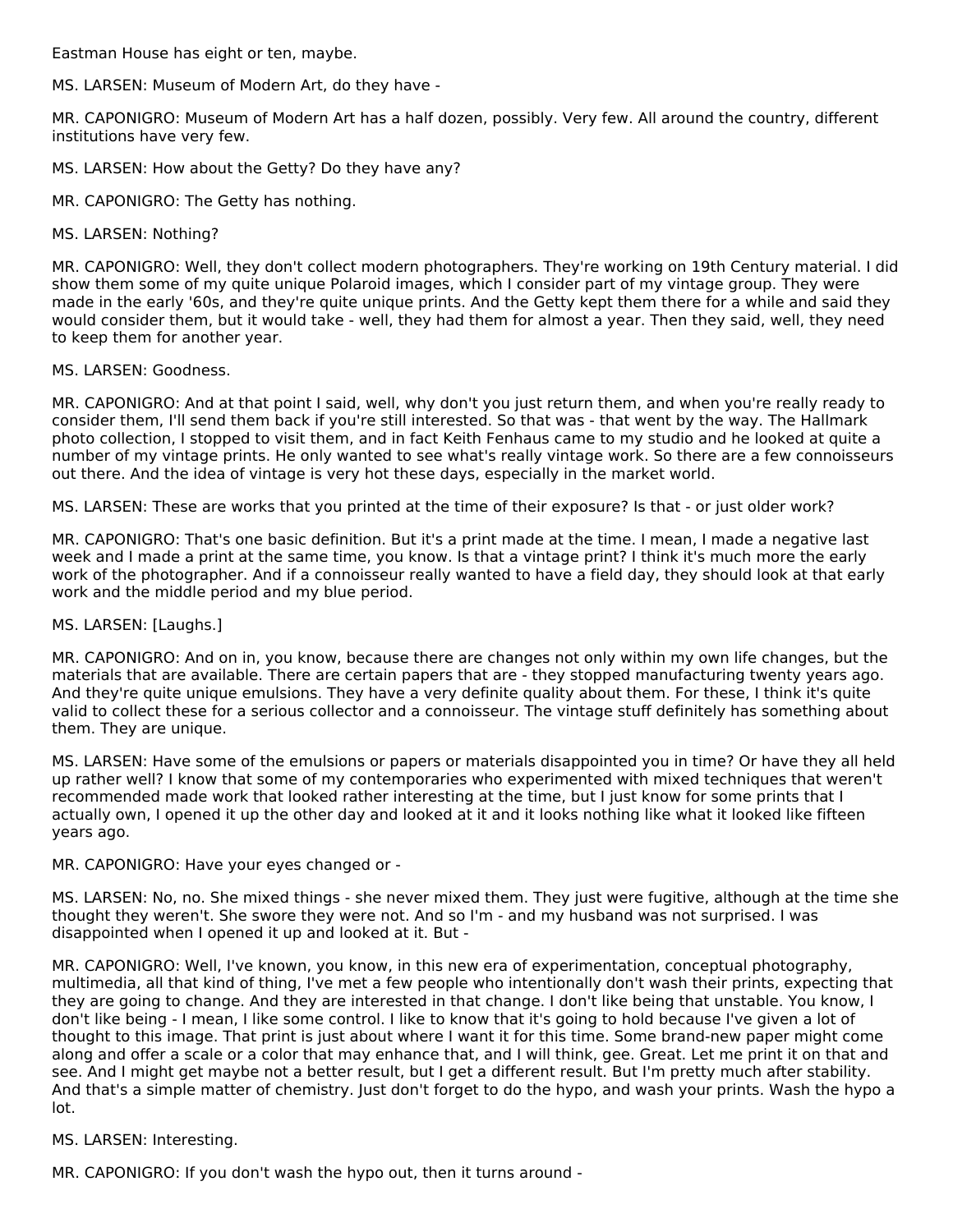Eastman House has eight or ten, maybe.

MS. LARSEN: Museum of Modern Art, do they have -

MR. CAPONIGRO: Museum of Modern Art has a half dozen, possibly. Very few. All around the country, different institutions have very few.

MS. LARSEN: How about the Getty? Do they have any?

MR. CAPONIGRO: The Getty has nothing.

MS. LARSEN: Nothing?

MR. CAPONIGRO: Well, they don't collect modern photographers. They're working on 19th Century material. I did show them some of my quite unique Polaroid images, which I consider part of my vintage group. They were made in the early '60s, and they're quite unique prints. And the Getty kept them there for a while and said they would consider them, but it would take - well, they had them for almost a year. Then they said, well, they need to keep them for another year.

MS. LARSEN: Goodness.

MR. CAPONIGRO: And at that point I said, well, why don't you just return them, and when you're really ready to consider them, I'll send them back if you're still interested. So that was - that went by the way. The Hallmark photo collection, I stopped to visit them, and in fact Keith Fenhaus came to my studio and he looked at quite a number of my vintage prints. He only wanted to see what's really vintage work. So there are a few connoisseurs out there. And the idea of vintage is very hot these days, especially in the market world.

MS. LARSEN: These are works that you printed at the time of their exposure? Is that - or just older work?

MR. CAPONIGRO: That's one basic definition. But it's a print made at the time. I mean, I made a negative last week and I made a print at the same time, you know. Is that a vintage print? I think it's much more the early work of the photographer. And if a connoisseur really wanted to have a field day, they should look at that early work and the middle period and my blue period.

MS. LARSEN: [Laughs.]

MR. CAPONIGRO: And on in, you know, because there are changes not only within my own life changes, but the materials that are available. There are certain papers that are - they stopped manufacturing twenty years ago. And they're quite unique emulsions. They have a very definite quality about them. For these, I think it's quite valid to collect these for a serious collector and a connoisseur. The vintage stuff definitely has something about them. They are unique.

MS. LARSEN: Have some of the emulsions or papers or materials disappointed you in time? Or have they all held up rather well? I know that some of my contemporaries who experimented with mixed techniques that weren't recommended made work that looked rather interesting at the time, but I just know for some prints that I actually own, I opened it up the other day and looked at it and it looks nothing like what it looked like fifteen years ago.

MR. CAPONIGRO: Have your eyes changed or -

MS. LARSEN: No, no. She mixed things - she never mixed them. They just were fugitive, although at the time she thought they weren't. She swore they were not. And so I'm - and my husband was not surprised. I was disappointed when I opened it up and looked at it. But -

MR. CAPONIGRO: Well, I've known, you know, in this new era of experimentation, conceptual photography, multimedia, all that kind of thing, I've met a few people who intentionally don't wash their prints, expecting that they are going to change. And they are interested in that change. I don't like being that unstable. You know, I don't like being - I mean, I like some control. I like to know that it's going to hold because I've given a lot of thought to this image. That print is just about where I want it for this time. Some brand-new paper might come along and offer a scale or a color that may enhance that, and I will think, gee. Great. Let me print it on that and see. And I might get maybe not a better result, but I get a different result. But I'm pretty much after stability. And that's a simple matter of chemistry. Just don't forget to do the hypo, and wash your prints. Wash the hypo a lot.

MS. LARSEN: Interesting.

MR. CAPONIGRO: If you don't wash the hypo out, then it turns around -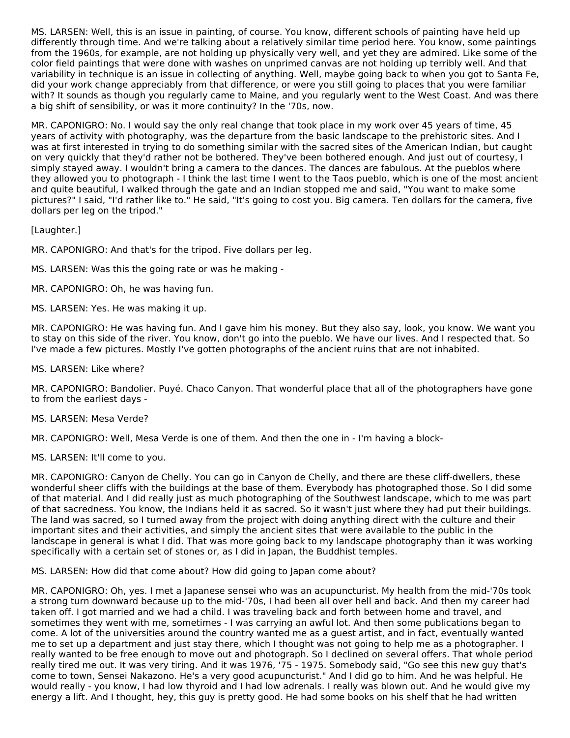MS. LARSEN: Well, this is an issue in painting, of course. You know, different schools of painting have held up differently through time. And we're talking about a relatively similar time period here. You know, some paintings from the 1960s, for example, are not holding up physically very well, and yet they are admired. Like some of the color field paintings that were done with washes on unprimed canvas are not holding up terribly well. And that variability in technique is an issue in collecting of anything. Well, maybe going back to when you got to Santa Fe, did your work change appreciably from that difference, or were you still going to places that you were familiar with? It sounds as though you regularly came to Maine, and you regularly went to the West Coast. And was there a big shift of sensibility, or was it more continuity? In the '70s, now.

MR. CAPONIGRO: No. I would say the only real change that took place in my work over 45 years of time, 45 years of activity with photography, was the departure from the basic landscape to the prehistoric sites. And I was at first interested in trying to do something similar with the sacred sites of the American Indian, but caught on very quickly that they'd rather not be bothered. They've been bothered enough. And just out of courtesy, I simply stayed away. I wouldn't bring a camera to the dances. The dances are fabulous. At the pueblos where they allowed you to photograph - I think the last time I went to the Taos pueblo, which is one of the most ancient and quite beautiful, I walked through the gate and an Indian stopped me and said, "You want to make some pictures?" I said, "I'd rather like to." He said, "It's going to cost you. Big camera. Ten dollars for the camera, five dollars per leg on the tripod."

[Laughter.]

MR. CAPONIGRO: And that's for the tripod. Five dollars per leg.

MS. LARSEN: Was this the going rate or was he making -

MR. CAPONIGRO: Oh, he was having fun.

MS. LARSEN: Yes. He was making it up.

MR. CAPONIGRO: He was having fun. And I gave him his money. But they also say, look, you know. We want you to stay on this side of the river. You know, don't go into the pueblo. We have our lives. And I respected that. So I've made a few pictures. Mostly I've gotten photographs of the ancient ruins that are not inhabited.

MS. LARSEN: Like where?

MR. CAPONIGRO: Bandolier. Puyé. Chaco Canyon. That wonderful place that all of the photographers have gone to from the earliest days -

MS. LARSEN: Mesa Verde?

MR. CAPONIGRO: Well, Mesa Verde is one of them. And then the one in - I'm having a block-

MS. LARSEN: It'll come to you.

MR. CAPONIGRO: Canyon de Chelly. You can go in Canyon de Chelly, and there are these cliff-dwellers, these wonderful sheer cliffs with the buildings at the base of them. Everybody has photographed those. So I did some of that material. And I did really just as much photographing of the Southwest landscape, which to me was part of that sacredness. You know, the Indians held it as sacred. So it wasn't just where they had put their buildings. The land was sacred, so I turned away from the project with doing anything direct with the culture and their important sites and their activities, and simply the ancient sites that were available to the public in the landscape in general is what I did. That was more going back to my landscape photography than it was working specifically with a certain set of stones or, as I did in Japan, the Buddhist temples.

MS. LARSEN: How did that come about? How did going to Japan come about?

MR. CAPONIGRO: Oh, yes. I met a Japanese sensei who was an acupuncturist. My health from the mid-'70s took a strong turn downward because up to the mid-'70s, I had been all over hell and back. And then my career had taken off. I got married and we had a child. I was traveling back and forth between home and travel, and sometimes they went with me, sometimes - I was carrying an awful lot. And then some publications began to come. A lot of the universities around the country wanted me as a guest artist, and in fact, eventually wanted me to set up a department and just stay there, which I thought was not going to help me as a photographer. I really wanted to be free enough to move out and photograph. So I declined on several offers. That whole period really tired me out. It was very tiring. And it was 1976, '75 - 1975. Somebody said, "Go see this new guy that's come to town, Sensei Nakazono. He's a very good acupuncturist." And I did go to him. And he was helpful. He would really - you know, I had low thyroid and I had low adrenals. I really was blown out. And he would give my energy a lift. And I thought, hey, this guy is pretty good. He had some books on his shelf that he had written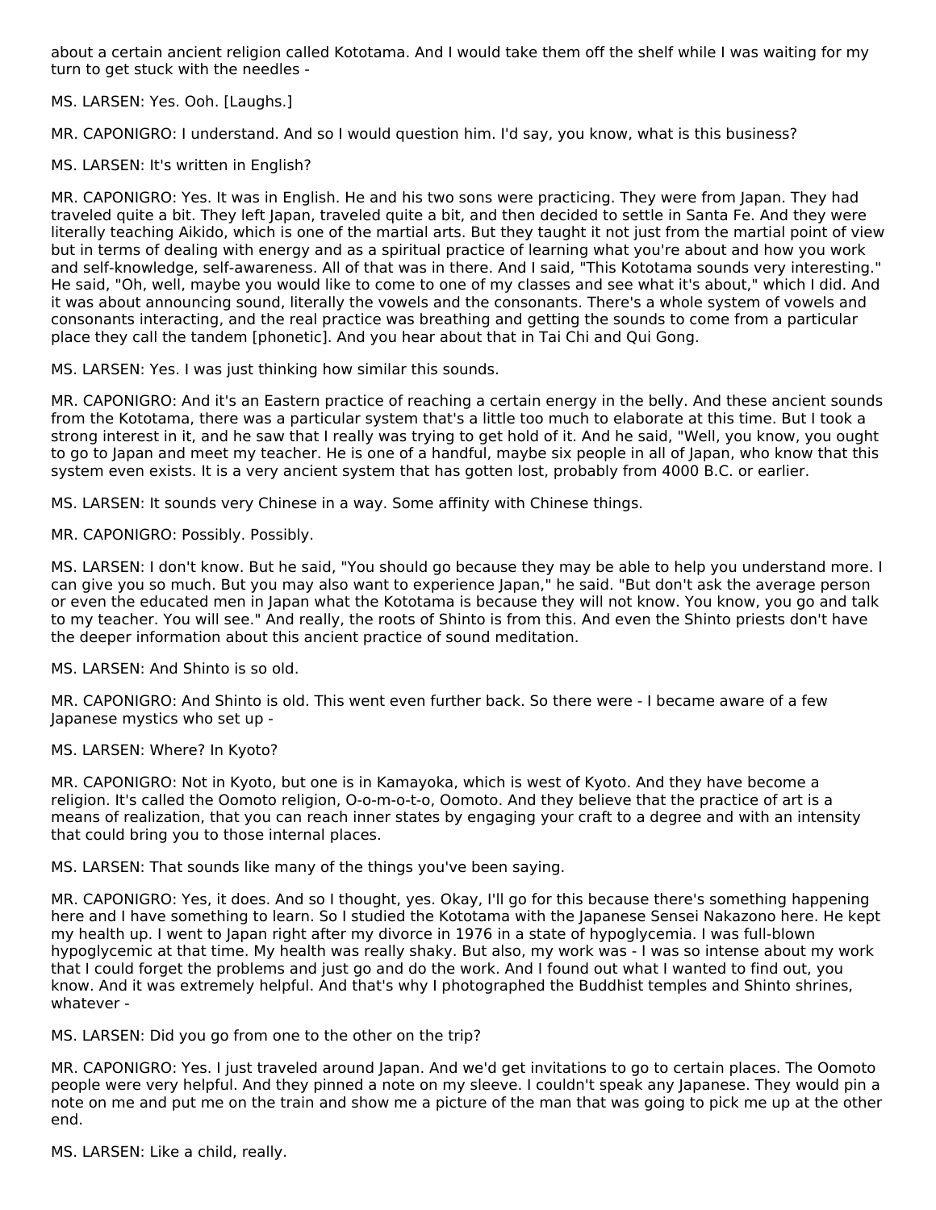about a certain ancient religion called Kototama. And I would take them off the shelf while I was waiting for my turn to get stuck with the needles -

MS. LARSEN: Yes. Ooh. [Laughs.]

MR. CAPONIGRO: I understand. And so I would question him. I'd say, you know, what is this business?

MS. LARSEN: It's written in English?

MR. CAPONIGRO: Yes. It was in English. He and his two sons were practicing. They were from Japan. They had traveled quite a bit. They left Japan, traveled quite a bit, and then decided to settle in Santa Fe. And they were literally teaching Aikido, which is one of the martial arts. But they taught it not just from the martial point of view but in terms of dealing with energy and as a spiritual practice of learning what you're about and how you work and self-knowledge, self-awareness. All of that was in there. And I said, "This Kototama sounds very interesting." He said, "Oh, well, maybe you would like to come to one of my classes and see what it's about," which I did. And it was about announcing sound, literally the vowels and the consonants. There's a whole system of vowels and consonants interacting, and the real practice was breathing and getting the sounds to come from a particular place they call the tandem [phonetic]. And you hear about that in Tai Chi and Qui Gong.

MS. LARSEN: Yes. I was just thinking how similar this sounds.

MR. CAPONIGRO: And it's an Eastern practice of reaching a certain energy in the belly. And these ancient sounds from the Kototama, there was a particular system that's a little too much to elaborate at this time. But I took a strong interest in it, and he saw that I really was trying to get hold of it. And he said, "Well, you know, you ought to go to Japan and meet my teacher. He is one of a handful, maybe six people in all of Japan, who know that this system even exists. It is a very ancient system that has gotten lost, probably from 4000 B.C. or earlier.

MS. LARSEN: It sounds very Chinese in a way. Some affinity with Chinese things.

MR. CAPONIGRO: Possibly. Possibly.

MS. LARSEN: I don't know. But he said, "You should go because they may be able to help you understand more. I can give you so much. But you may also want to experience Japan," he said. "But don't ask the average person or even the educated men in Japan what the Kototama is because they will not know. You know, you go and talk to my teacher. You will see." And really, the roots of Shinto is from this. And even the Shinto priests don't have the deeper information about this ancient practice of sound meditation.

MS. LARSEN: And Shinto is so old.

MR. CAPONIGRO: And Shinto is old. This went even further back. So there were - I became aware of a few Japanese mystics who set up -

MS. LARSEN: Where? In Kyoto?

MR. CAPONIGRO: Not in Kyoto, but one is in Kamayoka, which is west of Kyoto. And they have become a religion. It's called the Oomoto religion, O-o-m-o-t-o, Oomoto. And they believe that the practice of art is a means of realization, that you can reach inner states by engaging your craft to a degree and with an intensity that could bring you to those internal places.

MS. LARSEN: That sounds like many of the things you've been saying.

MR. CAPONIGRO: Yes, it does. And so I thought, yes. Okay, I'll go for this because there's something happening here and I have something to learn. So I studied the Kototama with the Japanese Sensei Nakazono here. He kept my health up. I went to Japan right after my divorce in 1976 in a state of hypoglycemia. I was full-blown hypoglycemic at that time. My health was really shaky. But also, my work was - I was so intense about my work that I could forget the problems and just go and do the work. And I found out what I wanted to find out, you know. And it was extremely helpful. And that's why I photographed the Buddhist temples and Shinto shrines, whatever -

MS. LARSEN: Did you go from one to the other on the trip?

MR. CAPONIGRO: Yes. I just traveled around Japan. And we'd get invitations to go to certain places. The Oomoto people were very helpful. And they pinned a note on my sleeve. I couldn't speak any Japanese. They would pin a note on me and put me on the train and show me a picture of the man that was going to pick me up at the other end.

MS. LARSEN: Like a child, really.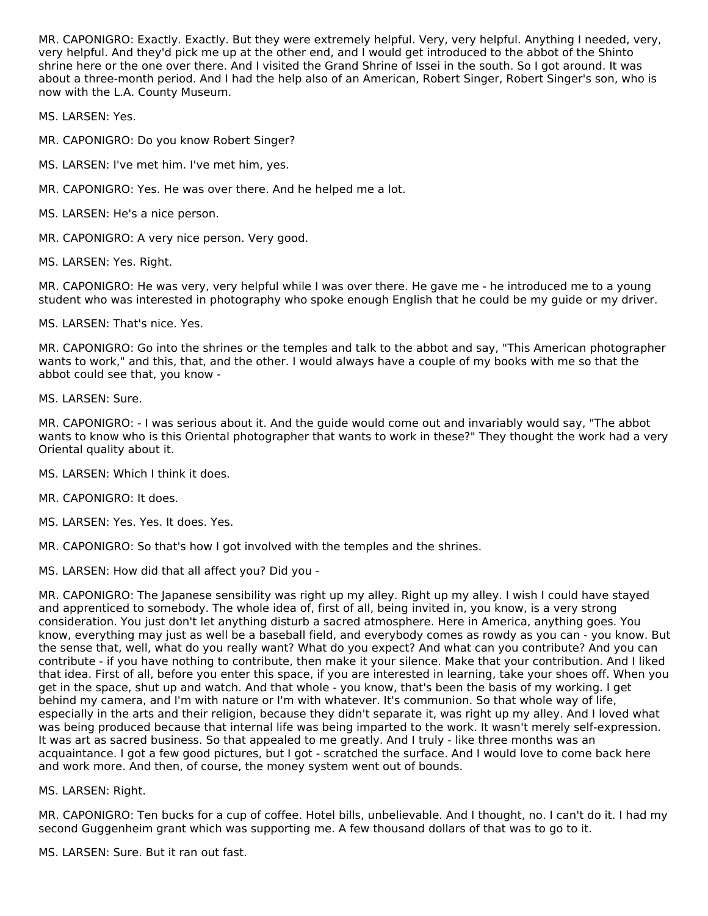MR. CAPONIGRO: Exactly. Exactly. But they were extremely helpful. Very, very helpful. Anything I needed, very, very helpful. And they'd pick me up at the other end, and I would get introduced to the abbot of the Shinto shrine here or the one over there. And I visited the Grand Shrine of Issei in the south. So I got around. It was about a three-month period. And I had the help also of an American, Robert Singer, Robert Singer's son, who is now with the L.A. County Museum.

MS. LARSEN: Yes.

MR. CAPONIGRO: Do you know Robert Singer?

MS. LARSEN: I've met him. I've met him, yes.

MR. CAPONIGRO: Yes. He was over there. And he helped me a lot.

MS. LARSEN: He's a nice person.

MR. CAPONIGRO: A very nice person. Very good.

MS. LARSEN: Yes. Right.

MR. CAPONIGRO: He was very, very helpful while I was over there. He gave me - he introduced me to a young student who was interested in photography who spoke enough English that he could be my guide or my driver.

MS. LARSEN: That's nice. Yes.

MR. CAPONIGRO: Go into the shrines or the temples and talk to the abbot and say, "This American photographer wants to work," and this, that, and the other. I would always have a couple of my books with me so that the abbot could see that, you know -

MS. LARSEN: Sure.

MR. CAPONIGRO: - I was serious about it. And the guide would come out and invariably would say, "The abbot wants to know who is this Oriental photographer that wants to work in these?" They thought the work had a very Oriental quality about it.

MS. LARSEN: Which I think it does.

MR. CAPONIGRO: It does.

MS. LARSEN: Yes. Yes. It does. Yes.

MR. CAPONIGRO: So that's how I got involved with the temples and the shrines.

MS. LARSEN: How did that all affect you? Did you -

MR. CAPONIGRO: The Japanese sensibility was right up my alley. Right up my alley. I wish I could have stayed and apprenticed to somebody. The whole idea of, first of all, being invited in, you know, is a very strong consideration. You just don't let anything disturb a sacred atmosphere. Here in America, anything goes. You know, everything may just as well be a baseball field, and everybody comes as rowdy as you can - you know. But the sense that, well, what do you really want? What do you expect? And what can you contribute? And you can contribute - if you have nothing to contribute, then make it your silence. Make that your contribution. And I liked that idea. First of all, before you enter this space, if you are interested in learning, take your shoes off. When you get in the space, shut up and watch. And that whole - you know, that's been the basis of my working. I get behind my camera, and I'm with nature or I'm with whatever. It's communion. So that whole way of life, especially in the arts and their religion, because they didn't separate it, was right up my alley. And I loved what was being produced because that internal life was being imparted to the work. It wasn't merely self-expression. It was art as sacred business. So that appealed to me greatly. And I truly - like three months was an acquaintance. I got a few good pictures, but I got - scratched the surface. And I would love to come back here and work more. And then, of course, the money system went out of bounds.

MS. LARSEN: Right.

MR. CAPONIGRO: Ten bucks for a cup of coffee. Hotel bills, unbelievable. And I thought, no. I can't do it. I had my second Guggenheim grant which was supporting me. A few thousand dollars of that was to go to it.

MS. LARSEN: Sure. But it ran out fast.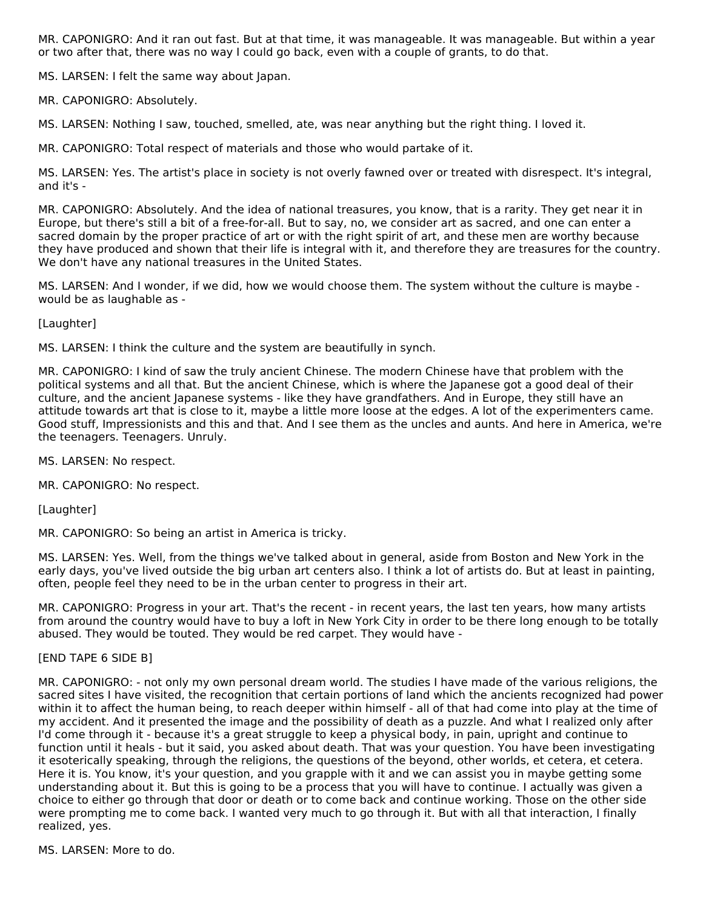MR. CAPONIGRO: And it ran out fast. But at that time, it was manageable. It was manageable. But within a year or two after that, there was no way I could go back, even with a couple of grants, to do that.

MS. LARSEN: I felt the same way about Japan.

MR. CAPONIGRO: Absolutely.

MS. LARSEN: Nothing I saw, touched, smelled, ate, was near anything but the right thing. I loved it.

MR. CAPONIGRO: Total respect of materials and those who would partake of it.

MS. LARSEN: Yes. The artist's place in society is not overly fawned over or treated with disrespect. It's integral, and it's -

MR. CAPONIGRO: Absolutely. And the idea of national treasures, you know, that is a rarity. They get near it in Europe, but there's still a bit of a free-for-all. But to say, no, we consider art as sacred, and one can enter a sacred domain by the proper practice of art or with the right spirit of art, and these men are worthy because they have produced and shown that their life is integral with it, and therefore they are treasures for the country. We don't have any national treasures in the United States.

MS. LARSEN: And I wonder, if we did, how we would choose them. The system without the culture is maybe - would be as laughable as -

[Laughter]

MS. LARSEN: I think the culture and the system are beautifully in synch.

MR. CAPONIGRO: I kind of saw the truly ancient Chinese. The modern Chinese have that problem with the political systems and all that. But the ancient Chinese, which is where the Japanese got a good deal of their culture, and the ancient Japanese systems - like they have grandfathers. And in Europe, they still have an attitude towards art that is close to it, maybe a little more loose at the edges. A lot of the experimenters came. Good stuff, Impressionists and this and that. And I see them as the uncles and aunts. And here in America, we're the teenagers. Teenagers. Unruly.

MS. LARSEN: No respect.

MR. CAPONIGRO: No respect.

[Laughter]

MR. CAPONIGRO: So being an artist in America is tricky.

MS. LARSEN: Yes. Well, from the things we've talked about in general, aside from Boston and New York in the early days, you've lived outside the big urban art centers also. I think a lot of artists do. But at least in painting, often, people feel they need to be in the urban center to progress in their art.

MR. CAPONIGRO: Progress in your art. That's the recent - in recent years, the last ten years, how many artists from around the country would have to buy a loft in New York City in order to be there long enough to be totally abused. They would be touted. They would be red carpet. They would have -

[END TAPE 6 SIDE B]

MR. CAPONIGRO: - not only my own personal dream world. The studies I have made of the various religions, the sacred sites I have visited, the recognition that certain portions of land which the ancients recognized had power within it to affect the human being, to reach deeper within himself - all of that had come into play at the time of my accident. And it presented the image and the possibility of death as a puzzle. And what I realized only after I'd come through it - because it's a great struggle to keep a physical body, in pain, upright and continue to function until it heals - but it said, you asked about death. That was your question. You have been investigating it esoterically speaking, through the religions, the questions of the beyond, other worlds, et cetera, et cetera. Here it is. You know, it's your question, and you grapple with it and we can assist you in maybe getting some understanding about it. But this is going to be a process that you will have to continue. I actually was given a choice to either go through that door or death or to come back and continue working. Those on the other side were prompting me to come back. I wanted very much to go through it. But with all that interaction, I finally realized, yes.

MS. LARSEN: More to do.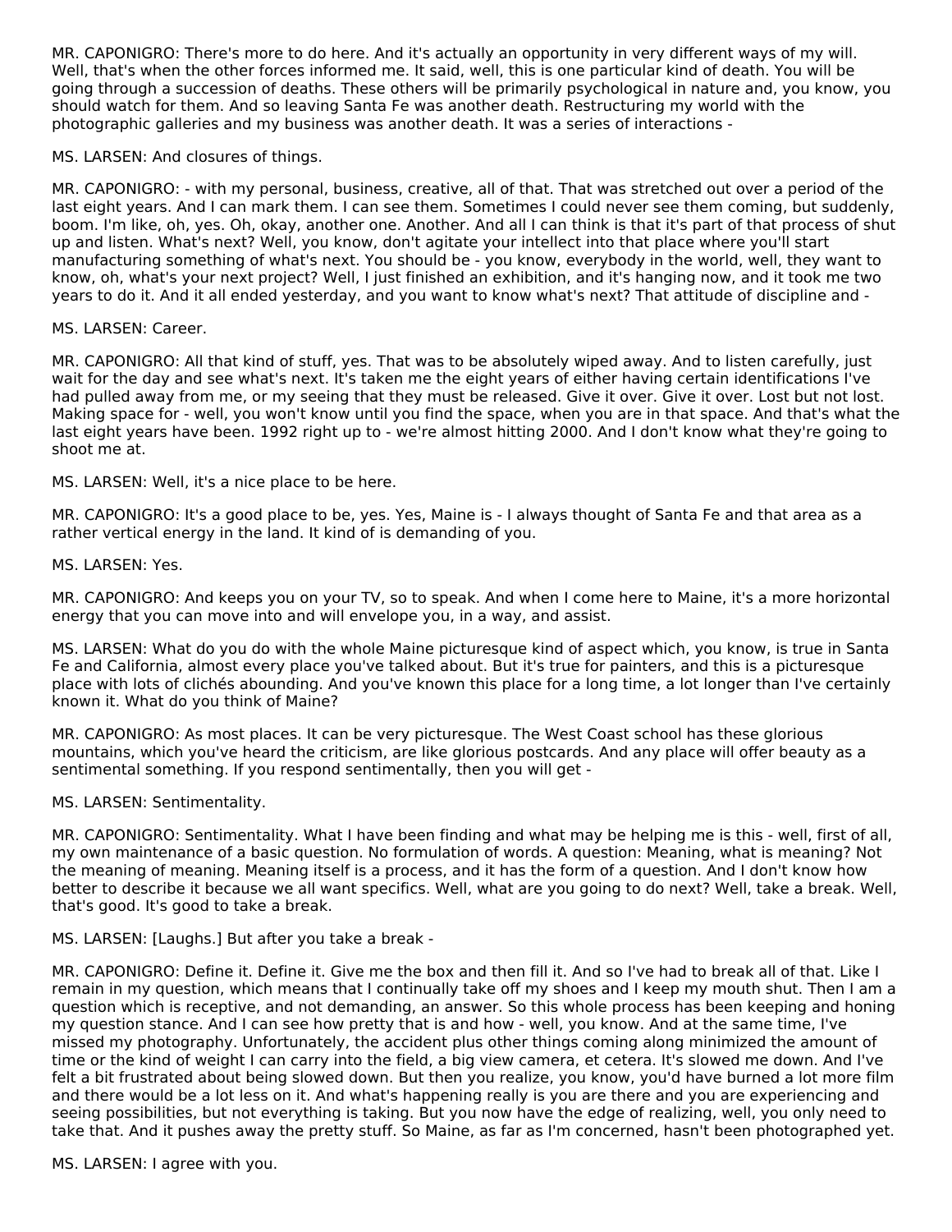MR. CAPONIGRO: There's more to do here. And it's actually an opportunity in very different ways of my will. Well, that's when the other forces informed me. It said, well, this is one particular kind of death. You will be going through a succession of deaths. These others will be primarily psychological in nature and, you know, you should watch for them. And so leaving Santa Fe was another death. Restructuring my world with the photographic galleries and my business was another death. It was a series of interactions -

MS. LARSEN: And closures of things.

MR. CAPONIGRO: - with my personal, business, creative, all of that. That was stretched out over a period of the last eight years. And I can mark them. I can see them. Sometimes I could never see them coming, but suddenly, boom. I'm like, oh, yes. Oh, okay, another one. Another. And all I can think is that it's part of that process of shut up and listen. What's next? Well, you know, don't agitate your intellect into that place where you'll start manufacturing something of what's next. You should be - you know, everybody in the world, well, they want to know, oh, what's your next project? Well, I just finished an exhibition, and it's hanging now, and it took me two years to do it. And it all ended yesterday, and you want to know what's next? That attitude of discipline and -

MS. LARSEN: Career.

MR. CAPONIGRO: All that kind of stuff, yes. That was to be absolutely wiped away. And to listen carefully, just wait for the day and see what's next. It's taken me the eight years of either having certain identifications I've had pulled away from me, or my seeing that they must be released. Give it over. Give it over. Lost but not lost. Making space for - well, you won't know until you find the space, when you are in that space. And that's what the last eight years have been. 1992 right up to - we're almost hitting 2000. And I don't know what they're going to shoot me at.

MS. LARSEN: Well, it's a nice place to be here.

MR. CAPONIGRO: It's a good place to be, yes. Yes, Maine is - I always thought of Santa Fe and that area as a rather vertical energy in the land. It kind of is demanding of you.

MS. LARSEN: Yes.

MR. CAPONIGRO: And keeps you on your TV, so to speak. And when I come here to Maine, it's a more horizontal energy that you can move into and will envelope you, in a way, and assist.

MS. LARSEN: What do you do with the whole Maine picturesque kind of aspect which, you know, is true in Santa Fe and California, almost every place you've talked about. But it's true for painters, and this is a picturesque place with lots of clichés abounding. And you've known this place for a long time, a lot longer than I've certainly known it. What do you think of Maine?

MR. CAPONIGRO: As most places. It can be very picturesque. The West Coast school has these glorious mountains, which you've heard the criticism, are like glorious postcards. And any place will offer beauty as a sentimental something. If you respond sentimentally, then you will get -

MS. LARSEN: Sentimentality.

MR. CAPONIGRO: Sentimentality. What I have been finding and what may be helping me is this - well, first of all, my own maintenance of a basic question. No formulation of words. A question: Meaning, what is meaning? Not the meaning of meaning. Meaning itself is a process, and it has the form of a question. And I don't know how better to describe it because we all want specifics. Well, what are you going to do next? Well, take a break. Well, that's good. It's good to take a break.

MS. LARSEN: [Laughs.] But after you take a break -

MR. CAPONIGRO: Define it. Define it. Give me the box and then fill it. And so I've had to break all of that. Like I remain in my question, which means that I continually take off my shoes and I keep my mouth shut. Then I am a question which is receptive, and not demanding, an answer. So this whole process has been keeping and honing my question stance. And I can see how pretty that is and how - well, you know. And at the same time, I've missed my photography. Unfortunately, the accident plus other things coming along minimized the amount of time or the kind of weight I can carry into the field, a big view camera, et cetera. It's slowed me down. And I've felt a bit frustrated about being slowed down. But then you realize, you know, you'd have burned a lot more film and there would be a lot less on it. And what's happening really is you are there and you are experiencing and seeing possibilities, but not everything is taking. But you now have the edge of realizing, well, you only need to take that. And it pushes away the pretty stuff. So Maine, as far as I'm concerned, hasn't been photographed yet.

MS. LARSEN: I agree with you.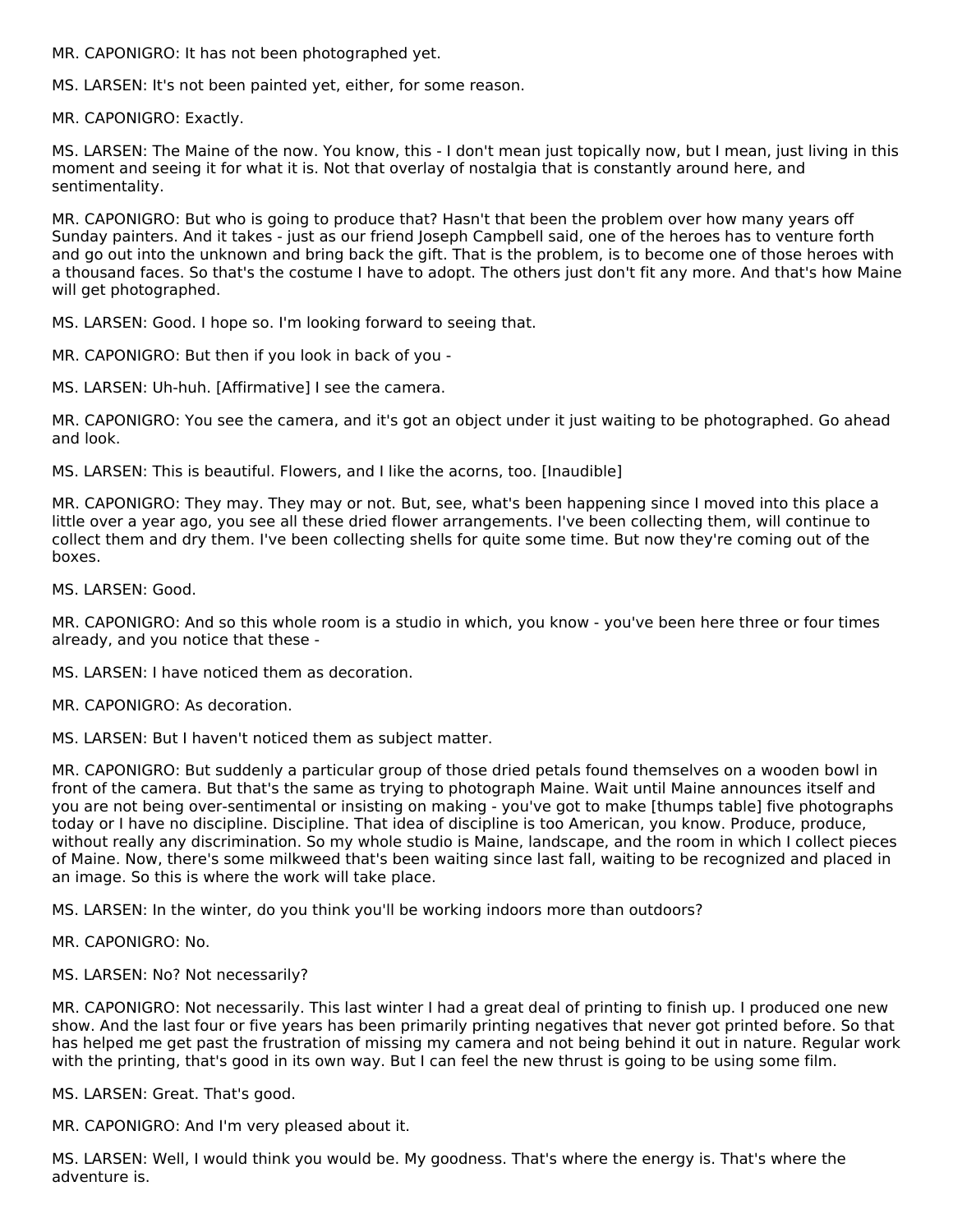MR. CAPONIGRO: It has not been photographed yet.

MS. LARSEN: It's not been painted yet, either, for some reason.

MR. CAPONIGRO: Exactly.

MS. LARSEN: The Maine of the now. You know, this - I don't mean just topically now, but I mean, just living in this moment and seeing it for what it is. Not that overlay of nostalgia that is constantly around here, and sentimentality.

MR. CAPONIGRO: But who is going to produce that? Hasn't that been the problem over how many years off Sunday painters. And it takes - just as our friend Joseph Campbell said, one of the heroes has to venture forth and go out into the unknown and bring back the gift. That is the problem, is to become one of those heroes with a thousand faces. So that's the costume I have to adopt. The others just don't fit any more. And that's how Maine will get photographed.

MS. LARSEN: Good. I hope so. I'm looking forward to seeing that.

MR. CAPONIGRO: But then if you look in back of you -

MS. LARSEN: Uh-huh. [Affirmative] I see the camera.

MR. CAPONIGRO: You see the camera, and it's got an object under it just waiting to be photographed. Go ahead and look.

MS. LARSEN: This is beautiful. Flowers, and I like the acorns, too. [Inaudible]

MR. CAPONIGRO: They may. They may or not. But, see, what's been happening since I moved into this place a little over a year ago, you see all these dried flower arrangements. I've been collecting them, will continue to collect them and dry them. I've been collecting shells for quite some time. But now they're coming out of the boxes.

MS. LARSEN: Good.

MR. CAPONIGRO: And so this whole room is a studio in which, you know - you've been here three or four times already, and you notice that these -

MS. LARSEN: I have noticed them as decoration.

MR. CAPONIGRO: As decoration.

MS. LARSEN: But I haven't noticed them as subject matter.

MR. CAPONIGRO: But suddenly a particular group of those dried petals found themselves on a wooden bowl in front of the camera. But that's the same as trying to photograph Maine. Wait until Maine announces itself and you are not being over-sentimental or insisting on making - you've got to make [thumps table] five photographs today or I have no discipline. Discipline. That idea of discipline is too American, you know. Produce, produce, without really any discrimination. So my whole studio is Maine, landscape, and the room in which I collect pieces of Maine. Now, there's some milkweed that's been waiting since last fall, waiting to be recognized and placed in an image. So this is where the work will take place.

MS. LARSEN: In the winter, do you think you'll be working indoors more than outdoors?

MR. CAPONIGRO: No.

MS. LARSEN: No? Not necessarily?

MR. CAPONIGRO: Not necessarily. This last winter I had a great deal of printing to finish up. I produced one new show. And the last four or five years has been primarily printing negatives that never got printed before. So that has helped me get past the frustration of missing my camera and not being behind it out in nature. Regular work with the printing, that's good in its own way. But I can feel the new thrust is going to be using some film.

MS. LARSEN: Great. That's good.

MR. CAPONIGRO: And I'm very pleased about it.

MS. LARSEN: Well, I would think you would be. My goodness. That's where the energy is. That's where the adventure is.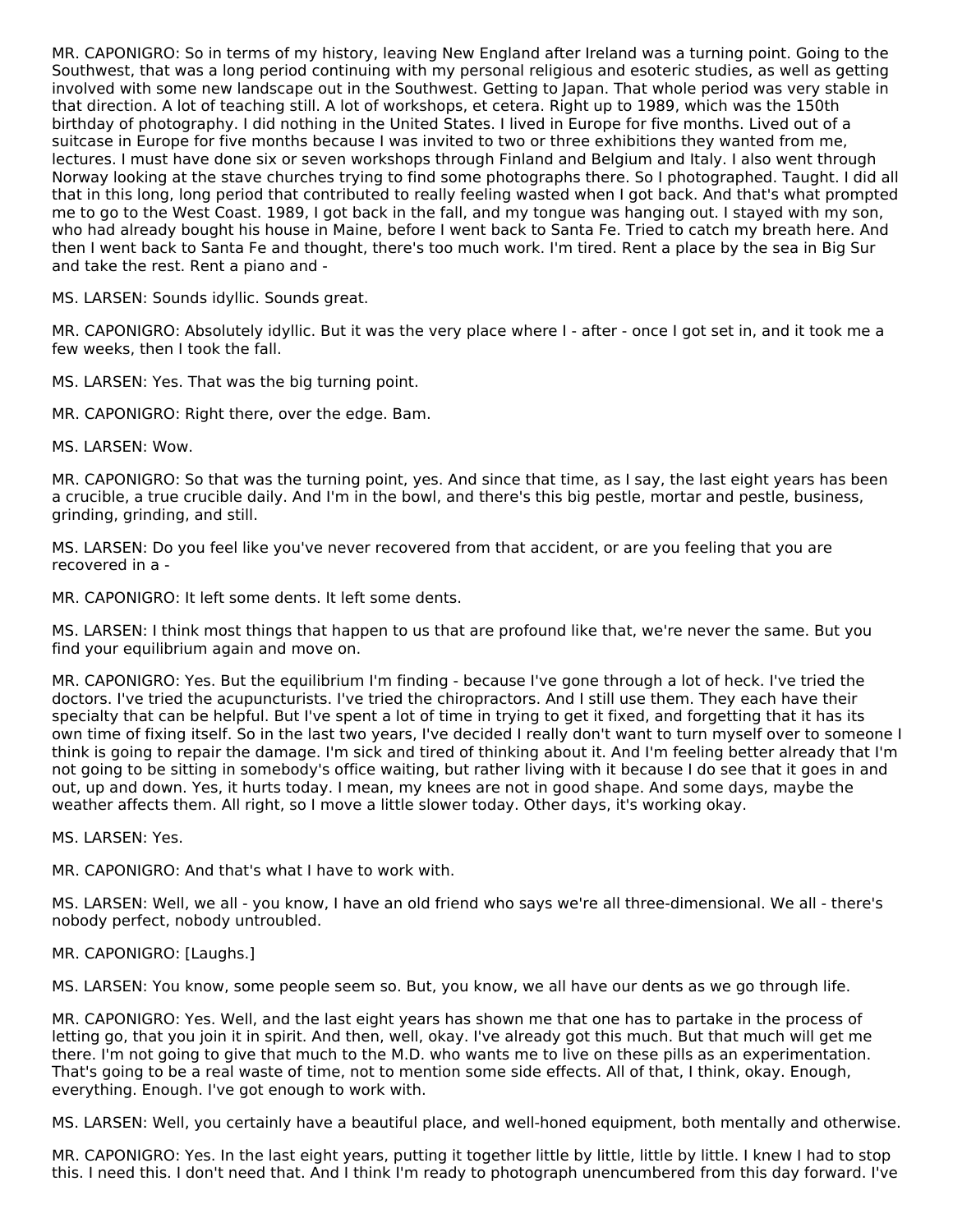MR. CAPONIGRO: So in terms of my history, leaving New England after Ireland was a turning point. Going to the Southwest, that was a long period continuing with my personal religious and esoteric studies, as well as getting involved with some new landscape out in the Southwest. Getting to Japan. That whole period was very stable in that direction. A lot of teaching still. A lot of workshops, et cetera. Right up to 1989, which was the 150th birthday of photography. I did nothing in the United States. I lived in Europe for five months. Lived out of a suitcase in Europe for five months because I was invited to two or three exhibitions they wanted from me, lectures. I must have done six or seven workshops through Finland and Belgium and Italy. I also went through Norway looking at the stave churches trying to find some photographs there. So I photographed. Taught. I did all that in this long, long period that contributed to really feeling wasted when I got back. And that's what prompted me to go to the West Coast. 1989, I got back in the fall, and my tongue was hanging out. I stayed with my son, who had already bought his house in Maine, before I went back to Santa Fe. Tried to catch my breath here. And then I went back to Santa Fe and thought, there's too much work. I'm tired. Rent a place by the sea in Big Sur and take the rest. Rent a piano and -

MS. LARSEN: Sounds idyllic. Sounds great.

MR. CAPONIGRO: Absolutely idyllic. But it was the very place where I - after - once I got set in, and it took me a few weeks, then I took the fall.

MS. LARSEN: Yes. That was the big turning point.

MR. CAPONIGRO: Right there, over the edge. Bam.

MS. LARSEN: Wow.

MR. CAPONIGRO: So that was the turning point, yes. And since that time, as I say, the last eight years has been a crucible, a true crucible daily. And I'm in the bowl, and there's this big pestle, mortar and pestle, business, grinding, grinding, and still.

MS. LARSEN: Do you feel like you've never recovered from that accident, or are you feeling that you are recovered in a -

MR. CAPONIGRO: It left some dents. It left some dents.

MS. LARSEN: I think most things that happen to us that are profound like that, we're never the same. But you find your equilibrium again and move on.

MR. CAPONIGRO: Yes. But the equilibrium I'm finding - because I've gone through a lot of heck. I've tried the doctors. I've tried the acupuncturists. I've tried the chiropractors. And I still use them. They each have their specialty that can be helpful. But I've spent a lot of time in trying to get it fixed, and forgetting that it has its own time of fixing itself. So in the last two years, I've decided I really don't want to turn myself over to someone I think is going to repair the damage. I'm sick and tired of thinking about it. And I'm feeling better already that I'm not going to be sitting in somebody's office waiting, but rather living with it because I do see that it goes in and out, up and down. Yes, it hurts today. I mean, my knees are not in good shape. And some days, maybe the weather affects them. All right, so I move a little slower today. Other days, it's working okay.

MS. LARSEN: Yes.

MR. CAPONIGRO: And that's what I have to work with.

MS. LARSEN: Well, we all - you know, I have an old friend who says we're all three-dimensional. We all - there's nobody perfect, nobody untroubled.

MR. CAPONIGRO: [Laughs.]

MS. LARSEN: You know, some people seem so. But, you know, we all have our dents as we go through life.

MR. CAPONIGRO: Yes. Well, and the last eight years has shown me that one has to partake in the process of letting go, that you join it in spirit. And then, well, okay. I've already got this much. But that much will get me there. I'm not going to give that much to the M.D. who wants me to live on these pills as an experimentation. That's going to be a real waste of time, not to mention some side effects. All of that, I think, okay. Enough, everything. Enough. I've got enough to work with.

MS. LARSEN: Well, you certainly have a beautiful place, and well-honed equipment, both mentally and otherwise.

MR. CAPONIGRO: Yes. In the last eight years, putting it together little by little, little by little. I knew I had to stop this. I need this. I don't need that. And I think I'm ready to photograph unencumbered from this day forward. I've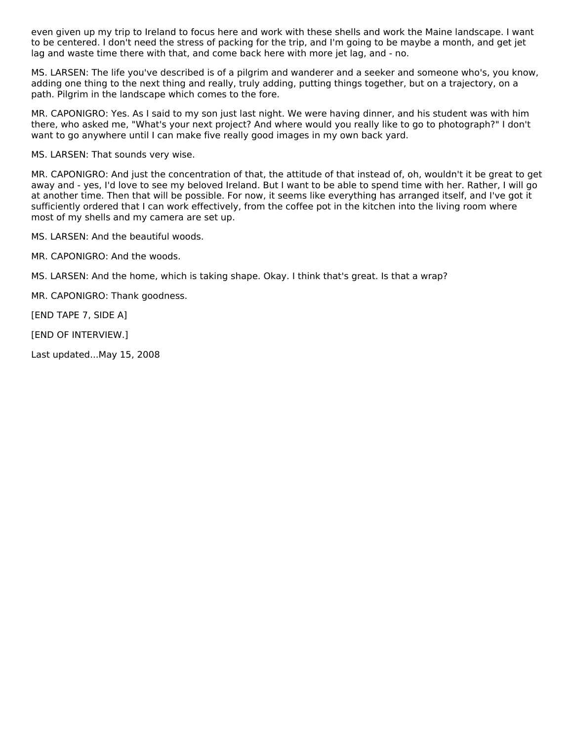even given up my trip to Ireland to focus here and work with these shells and work the Maine landscape. I want to be centered. I don't need the stress of packing for the trip, and I'm going to be maybe a month, and get jet lag and waste time there with that, and come back here with more jet lag, and - no.

MS. LARSEN: The life you've described is of a pilgrim and wanderer and a seeker and someone who's, you know, adding one thing to the next thing and really, truly adding, putting things together, but on a trajectory, on a path. Pilgrim in the landscape which comes to the fore.

MR. CAPONIGRO: Yes. As I said to my son just last night. We were having dinner, and his student was with him there, who asked me, "What's your next project? And where would you really like to go to photograph?" I don't want to go anywhere until I can make five really good images in my own back yard.

MS. LARSEN: That sounds very wise.

MR. CAPONIGRO: And just the concentration of that, the attitude of that instead of, oh, wouldn't it be great to get away and - yes, I'd love to see my beloved Ireland. But I want to be able to spend time with her. Rather, I will go at another time. Then that will be possible. For now, it seems like everything has arranged itself, and I've got it sufficiently ordered that I can work effectively, from the coffee pot in the kitchen into the living room where most of my shells and my camera are set up.

MS. LARSEN: And the beautiful woods.

MR. CAPONIGRO: And the woods.

MS. LARSEN: And the home, which is taking shape. Okay. I think that's great. Is that a wrap?

MR. CAPONIGRO: Thank goodness.

[END TAPE 7, SIDE A]

[END OF INTERVIEW.]

Last updated...May 15, 2008